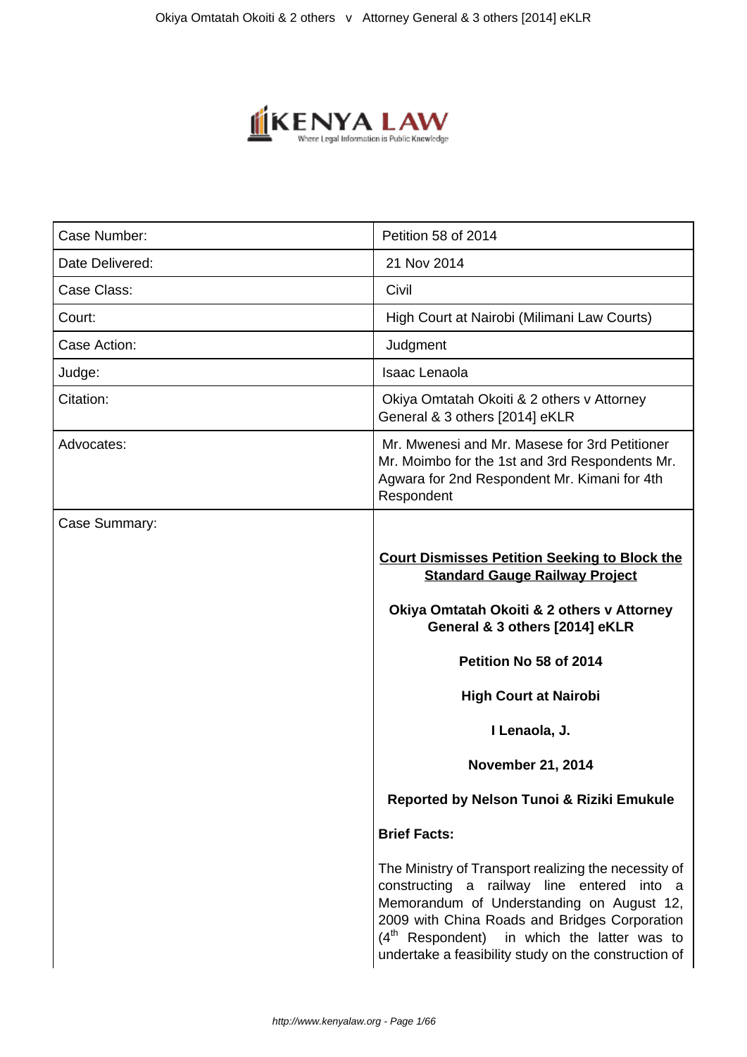| Case Number: | Petition 58 of 2014 |
|---|---|
| Date Delivered: | 21 Nov 2014 |
| Case Class: | Civil |
| Court: | High Court at Nairobi (Milimani Law Courts) |
| Case Action: | Judgment |
| Judge: | Isaac Lenaola |
| Citation: | Okiya Omtatah Okoiti & 2 others v Attorney General & 3 others [2014] eKLR |
| Advocates: | Mr. Mwenesi and Mr. Masese for 3rd Petitioner Mr. Moimbo for the 1st and 3rd Respondents Mr. Agwara for 2nd Respondent Mr. Kimani for 4th Respondent |
| Case Summary: | |

**Court Dismisses Petition Seeking to Block the Standard Gauge Railway Project**

**Okiya Omtatah Okoiti & 2 others v Attorney General & 3 others [2014] eKLR**

**Petition No 58 of 2014**

**High Court at Nairobi**

**I Lenaola, J.**

**November 21, 2014**

**Reported by Nelson Tunoi & Riziki Emukule**

**Brief Facts:**

The Ministry of Transport realizing the necessity of constructing a railway line entered into a Memorandum of Understanding on August 12, 2009 with China Roads and Bridges Corporation ($4^{th}$ Respondent) in which the latter was to undertake a feasibility study on the construction of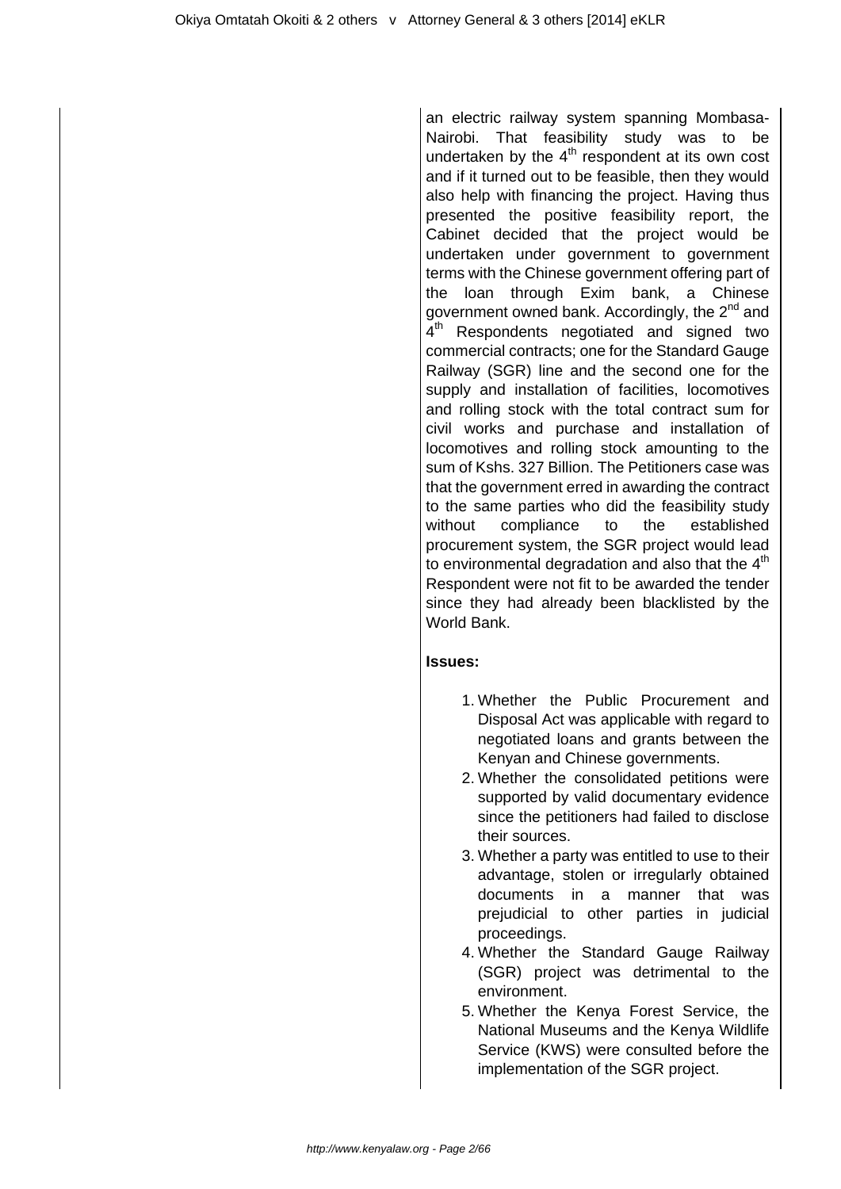an electric railway system spanning Mombasa-Nairobi. That feasibility study was to be undertaken by the 4th respondent at its own cost and if it turned out to be feasible, then they would also help with financing the project. Having thus presented the positive feasibility report, the Cabinet decided that the project would be undertaken under government to government terms with the Chinese government offering part of the loan through Exim bank, a Chinese government owned bank. Accordingly, the 2nd and 4th Respondents negotiated and signed two commercial contracts; one for the Standard Gauge Railway (SGR) line and the second one for the supply and installation of facilities, locomotives and rolling stock with the total contract sum for civil works and purchase and installation of locomotives and rolling stock amounting to the sum of Kshs. 327 Billion. The Petitioners case was that the government erred in awarding the contract to the same parties who did the feasibility study without compliance to the established procurement system, the SGR project would lead to environmental degradation and also that the 4th Respondent were not fit to be awarded the tender since they had already been blacklisted by the World Bank.

**Issues:**

1. Whether the Public Procurement and Disposal Act was applicable with regard to negotiated loans and grants between the Kenyan and Chinese governments.
2. Whether the consolidated petitions were supported by valid documentary evidence since the petitioners had failed to disclose their sources.
3. Whether a party was entitled to use to their advantage, stolen or irregularly obtained documents in a manner that was prejudicial to other parties in judicial proceedings.
4. Whether the Standard Gauge Railway (SGR) project was detrimental to the environment.
5. Whether the Kenya Forest Service, the National Museums and the Kenya Wildlife Service (KWS) were consulted before the implementation of the SGR project.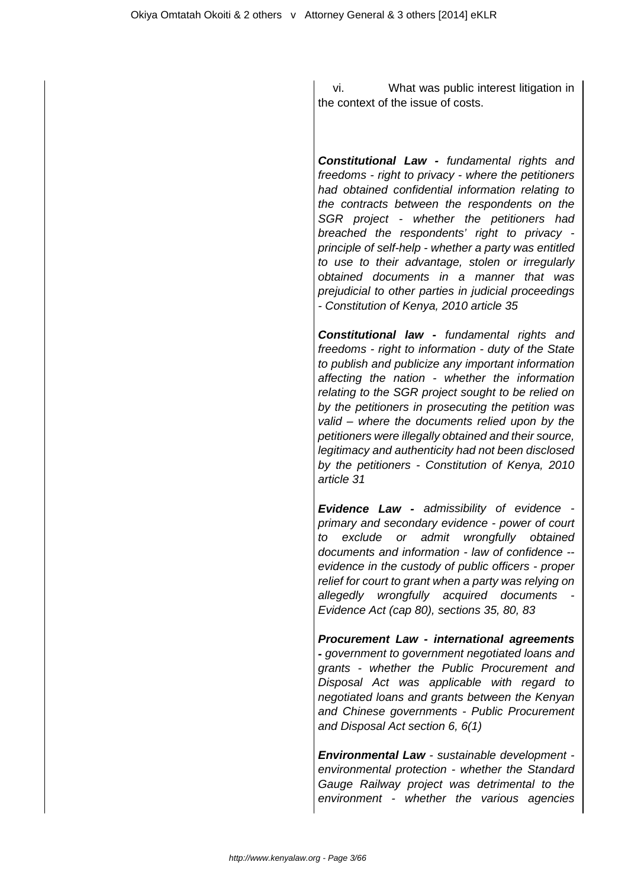vi. What was public interest litigation in the context of the issue of costs.

**Constitutional Law -** *fundamental rights and freedoms - right to privacy - where the petitioners had obtained confidential information relating to the contracts between the respondents on the SGR project - whether the petitioners had breached the respondents' right to privacy - principle of self-help - whether a party was entitled to use to their advantage, stolen or irregularly obtained documents in a manner that was prejudicial to other parties in judicial proceedings - Constitution of Kenya, 2010 article 35*

**Constitutional law -** *fundamental rights and freedoms - right to information - duty of the State to publish and publicize any important information affecting the nation - whether the information relating to the SGR project sought to be relied on by the petitioners in prosecuting the petition was valid – where the documents relied upon by the petitioners were illegally obtained and their source, legitimacy and authenticity had not been disclosed by the petitioners - Constitution of Kenya, 2010 article 31*

**Evidence Law -** *admissibility of evidence - primary and secondary evidence - power of court to exclude or admit wrongfully obtained documents and information - law of confidence -- evidence in the custody of public officers - proper relief for court to grant when a party was relying on allegedly wrongfully acquired documents - Evidence Act (cap 80), sections 35, 80, 83*

**Procurement Law - international agreements -** *government to government negotiated loans and grants - whether the Public Procurement and Disposal Act was applicable with regard to negotiated loans and grants between the Kenyan and Chinese governments - Public Procurement and Disposal Act section 6, 6(1)*

**Environmental Law** - *sustainable development - environmental protection - whether the Standard Gauge Railway project was detrimental to the environment - whether the various agencies*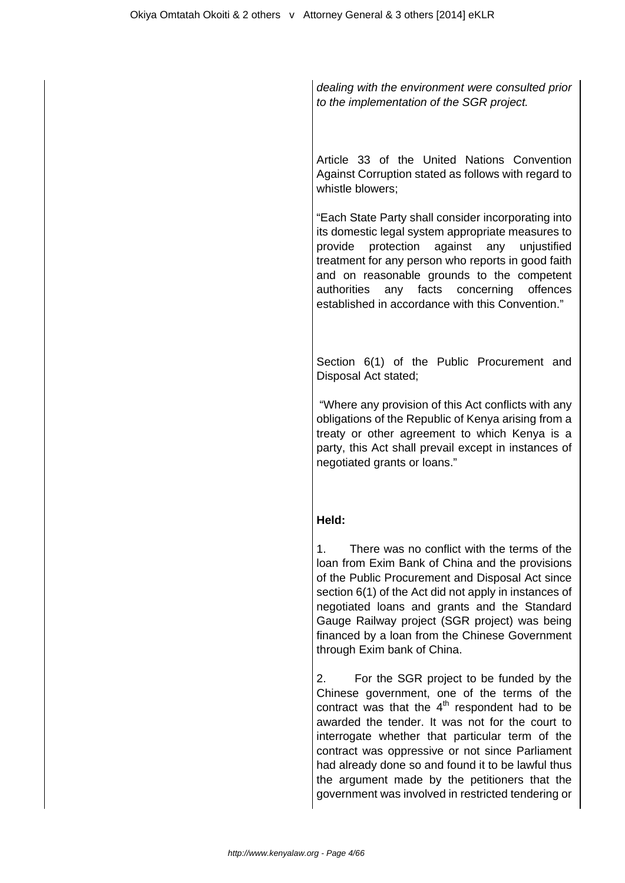*dealing with the environment were consulted prior to the implementation of the SGR project.*

Article 33 of the United Nations Convention Against Corruption stated as follows with regard to whistle blowers;

"Each State Party shall consider incorporating into its domestic legal system appropriate measures to provide protection against any unjustified treatment for any person who reports in good faith and on reasonable grounds to the competent authorities any facts concerning offences established in accordance with this Convention."

Section 6(1) of the Public Procurement and Disposal Act stated;

"Where any provision of this Act conflicts with any obligations of the Republic of Kenya arising from a treaty or other agreement to which Kenya is a party, this Act shall prevail except in instances of negotiated grants or loans."

**Held:**

1. There was no conflict with the terms of the loan from Exim Bank of China and the provisions of the Public Procurement and Disposal Act since section 6(1) of the Act did not apply in instances of negotiated loans and grants and the Standard Gauge Railway project (SGR project) was being financed by a loan from the Chinese Government through Exim bank of China.

2. For the SGR project to be funded by the Chinese government, one of the terms of the contract was that the 4th respondent had to be awarded the tender. It was not for the court to interrogate whether that particular term of the contract was oppressive or not since Parliament had already done so and found it to be lawful thus the argument made by the petitioners that the government was involved in restricted tendering or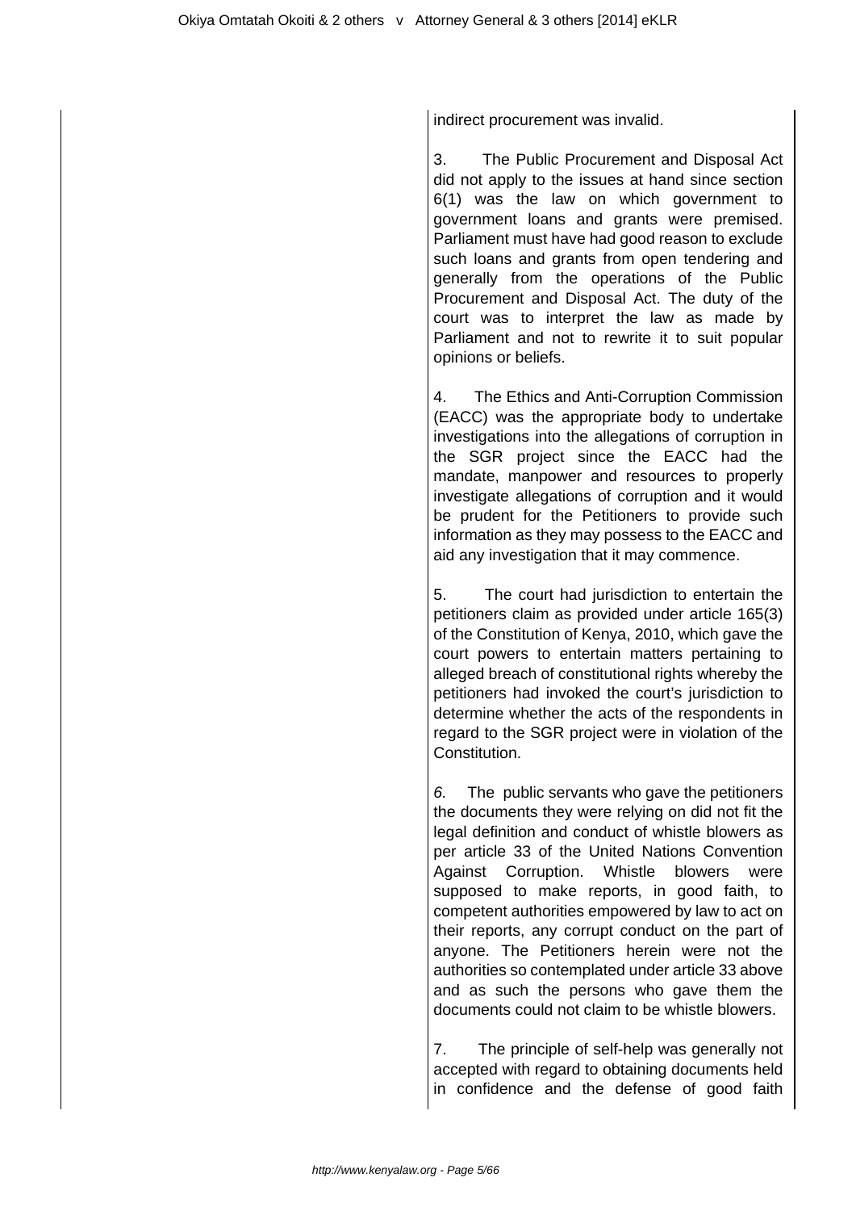indirect procurement was invalid.

3. The Public Procurement and Disposal Act did not apply to the issues at hand since section 6(1) was the law on which government to government loans and grants were premised. Parliament must have had good reason to exclude such loans and grants from open tendering and generally from the operations of the Public Procurement and Disposal Act. The duty of the court was to interpret the law as made by Parliament and not to rewrite it to suit popular opinions or beliefs.

4. The Ethics and Anti-Corruption Commission (EACC) was the appropriate body to undertake investigations into the allegations of corruption in the SGR project since the EACC had the mandate, manpower and resources to properly investigate allegations of corruption and it would be prudent for the Petitioners to provide such information as they may possess to the EACC and aid any investigation that it may commence.

5. The court had jurisdiction to entertain the petitioners claim as provided under article 165(3) of the Constitution of Kenya, 2010, which gave the court powers to entertain matters pertaining to alleged breach of constitutional rights whereby the petitioners had invoked the court's jurisdiction to determine whether the acts of the respondents in regard to the SGR project were in violation of the Constitution.

*6.* The public servants who gave the petitioners the documents they were relying on did not fit the legal definition and conduct of whistle blowers as per article 33 of the United Nations Convention Against Corruption. Whistle blowers were supposed to make reports, in good faith, to competent authorities empowered by law to act on their reports, any corrupt conduct on the part of anyone. The Petitioners herein were not the authorities so contemplated under article 33 above and as such the persons who gave them the documents could not claim to be whistle blowers.

7. The principle of self-help was generally not accepted with regard to obtaining documents held in confidence and the defense of good faith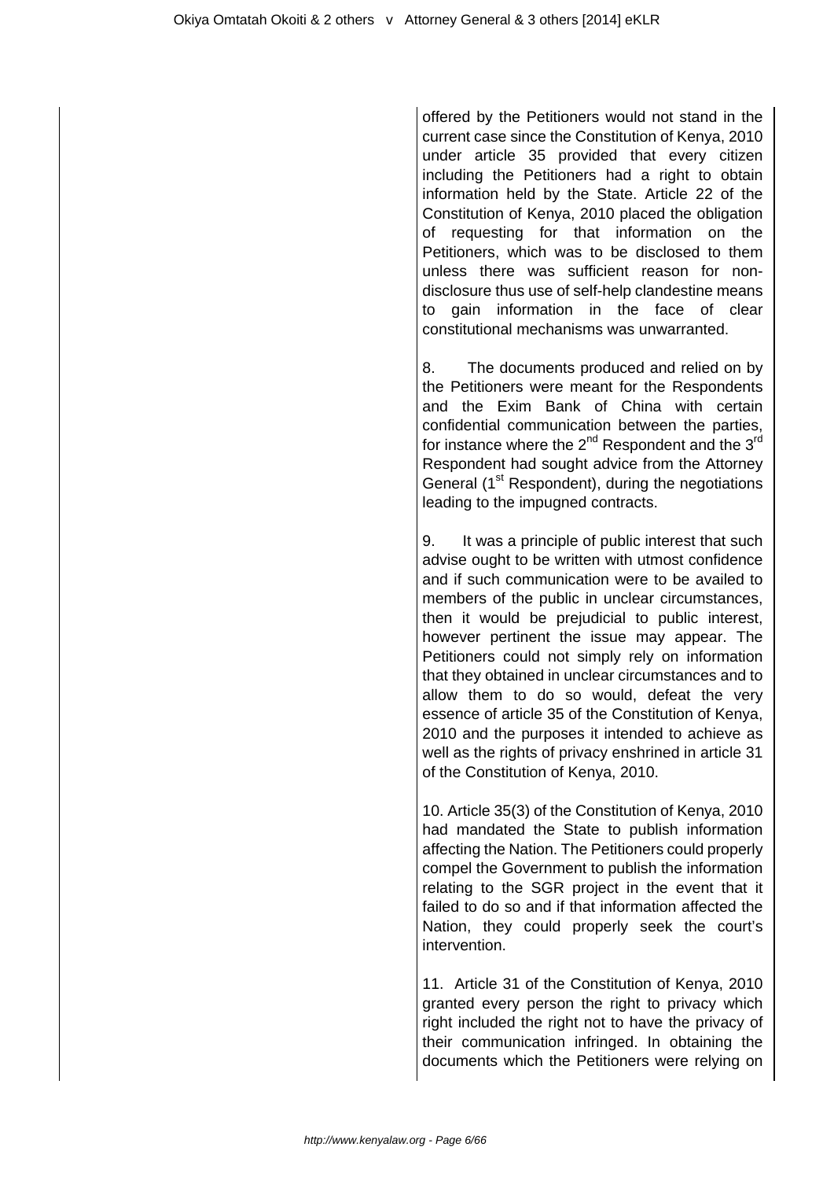offered by the Petitioners would not stand in the current case since the Constitution of Kenya, 2010 under article 35 provided that every citizen including the Petitioners had a right to obtain information held by the State. Article 22 of the Constitution of Kenya, 2010 placed the obligation of requesting for that information on the Petitioners, which was to be disclosed to them unless there was sufficient reason for non-disclosure thus use of self-help clandestine means to gain information in the face of clear constitutional mechanisms was unwarranted.

8. The documents produced and relied on by the Petitioners were meant for the Respondents and the Exim Bank of China with certain confidential communication between the parties, for instance where the 2nd Respondent and the 3rd Respondent had sought advice from the Attorney General (1st Respondent), during the negotiations leading to the impugned contracts.

9. It was a principle of public interest that such advise ought to be written with utmost confidence and if such communication were to be availed to members of the public in unclear circumstances, then it would be prejudicial to public interest, however pertinent the issue may appear. The Petitioners could not simply rely on information that they obtained in unclear circumstances and to allow them to do so would, defeat the very essence of article 35 of the Constitution of Kenya, 2010 and the purposes it intended to achieve as well as the rights of privacy enshrined in article 31 of the Constitution of Kenya, 2010.

10. Article 35(3) of the Constitution of Kenya, 2010 had mandated the State to publish information affecting the Nation. The Petitioners could properly compel the Government to publish the information relating to the SGR project in the event that it failed to do so and if that information affected the Nation, they could properly seek the court's intervention.

11. Article 31 of the Constitution of Kenya, 2010 granted every person the right to privacy which right included the right not to have the privacy of their communication infringed. In obtaining the documents which the Petitioners were relying on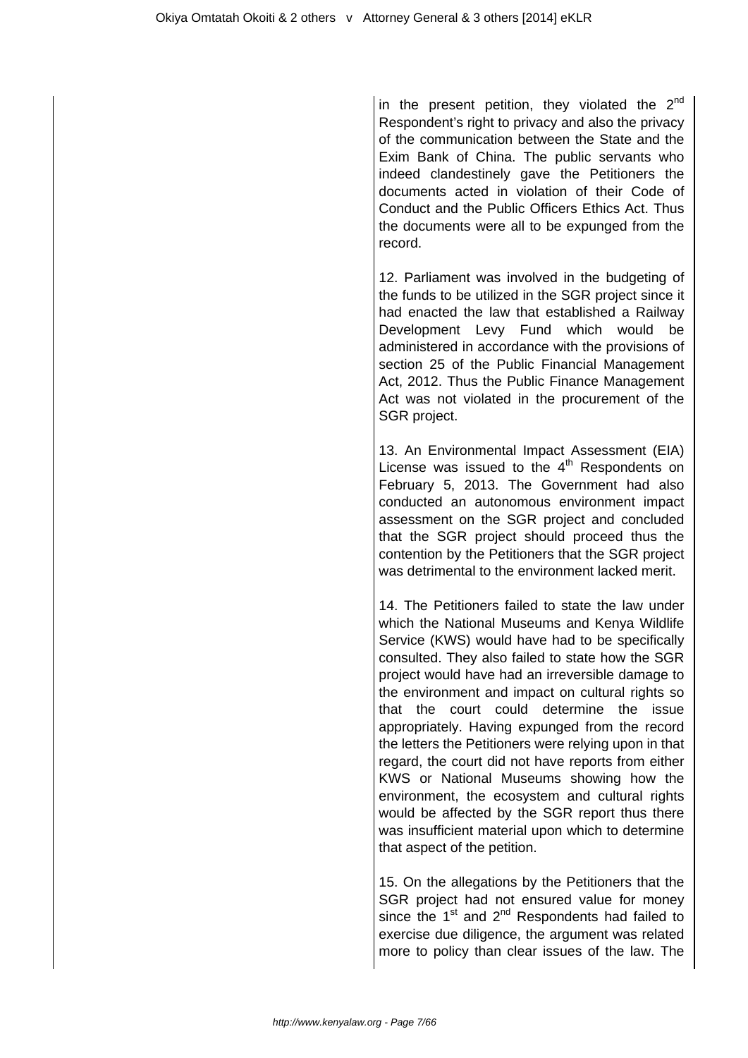in the present petition, they violated the 2nd Respondent's right to privacy and also the privacy of the communication between the State and the Exim Bank of China. The public servants who indeed clandestinely gave the Petitioners the documents acted in violation of their Code of Conduct and the Public Officers Ethics Act. Thus the documents were all to be expunged from the record.

12. Parliament was involved in the budgeting of the funds to be utilized in the SGR project since it had enacted the law that established a Railway Development Levy Fund which would be administered in accordance with the provisions of section 25 of the Public Financial Management Act, 2012. Thus the Public Finance Management Act was not violated in the procurement of the SGR project.

13. An Environmental Impact Assessment (EIA) License was issued to the 4th Respondents on February 5, 2013. The Government had also conducted an autonomous environment impact assessment on the SGR project and concluded that the SGR project should proceed thus the contention by the Petitioners that the SGR project was detrimental to the environment lacked merit.

14. The Petitioners failed to state the law under which the National Museums and Kenya Wildlife Service (KWS) would have had to be specifically consulted. They also failed to state how the SGR project would have had an irreversible damage to the environment and impact on cultural rights so that the court could determine the issue appropriately. Having expunged from the record the letters the Petitioners were relying upon in that regard, the court did not have reports from either KWS or National Museums showing how the environment, the ecosystem and cultural rights would be affected by the SGR report thus there was insufficient material upon which to determine that aspect of the petition.

15. On the allegations by the Petitioners that the SGR project had not ensured value for money since the 1st and 2nd Respondents had failed to exercise due diligence, the argument was related more to policy than clear issues of the law. The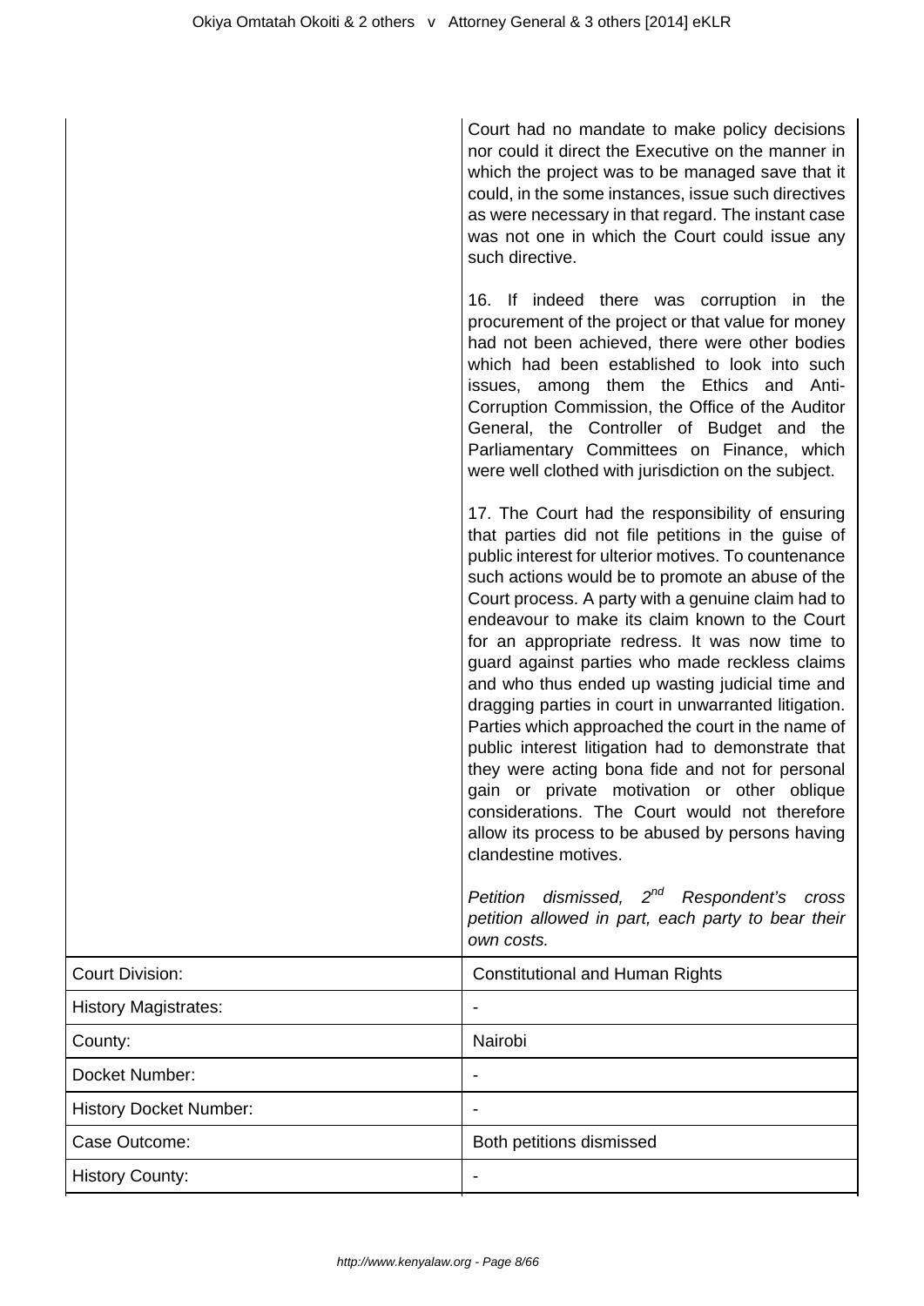Court had no mandate to make policy decisions nor could it direct the Executive on the manner in which the project was to be managed save that it could, in the some instances, issue such directives as were necessary in that regard. The instant case was not one in which the Court could issue any such directive.

16. If indeed there was corruption in the procurement of the project or that value for money had not been achieved, there were other bodies which had been established to look into such issues, among them the Ethics and Anti-Corruption Commission, the Office of the Auditor General, the Controller of Budget and the Parliamentary Committees on Finance, which were well clothed with jurisdiction on the subject.

17. The Court had the responsibility of ensuring that parties did not file petitions in the guise of public interest for ulterior motives. To countenance such actions would be to promote an abuse of the Court process. A party with a genuine claim had to endeavour to make its claim known to the Court for an appropriate redress. It was now time to guard against parties who made reckless claims and who thus ended up wasting judicial time and dragging parties in court in unwarranted litigation. Parties which approached the court in the name of public interest litigation had to demonstrate that they were acting bona fide and not for personal gain or private motivation or other oblique considerations. The Court would not therefore allow its process to be abused by persons having clandestine motives.

*Petition dismissed, 2nd Respondent's cross petition allowed in part, each party to bear their own costs.*

| | |
|---|---|
| Court Division: | Constitutional and Human Rights |
| History Magistrates: | - |
| County: | Nairobi |
| Docket Number: | - |
| History Docket Number: | - |
| Case Outcome: | Both petitions dismissed |
| History County: | - |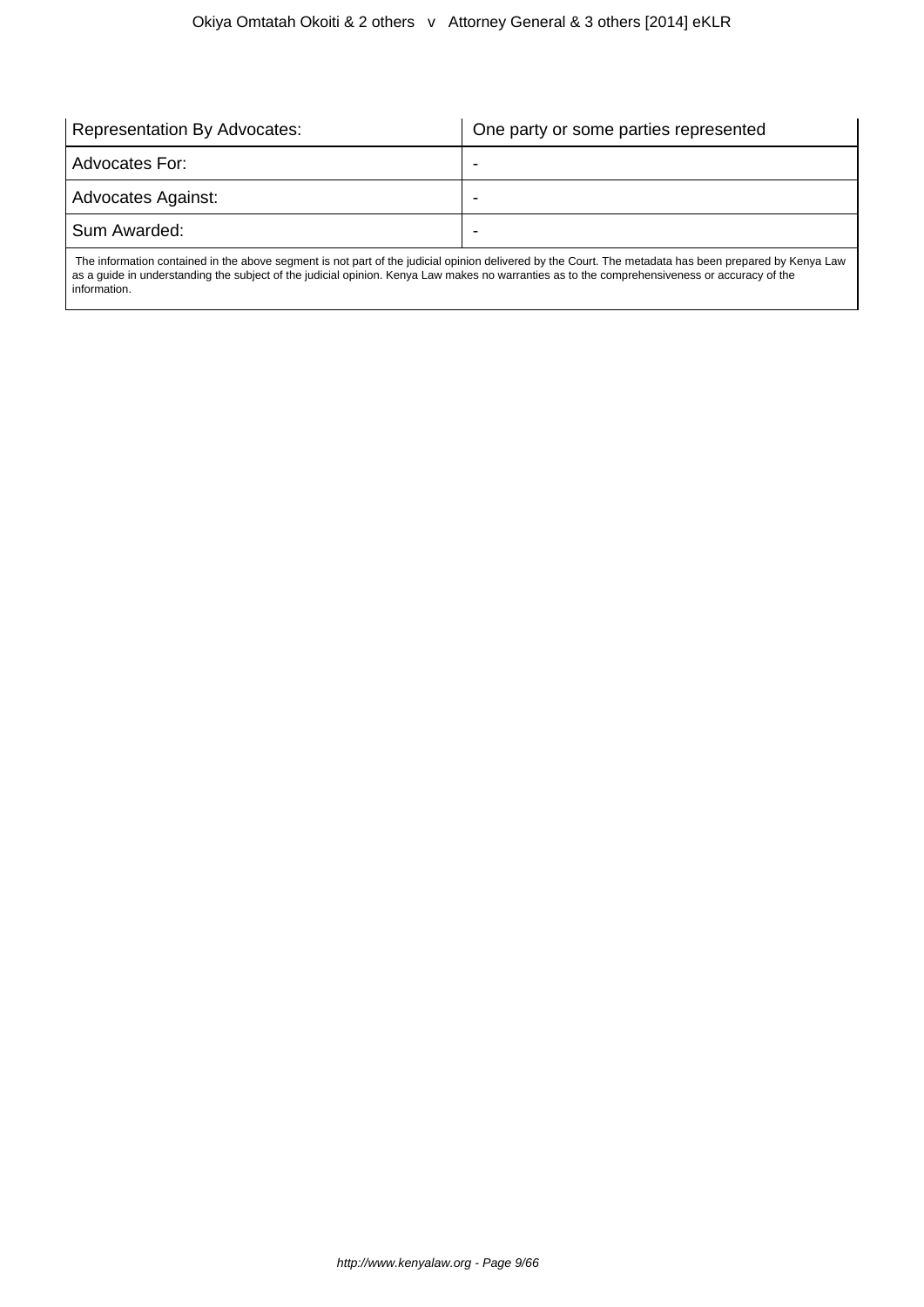| Representation By Advocates: | One party or some parties represented |
| --- | --- |
| Advocates For: | - |
| Advocates Against: | - |
| Sum Awarded: | - |

The information contained in the above segment is not part of the judicial opinion delivered by the Court. The metadata has been prepared by Kenya Law as a guide in understanding the subject of the judicial opinion. Kenya Law makes no warranties as to the comprehensiveness or accuracy of the information.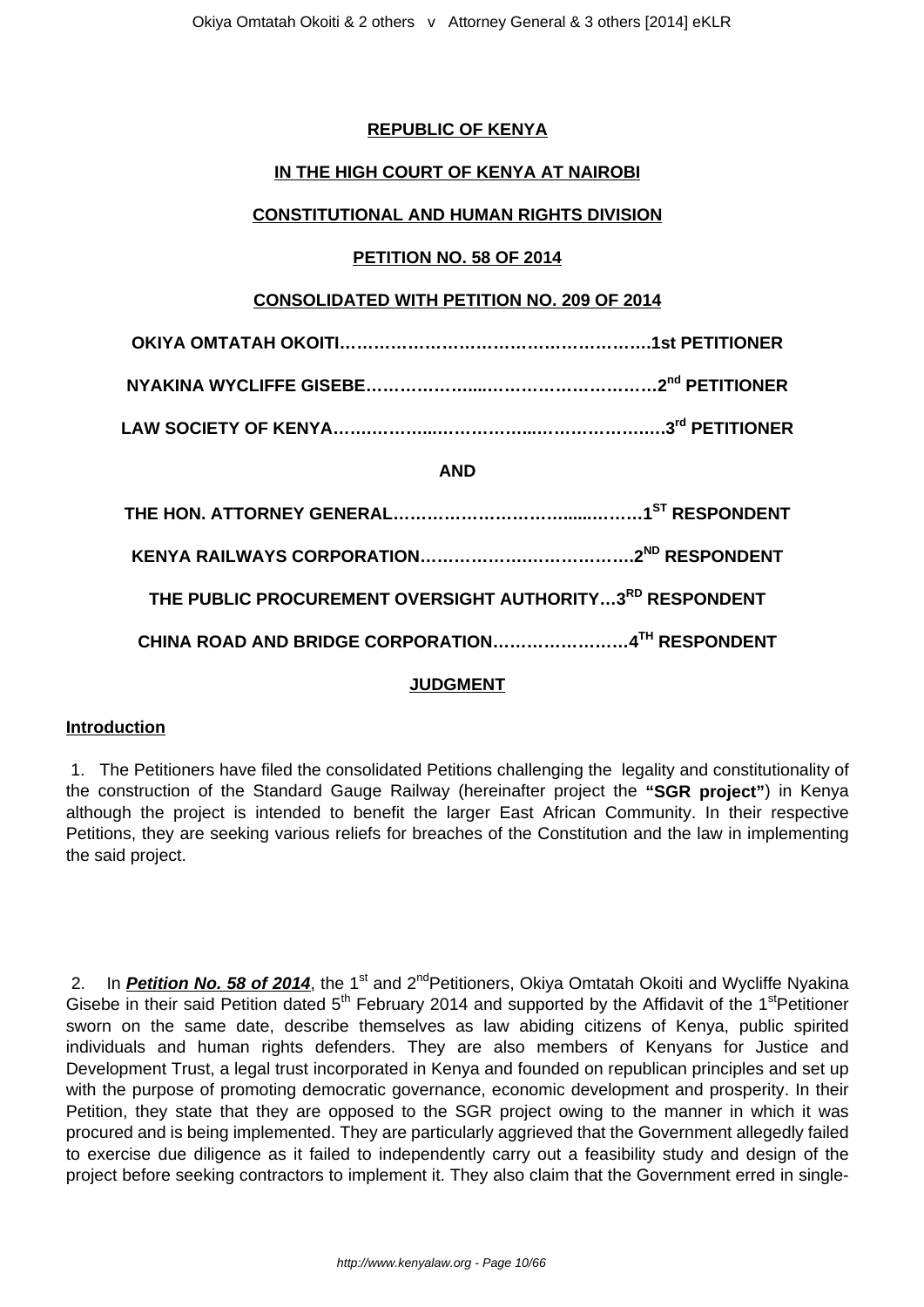**REPUBLIC OF KENYA**

**IN THE HIGH COURT OF KENYA AT NAIROBI**

**CONSTITUTIONAL AND HUMAN RIGHTS DIVISION**

**PETITION NO. 58 OF 2014**

**CONSOLIDATED WITH PETITION NO. 209 OF 2014**

**OKIYA OMTATAH OKOITI……………………………………………….1st PETITIONER**

**NYAKINA WYCLIFFE GISEBE………………....……………………….2nd PETITIONER**

**LAW SOCIETY OF KENYA…….………..……………..……………….…3rd PETITIONER**

**AND**

**THE HON. ATTORNEY GENERAL………………………….....………1ST RESPONDENT**

**KENYA RAILWAYS CORPORATION………………….…………….2ND RESPONDENT**

**THE PUBLIC PROCUREMENT OVERSIGHT AUTHORITY…3RD RESPONDENT**

**CHINA ROAD AND BRIDGE CORPORATION……………………4TH RESPONDENT**

**JUDGMENT**

**Introduction**

1. The Petitioners have filed the consolidated Petitions challenging the legality and constitutionality of the construction of the Standard Gauge Railway (hereinafter project the **"SGR project"**) in Kenya although the project is intended to benefit the larger East African Community. In their respective Petitions, they are seeking various reliefs for breaches of the Constitution and the law in implementing the said project.

2. In ***Petition No. 58 of 2014***, the 1st and 2nd Petitioners, Okiya Omtatah Okoiti and Wycliffe Nyakina Gisebe in their said Petition dated 5th February 2014 and supported by the Affidavit of the 1st Petitioner sworn on the same date, describe themselves as law abiding citizens of Kenya, public spirited individuals and human rights defenders. They are also members of Kenyans for Justice and Development Trust, a legal trust incorporated in Kenya and founded on republican principles and set up with the purpose of promoting democratic governance, economic development and prosperity. In their Petition, they state that they are opposed to the SGR project owing to the manner in which it was procured and is being implemented. They are particularly aggrieved that the Government allegedly failed to exercise due diligence as it failed to independently carry out a feasibility study and design of the project before seeking contractors to implement it. They also claim that the Government erred in single-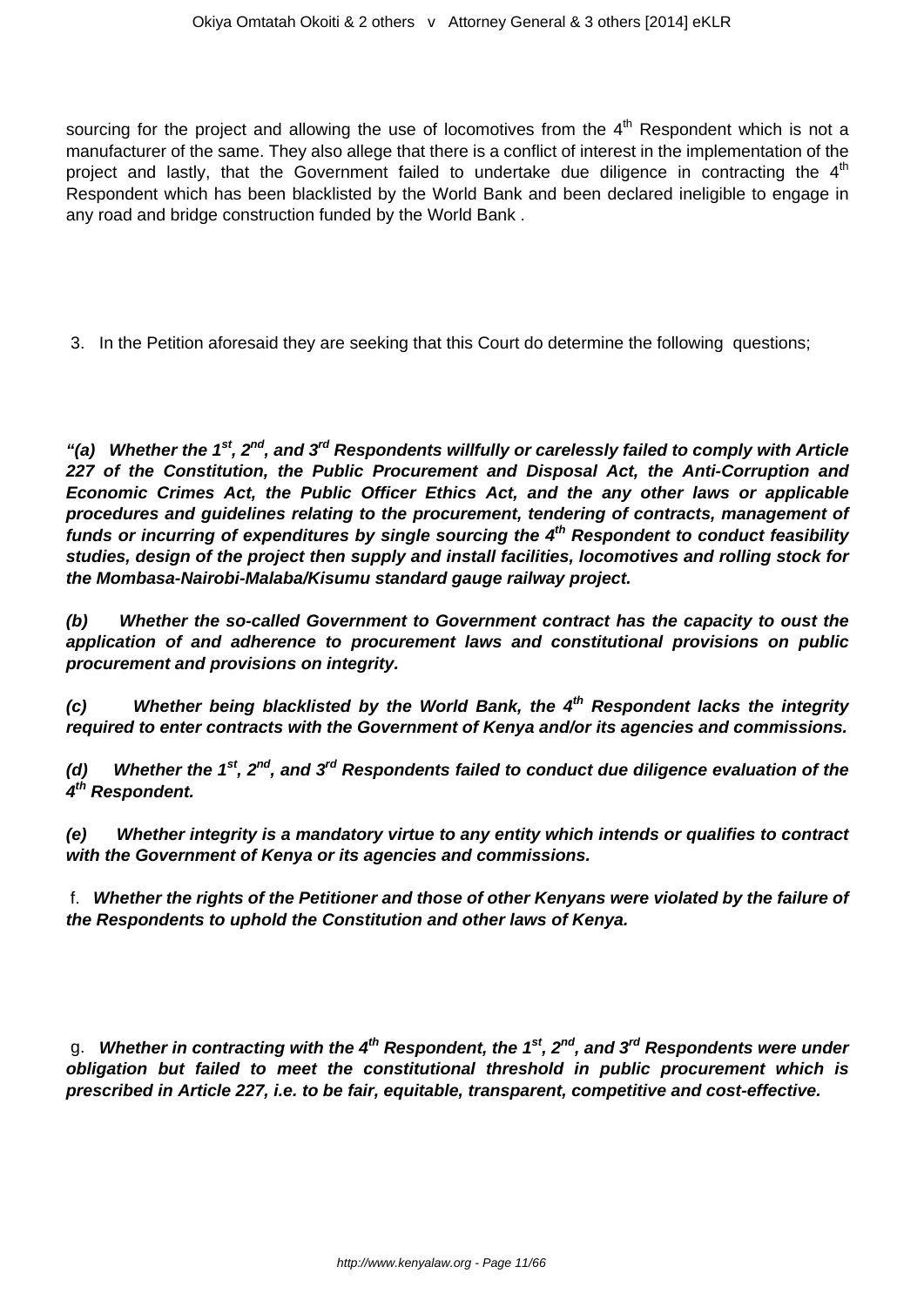sourcing for the project and allowing the use of locomotives from the 4th Respondent which is not a manufacturer of the same. They also allege that there is a conflict of interest in the implementation of the project and lastly, that the Government failed to undertake due diligence in contracting the 4th Respondent which has been blacklisted by the World Bank and been declared ineligible to engage in any road and bridge construction funded by the World Bank .

3. In the Petition aforesaid they are seeking that this Court do determine the following questions;

***"(a) Whether the 1st, 2nd, and 3rd Respondents willfully or carelessly failed to comply with Article 227 of the Constitution, the Public Procurement and Disposal Act, the Anti-Corruption and Economic Crimes Act, the Public Officer Ethics Act, and the any other laws or applicable procedures and guidelines relating to the procurement, tendering of contracts, management of funds or incurring of expenditures by single sourcing the 4th Respondent to conduct feasibility studies, design of the project then supply and install facilities, locomotives and rolling stock for the Mombasa-Nairobi-Malaba/Kisumu standard gauge railway project.***

***(b) Whether the so-called Government to Government contract has the capacity to oust the application of and adherence to procurement laws and constitutional provisions on public procurement and provisions on integrity.***

***(c) Whether being blacklisted by the World Bank, the 4th Respondent lacks the integrity required to enter contracts with the Government of Kenya and/or its agencies and commissions.***

***(d) Whether the 1st, 2nd, and 3rd Respondents failed to conduct due diligence evaluation of the 4th Respondent.***

***(e) Whether integrity is a mandatory virtue to any entity which intends or qualifies to contract with the Government of Kenya or its agencies and commissions.***

f. ***Whether the rights of the Petitioner and those of other Kenyans were violated by the failure of the Respondents to uphold the Constitution and other laws of Kenya.***

g. ***Whether in contracting with the 4th Respondent, the 1st, 2nd, and 3rd Respondents were under obligation but failed to meet the constitutional threshold in public procurement which is prescribed in Article 227, i.e. to be fair, equitable, transparent, competitive and cost-effective.***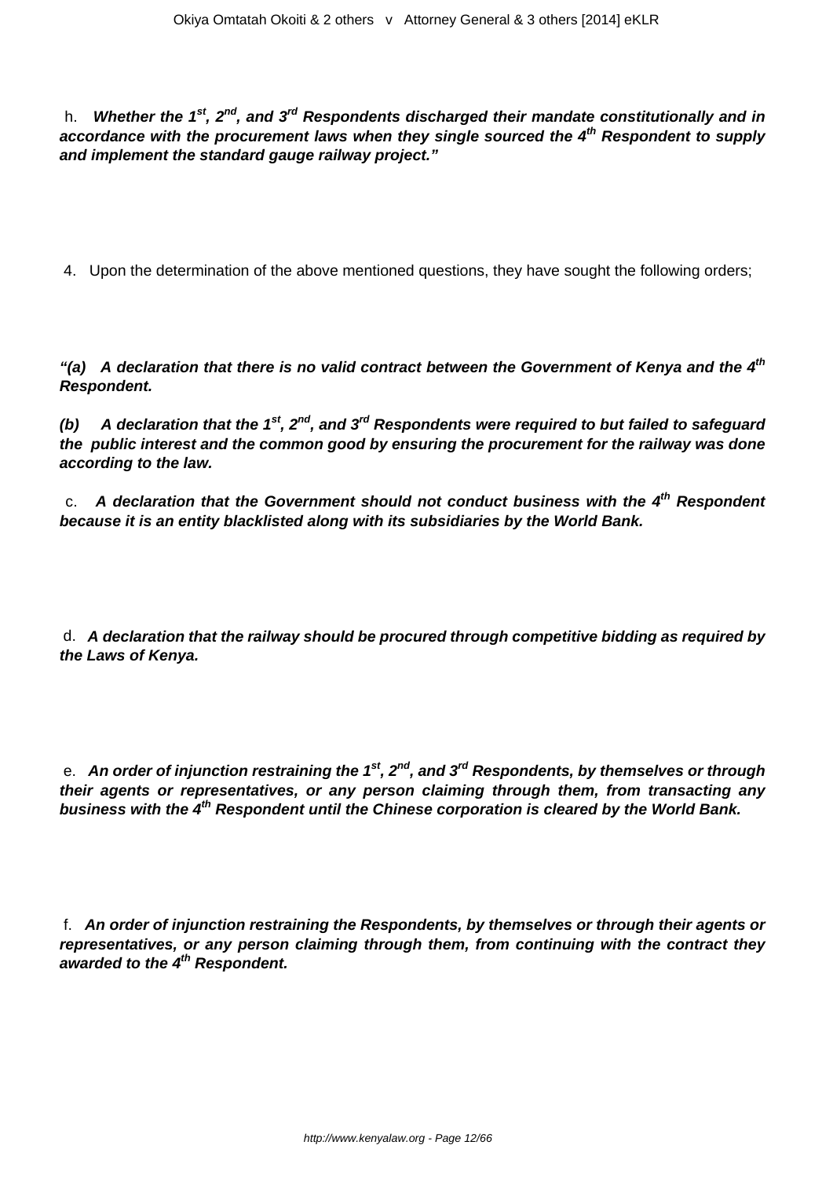h. ***Whether the 1st, 2nd, and 3rd Respondents discharged their mandate constitutionally and in accordance with the procurement laws when they single sourced the 4th Respondent to supply and implement the standard gauge railway project."***

4. Upon the determination of the above mentioned questions, they have sought the following orders;

***"(a) A declaration that there is no valid contract between the Government of Kenya and the 4th Respondent.***

***(b) A declaration that the 1st, 2nd, and 3rd Respondents were required to but failed to safeguard the public interest and the common good by ensuring the procurement for the railway was done according to the law.***

c. ***A declaration that the Government should not conduct business with the 4th Respondent because it is an entity blacklisted along with its subsidiaries by the World Bank.***

d. ***A declaration that the railway should be procured through competitive bidding as required by the Laws of Kenya.***

e. ***An order of injunction restraining the 1st, 2nd, and 3rd Respondents, by themselves or through their agents or representatives, or any person claiming through them, from transacting any business with the 4th Respondent until the Chinese corporation is cleared by the World Bank.***

f. ***An order of injunction restraining the Respondents, by themselves or through their agents or representatives, or any person claiming through them, from continuing with the contract they awarded to the 4th Respondent.***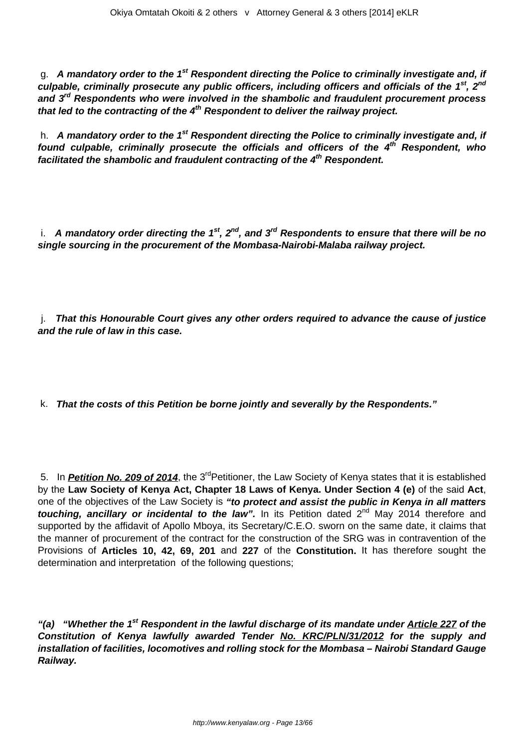g. ***A mandatory order to the 1st Respondent directing the Police to criminally investigate and, if culpable, criminally prosecute any public officers, including officers and officials of the 1st, 2nd and 3rd Respondents who were involved in the shambolic and fraudulent procurement process that led to the contracting of the 4th Respondent to deliver the railway project.***

h. ***A mandatory order to the 1st Respondent directing the Police to criminally investigate and, if found culpable, criminally prosecute the officials and officers of the 4th Respondent, who facilitated the shambolic and fraudulent contracting of the 4th Respondent.***

i. ***A mandatory order directing the 1st, 2nd, and 3rd Respondents to ensure that there will be no single sourcing in the procurement of the Mombasa-Nairobi-Malaba railway project.***

j. ***That this Honourable Court gives any other orders required to advance the cause of justice and the rule of law in this case.***

k. ***That the costs of this Petition be borne jointly and severally by the Respondents."***

5. In ***Petition No. 209 of 2014***, the 3rd Petitioner, the Law Society of Kenya states that it is established by the **Law Society of Kenya Act, Chapter 18 Laws of Kenya. Under Section 4 (e)** of the said **Act**, one of the objectives of the Law Society is ***"to protect and assist the public in Kenya in all matters touching, ancillary or incidental to the law".*** In its Petition dated 2nd May 2014 therefore and supported by the affidavit of Apollo Mboya, its Secretary/C.E.O. sworn on the same date, it claims that the manner of procurement of the contract for the construction of the SRG was in contravention of the Provisions of **Articles 10, 42, 69, 201** and **227** of the **Constitution.** It has therefore sought the determination and interpretation of the following questions;

***"(a) "Whether the 1st Respondent in the lawful discharge of its mandate under Article 227 of the Constitution of Kenya lawfully awarded Tender No. KRC/PLN/31/2012 for the supply and installation of facilities, locomotives and rolling stock for the Mombasa – Nairobi Standard Gauge Railway.***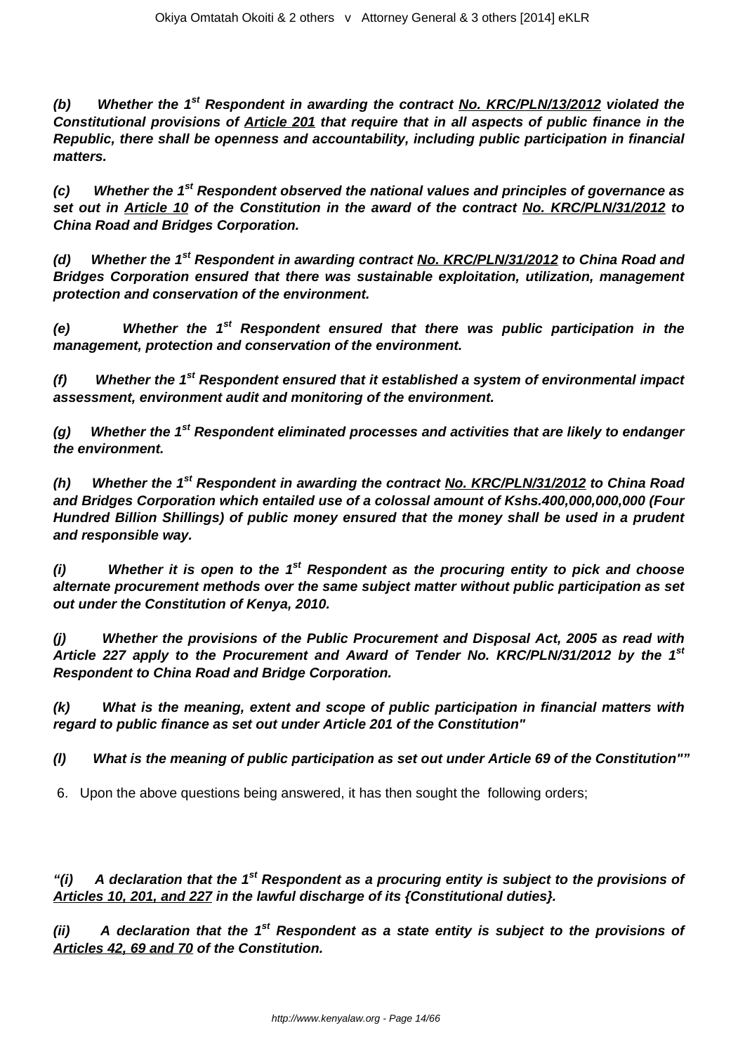***(b) Whether the 1st Respondent in awarding the contract No. KRC/PLN/13/2012 violated the Constitutional provisions of Article 201 that require that in all aspects of public finance in the Republic, there shall be openness and accountability, including public participation in financial matters.***

***(c) Whether the 1st Respondent observed the national values and principles of governance as set out in Article 10 of the Constitution in the award of the contract No. KRC/PLN/31/2012 to China Road and Bridges Corporation.***

***(d) Whether the 1st Respondent in awarding contract No. KRC/PLN/31/2012 to China Road and Bridges Corporation ensured that there was sustainable exploitation, utilization, management protection and conservation of the environment.***

***(e) Whether the 1st Respondent ensured that there was public participation in the management, protection and conservation of the environment.***

***(f) Whether the 1st Respondent ensured that it established a system of environmental impact assessment, environment audit and monitoring of the environment.***

***(g) Whether the 1st Respondent eliminated processes and activities that are likely to endanger the environment.***

***(h) Whether the 1st Respondent in awarding the contract No. KRC/PLN/31/2012 to China Road and Bridges Corporation which entailed use of a colossal amount of Kshs.400,000,000,000 (Four Hundred Billion Shillings) of public money ensured that the money shall be used in a prudent and responsible way.***

***(i) Whether it is open to the 1st Respondent as the procuring entity to pick and choose alternate procurement methods over the same subject matter without public participation as set out under the Constitution of Kenya, 2010.***

***(j) Whether the provisions of the Public Procurement and Disposal Act, 2005 as read with Article 227 apply to the Procurement and Award of Tender No. KRC/PLN/31/2012 by the 1st Respondent to China Road and Bridge Corporation.***

***(k) What is the meaning, extent and scope of public participation in financial matters with regard to public finance as set out under Article 201 of the Constitution"***

***(l) What is the meaning of public participation as set out under Article 69 of the Constitution""***

6. Upon the above questions being answered, it has then sought the following orders;

***"(i) A declaration that the 1st Respondent as a procuring entity is subject to the provisions of Articles 10, 201, and 227 in the lawful discharge of its {Constitutional duties}.***

***(ii) A declaration that the 1st Respondent as a state entity is subject to the provisions of Articles 42, 69 and 70 of the Constitution.***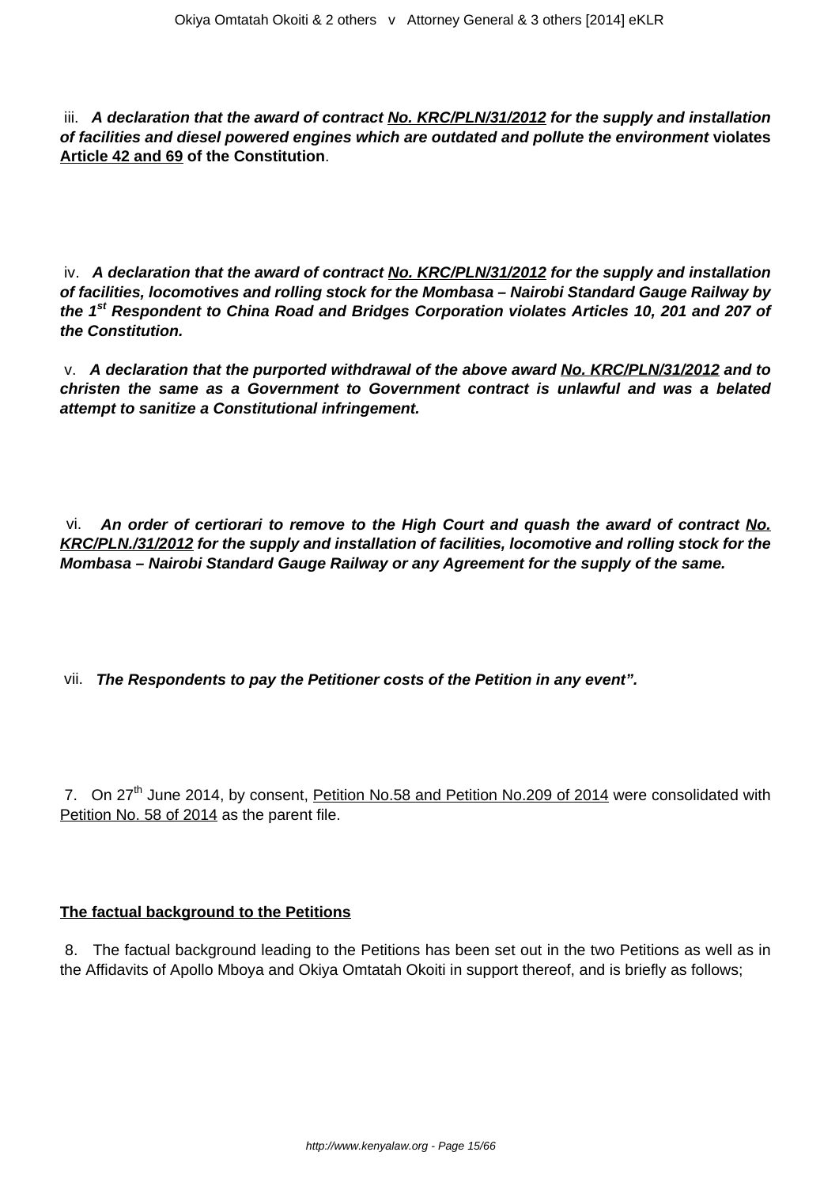iii. ***A declaration that the award of contract No. KRC/PLN/31/2012 for the supply and installation of facilities and diesel powered engines which are outdated and pollute the environment*** **violates Article 42 and 69 of the Constitution**.

iv. ***A declaration that the award of contract No. KRC/PLN/31/2012 for the supply and installation of facilities, locomotives and rolling stock for the Mombasa – Nairobi Standard Gauge Railway by the 1st Respondent to China Road and Bridges Corporation violates Articles 10, 201 and 207 of the Constitution.***

v. ***A declaration that the purported withdrawal of the above award No. KRC/PLN/31/2012 and to christen the same as a Government to Government contract is unlawful and was a belated attempt to sanitize a Constitutional infringement.***

vi. ***An order of certiorari to remove to the High Court and quash the award of contract No. KRC/PLN./31/2012 for the supply and installation of facilities, locomotive and rolling stock for the Mombasa – Nairobi Standard Gauge Railway or any Agreement for the supply of the same.***

vii. ***The Respondents to pay the Petitioner costs of the Petition in any event".***

7. On 27th June 2014, by consent, Petition No.58 and Petition No.209 of 2014 were consolidated with Petition No. 58 of 2014 as the parent file.

**The factual background to the Petitions**

8. The factual background leading to the Petitions has been set out in the two Petitions as well as in the Affidavits of Apollo Mboya and Okiya Omtatah Okoiti in support thereof, and is briefly as follows;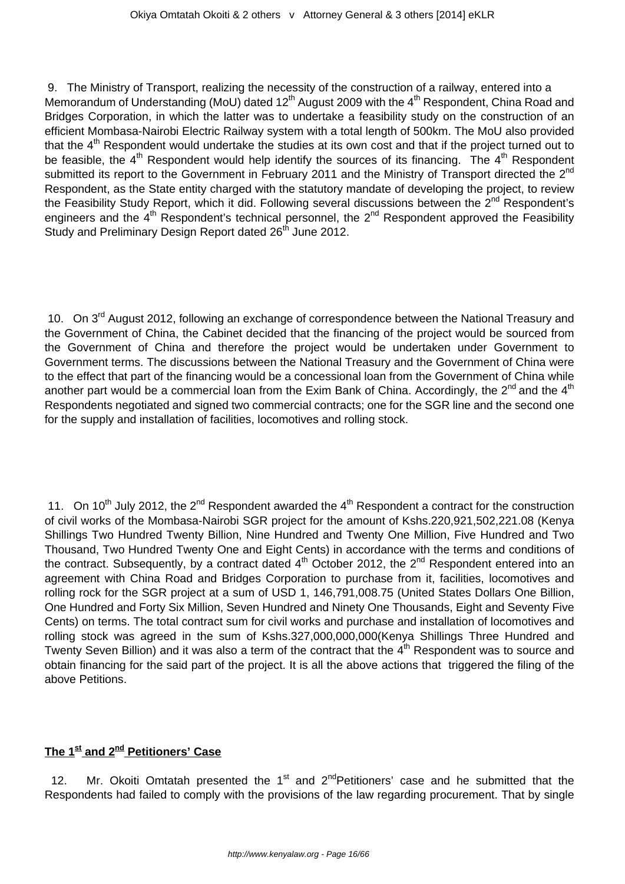9. The Ministry of Transport, realizing the necessity of the construction of a railway, entered into a Memorandum of Understanding (MoU) dated 12th August 2009 with the 4th Respondent, China Road and Bridges Corporation, in which the latter was to undertake a feasibility study on the construction of an efficient Mombasa-Nairobi Electric Railway system with a total length of 500km. The MoU also provided that the 4th Respondent would undertake the studies at its own cost and that if the project turned out to be feasible, the 4th Respondent would help identify the sources of its financing. The 4th Respondent submitted its report to the Government in February 2011 and the Ministry of Transport directed the 2nd Respondent, as the State entity charged with the statutory mandate of developing the project, to review the Feasibility Study Report, which it did. Following several discussions between the 2nd Respondent's engineers and the 4th Respondent's technical personnel, the 2nd Respondent approved the Feasibility Study and Preliminary Design Report dated 26th June 2012.

10. On 3rd August 2012, following an exchange of correspondence between the National Treasury and the Government of China, the Cabinet decided that the financing of the project would be sourced from the Government of China and therefore the project would be undertaken under Government to Government terms. The discussions between the National Treasury and the Government of China were to the effect that part of the financing would be a concessional loan from the Government of China while another part would be a commercial loan from the Exim Bank of China. Accordingly, the 2nd and the 4th Respondents negotiated and signed two commercial contracts; one for the SGR line and the second one for the supply and installation of facilities, locomotives and rolling stock.

11. On 10th July 2012, the 2nd Respondent awarded the 4th Respondent a contract for the construction of civil works of the Mombasa-Nairobi SGR project for the amount of Kshs.220,921,502,221.08 (Kenya Shillings Two Hundred Twenty Billion, Nine Hundred and Twenty One Million, Five Hundred and Two Thousand, Two Hundred Twenty One and Eight Cents) in accordance with the terms and conditions of the contract. Subsequently, by a contract dated 4th October 2012, the 2nd Respondent entered into an agreement with China Road and Bridges Corporation to purchase from it, facilities, locomotives and rolling rock for the SGR project at a sum of USD 1, 146,791,008.75 (United States Dollars One Billion, One Hundred and Forty Six Million, Seven Hundred and Ninety One Thousands, Eight and Seventy Five Cents) on terms. The total contract sum for civil works and purchase and installation of locomotives and rolling stock was agreed in the sum of Kshs.327,000,000,000(Kenya Shillings Three Hundred and Twenty Seven Billion) and it was also a term of the contract that the 4th Respondent was to source and obtain financing for the said part of the project. It is all the above actions that triggered the filing of the above Petitions.

## The 1st and 2nd Petitioners' Case

12. Mr. Okoiti Omtatah presented the 1st and 2ndPetitioners' case and he submitted that the Respondents had failed to comply with the provisions of the law regarding procurement. That by single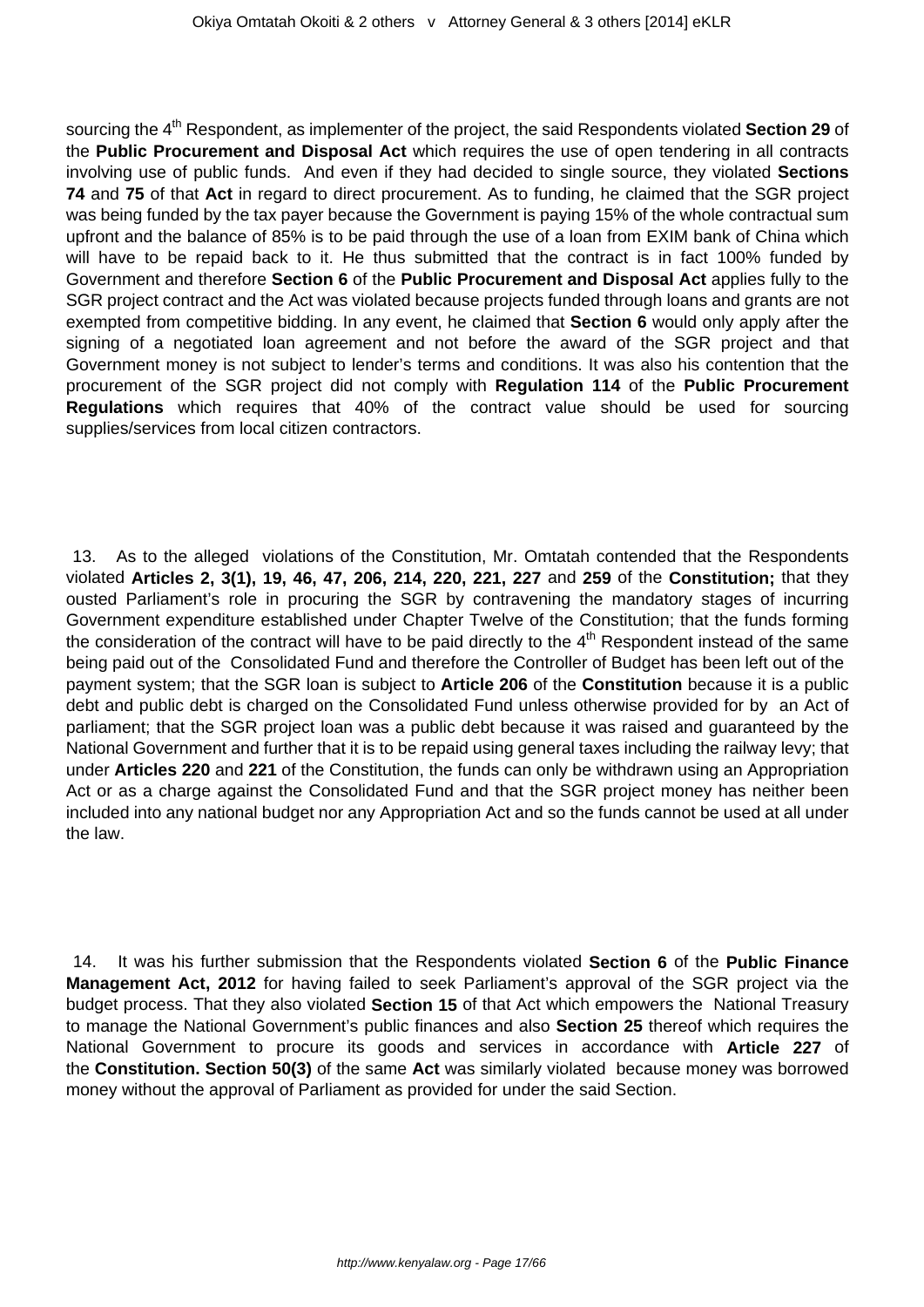sourcing the 4th Respondent, as implementer of the project, the said Respondents violated **Section 29** of the **Public Procurement and Disposal Act** which requires the use of open tendering in all contracts involving use of public funds. And even if they had decided to single source, they violated **Sections 74** and **75** of that **Act** in regard to direct procurement. As to funding, he claimed that the SGR project was being funded by the tax payer because the Government is paying 15% of the whole contractual sum upfront and the balance of 85% is to be paid through the use of a loan from EXIM bank of China which will have to be repaid back to it. He thus submitted that the contract is in fact 100% funded by Government and therefore **Section 6** of the **Public Procurement and Disposal Act** applies fully to the SGR project contract and the Act was violated because projects funded through loans and grants are not exempted from competitive bidding. In any event, he claimed that **Section 6** would only apply after the signing of a negotiated loan agreement and not before the award of the SGR project and that Government money is not subject to lender's terms and conditions. It was also his contention that the procurement of the SGR project did not comply with **Regulation 114** of the **Public Procurement Regulations** which requires that 40% of the contract value should be used for sourcing supplies/services from local citizen contractors.

13. As to the alleged violations of the Constitution, Mr. Omtatah contended that the Respondents violated **Articles 2, 3(1), 19, 46, 47, 206, 214, 220, 221, 227** and **259** of the **Constitution;** that they ousted Parliament's role in procuring the SGR by contravening the mandatory stages of incurring Government expenditure established under Chapter Twelve of the Constitution; that the funds forming the consideration of the contract will have to be paid directly to the 4th Respondent instead of the same being paid out of the Consolidated Fund and therefore the Controller of Budget has been left out of the payment system; that the SGR loan is subject to **Article 206** of the **Constitution** because it is a public debt and public debt is charged on the Consolidated Fund unless otherwise provided for by an Act of parliament; that the SGR project loan was a public debt because it was raised and guaranteed by the National Government and further that it is to be repaid using general taxes including the railway levy; that under **Articles 220** and **221** of the Constitution, the funds can only be withdrawn using an Appropriation Act or as a charge against the Consolidated Fund and that the SGR project money has neither been included into any national budget nor any Appropriation Act and so the funds cannot be used at all under the law.

14. It was his further submission that the Respondents violated **Section 6** of the **Public Finance Management Act, 2012** for having failed to seek Parliament's approval of the SGR project via the budget process. That they also violated **Section 15** of that Act which empowers the National Treasury to manage the National Government's public finances and also **Section 25** thereof which requires the National Government to procure its goods and services in accordance with **Article 227** of the **Constitution. Section 50(3)** of the same **Act** was similarly violated because money was borrowed money without the approval of Parliament as provided for under the said Section.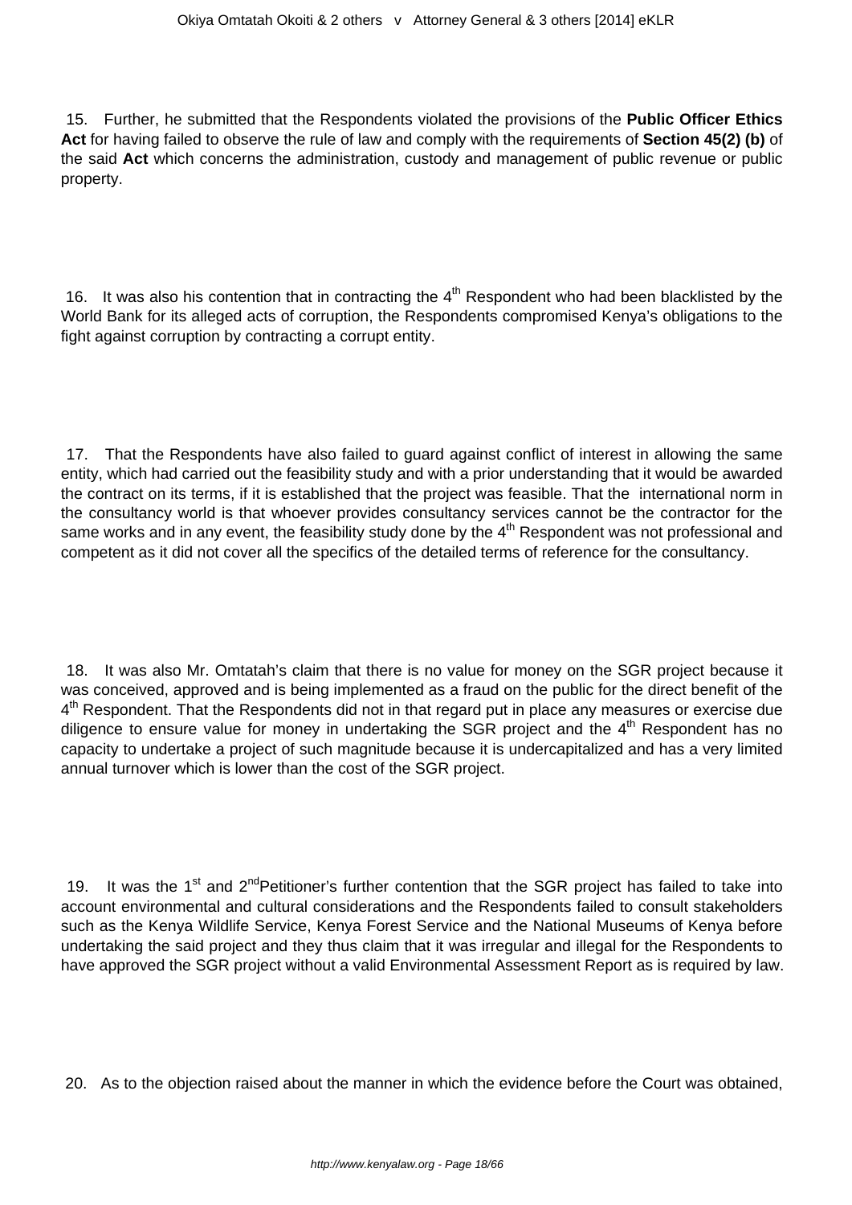15. Further, he submitted that the Respondents violated the provisions of the **Public Officer Ethics Act** for having failed to observe the rule of law and comply with the requirements of **Section 45(2) (b)** of the said **Act** which concerns the administration, custody and management of public revenue or public property.

16. It was also his contention that in contracting the 4th Respondent who had been blacklisted by the World Bank for its alleged acts of corruption, the Respondents compromised Kenya's obligations to the fight against corruption by contracting a corrupt entity.

17. That the Respondents have also failed to guard against conflict of interest in allowing the same entity, which had carried out the feasibility study and with a prior understanding that it would be awarded the contract on its terms, if it is established that the project was feasible. That the international norm in the consultancy world is that whoever provides consultancy services cannot be the contractor for the same works and in any event, the feasibility study done by the 4th Respondent was not professional and competent as it did not cover all the specifics of the detailed terms of reference for the consultancy.

18. It was also Mr. Omtatah's claim that there is no value for money on the SGR project because it was conceived, approved and is being implemented as a fraud on the public for the direct benefit of the 4th Respondent. That the Respondents did not in that regard put in place any measures or exercise due diligence to ensure value for money in undertaking the SGR project and the 4th Respondent has no capacity to undertake a project of such magnitude because it is undercapitalized and has a very limited annual turnover which is lower than the cost of the SGR project.

19. It was the 1st and 2nd Petitioner's further contention that the SGR project has failed to take into account environmental and cultural considerations and the Respondents failed to consult stakeholders such as the Kenya Wildlife Service, Kenya Forest Service and the National Museums of Kenya before undertaking the said project and they thus claim that it was irregular and illegal for the Respondents to have approved the SGR project without a valid Environmental Assessment Report as is required by law.

20. As to the objection raised about the manner in which the evidence before the Court was obtained,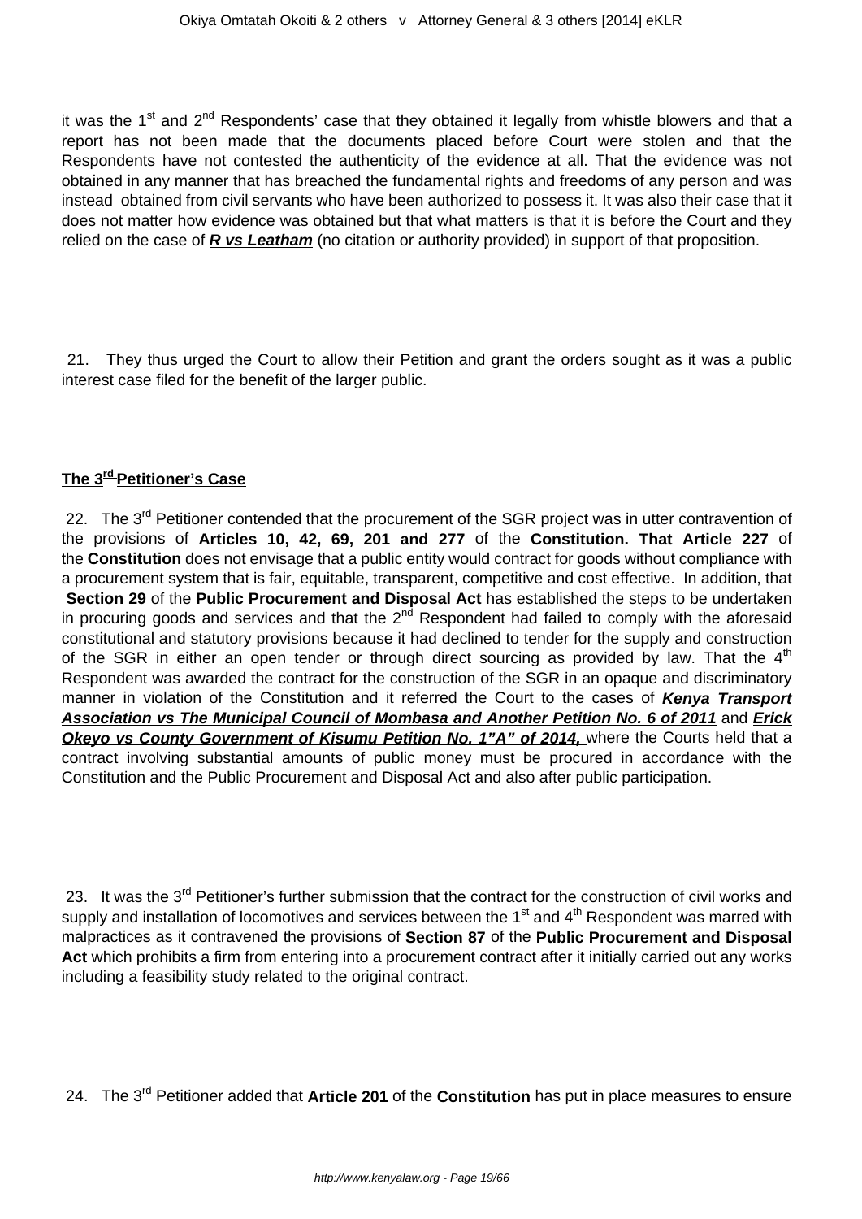it was the 1st and 2nd Respondents' case that they obtained it legally from whistle blowers and that a report has not been made that the documents placed before Court were stolen and that the Respondents have not contested the authenticity of the evidence at all. That the evidence was not obtained in any manner that has breached the fundamental rights and freedoms of any person and was instead obtained from civil servants who have been authorized to possess it. It was also their case that it does not matter how evidence was obtained but that what matters is that it is before the Court and they relied on the case of ***R vs Leatham*** (no citation or authority provided) in support of that proposition.

21. They thus urged the Court to allow their Petition and grant the orders sought as it was a public interest case filed for the benefit of the larger public.

**The 3rd Petitioner's Case**

22. The 3rd Petitioner contended that the procurement of the SGR project was in utter contravention of the provisions of **Articles 10, 42, 69, 201 and 277** of the **Constitution. That Article 227** of the **Constitution** does not envisage that a public entity would contract for goods without compliance with a procurement system that is fair, equitable, transparent, competitive and cost effective. In addition, that **Section 29** of the **Public Procurement and Disposal Act** has established the steps to be undertaken in procuring goods and services and that the 2nd Respondent had failed to comply with the aforesaid constitutional and statutory provisions because it had declined to tender for the supply and construction of the SGR in either an open tender or through direct sourcing as provided by law. That the 4th Respondent was awarded the contract for the construction of the SGR in an opaque and discriminatory manner in violation of the Constitution and it referred the Court to the cases of ***Kenya Transport Association vs The Municipal Council of Mombasa and Another Petition No. 6 of 2011*** and ***Erick Okeyo vs County Government of Kisumu Petition No. 1"A" of 2014,*** where the Courts held that a contract involving substantial amounts of public money must be procured in accordance with the Constitution and the Public Procurement and Disposal Act and also after public participation.

23. It was the 3rd Petitioner's further submission that the contract for the construction of civil works and supply and installation of locomotives and services between the 1st and 4th Respondent was marred with malpractices as it contravened the provisions of **Section 87** of the **Public Procurement and Disposal Act** which prohibits a firm from entering into a procurement contract after it initially carried out any works including a feasibility study related to the original contract.

24. The 3rd Petitioner added that **Article 201** of the **Constitution** has put in place measures to ensure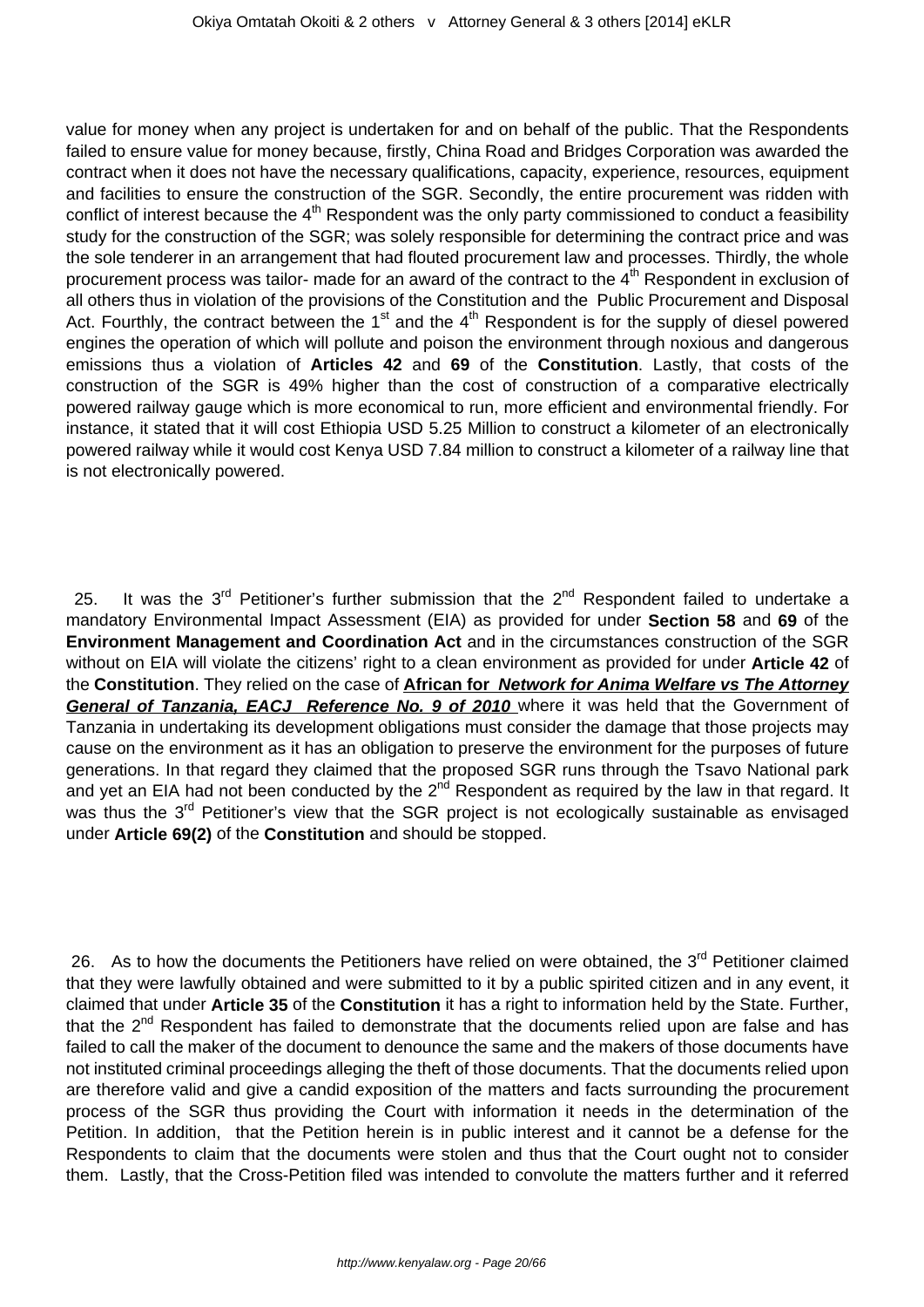value for money when any project is undertaken for and on behalf of the public. That the Respondents failed to ensure value for money because, firstly, China Road and Bridges Corporation was awarded the contract when it does not have the necessary qualifications, capacity, experience, resources, equipment and facilities to ensure the construction of the SGR. Secondly, the entire procurement was ridden with conflict of interest because the 4th Respondent was the only party commissioned to conduct a feasibility study for the construction of the SGR; was solely responsible for determining the contract price and was the sole tenderer in an arrangement that had flouted procurement law and processes. Thirdly, the whole procurement process was tailor- made for an award of the contract to the 4th Respondent in exclusion of all others thus in violation of the provisions of the Constitution and the Public Procurement and Disposal Act. Fourthly, the contract between the 1st and the 4th Respondent is for the supply of diesel powered engines the operation of which will pollute and poison the environment through noxious and dangerous emissions thus a violation of **Articles 42** and **69** of the **Constitution**. Lastly, that costs of the construction of the SGR is 49% higher than the cost of construction of a comparative electrically powered railway gauge which is more economical to run, more efficient and environmental friendly. For instance, it stated that it will cost Ethiopia USD 5.25 Million to construct a kilometer of an electronically powered railway while it would cost Kenya USD 7.84 million to construct a kilometer of a railway line that is not electronically powered.

25. It was the 3rd Petitioner's further submission that the 2nd Respondent failed to undertake a mandatory Environmental Impact Assessment (EIA) as provided for under **Section 58** and **69** of the **Environment Management and Coordination Act** and in the circumstances construction of the SGR without on EIA will violate the citizens' right to a clean environment as provided for under **Article 42** of the **Constitution**. They relied on the case of **African for *Network for Anima Welfare vs The Attorney General of Tanzania, EACJ Reference No. 9 of 2010*** where it was held that the Government of Tanzania in undertaking its development obligations must consider the damage that those projects may cause on the environment as it has an obligation to preserve the environment for the purposes of future generations. In that regard they claimed that the proposed SGR runs through the Tsavo National park and yet an EIA had not been conducted by the 2nd Respondent as required by the law in that regard. It was thus the 3rd Petitioner's view that the SGR project is not ecologically sustainable as envisaged under **Article 69(2)** of the **Constitution** and should be stopped.

26. As to how the documents the Petitioners have relied on were obtained, the 3rd Petitioner claimed that they were lawfully obtained and were submitted to it by a public spirited citizen and in any event, it claimed that under **Article 35** of the **Constitution** it has a right to information held by the State. Further, that the 2nd Respondent has failed to demonstrate that the documents relied upon are false and has failed to call the maker of the document to denounce the same and the makers of those documents have not instituted criminal proceedings alleging the theft of those documents. That the documents relied upon are therefore valid and give a candid exposition of the matters and facts surrounding the procurement process of the SGR thus providing the Court with information it needs in the determination of the Petition. In addition, that the Petition herein is in public interest and it cannot be a defense for the Respondents to claim that the documents were stolen and thus that the Court ought not to consider them. Lastly, that the Cross-Petition filed was intended to convolute the matters further and it referred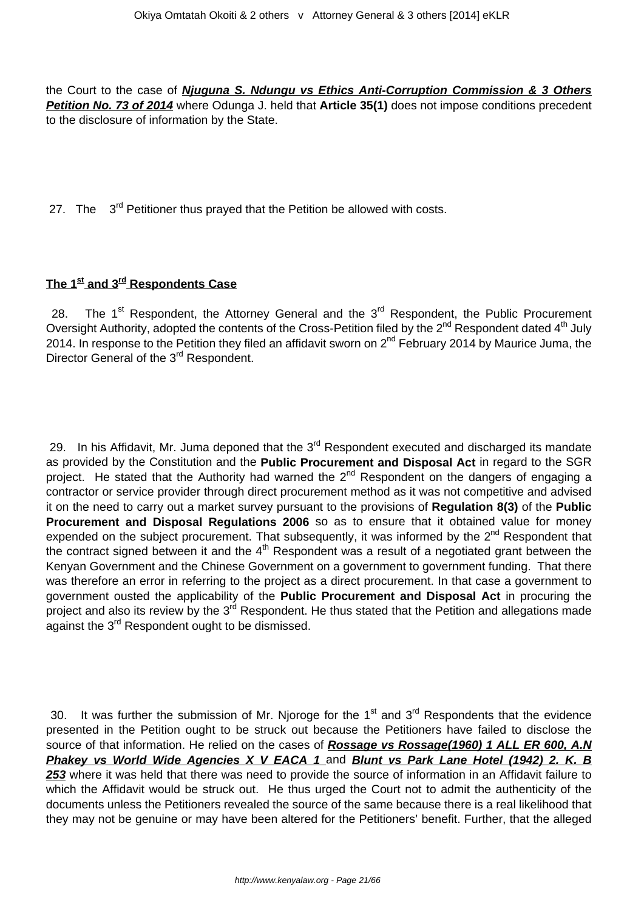the Court to the case of ***Njuguna S. Ndungu vs Ethics Anti-Corruption Commission & 3 Others Petition No. 73 of 2014*** where Odunga J. held that **Article 35(1)** does not impose conditions precedent to the disclosure of information by the State.

27. The 3rd Petitioner thus prayed that the Petition be allowed with costs.

**The 1st and 3rd Respondents Case**

28. The 1st Respondent, the Attorney General and the 3rd Respondent, the Public Procurement Oversight Authority, adopted the contents of the Cross-Petition filed by the 2nd Respondent dated 4th July 2014. In response to the Petition they filed an affidavit sworn on 2nd February 2014 by Maurice Juma, the Director General of the 3rd Respondent.

29. In his Affidavit, Mr. Juma deponed that the 3rd Respondent executed and discharged its mandate as provided by the Constitution and the **Public Procurement and Disposal Act** in regard to the SGR project. He stated that the Authority had warned the 2nd Respondent on the dangers of engaging a contractor or service provider through direct procurement method as it was not competitive and advised it on the need to carry out a market survey pursuant to the provisions of **Regulation 8(3)** of the **Public Procurement and Disposal Regulations 2006** so as to ensure that it obtained value for money expended on the subject procurement. That subsequently, it was informed by the 2nd Respondent that the contract signed between it and the 4th Respondent was a result of a negotiated grant between the Kenyan Government and the Chinese Government on a government to government funding. That there was therefore an error in referring to the project as a direct procurement. In that case a government to government ousted the applicability of the **Public Procurement and Disposal Act** in procuring the project and also its review by the 3rd Respondent. He thus stated that the Petition and allegations made against the 3rd Respondent ought to be dismissed.

30. It was further the submission of Mr. Njoroge for the 1st and 3rd Respondents that the evidence presented in the Petition ought to be struck out because the Petitioners have failed to disclose the source of that information. He relied on the cases of ***Rossage vs Rossage(1960) 1 ALL ER 600, A.N Phakey vs World Wide Agencies X V EACA 1*** and ***Blunt vs Park Lane Hotel (1942) 2. K. B 253*** where it was held that there was need to provide the source of information in an Affidavit failure to which the Affidavit would be struck out. He thus urged the Court not to admit the authenticity of the documents unless the Petitioners revealed the source of the same because there is a real likelihood that they may not be genuine or may have been altered for the Petitioners' benefit. Further, that the alleged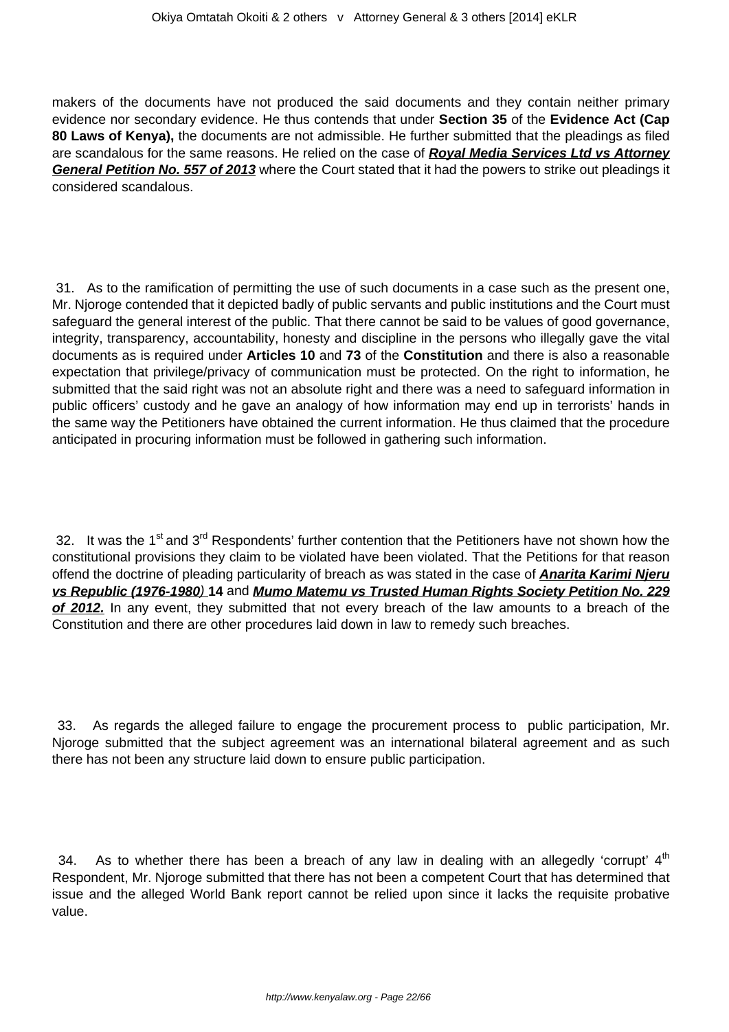makers of the documents have not produced the said documents and they contain neither primary evidence nor secondary evidence. He thus contends that under **Section 35** of the **Evidence Act (Cap 80 Laws of Kenya),** the documents are not admissible. He further submitted that the pleadings as filed are scandalous for the same reasons. He relied on the case of ***Royal Media Services Ltd vs Attorney General Petition No. 557 of 2013*** where the Court stated that it had the powers to strike out pleadings it considered scandalous.

31. As to the ramification of permitting the use of such documents in a case such as the present one, Mr. Njoroge contended that it depicted badly of public servants and public institutions and the Court must safeguard the general interest of the public. That there cannot be said to be values of good governance, integrity, transparency, accountability, honesty and discipline in the persons who illegally gave the vital documents as is required under **Articles 10** and **73** of the **Constitution** and there is also a reasonable expectation that privilege/privacy of communication must be protected. On the right to information, he submitted that the said right was not an absolute right and there was a need to safeguard information in public officers' custody and he gave an analogy of how information may end up in terrorists' hands in the same way the Petitioners have obtained the current information. He thus claimed that the procedure anticipated in procuring information must be followed in gathering such information.

32. It was the 1st and 3rd Respondents' further contention that the Petitioners have not shown how the constitutional provisions they claim to be violated have been violated. That the Petitions for that reason offend the doctrine of pleading particularity of breach as was stated in the case of ***Anarita Karimi Njeru vs Republic (1976-1980)*** **14** and ***Mumo Matemu vs Trusted Human Rights Society Petition No. 229 of 2012.*** In any event, they submitted that not every breach of the law amounts to a breach of the Constitution and there are other procedures laid down in law to remedy such breaches.

33. As regards the alleged failure to engage the procurement process to public participation, Mr. Njoroge submitted that the subject agreement was an international bilateral agreement and as such there has not been any structure laid down to ensure public participation.

34. As to whether there has been a breach of any law in dealing with an allegedly 'corrupt' 4th Respondent, Mr. Njoroge submitted that there has not been a competent Court that has determined that issue and the alleged World Bank report cannot be relied upon since it lacks the requisite probative value.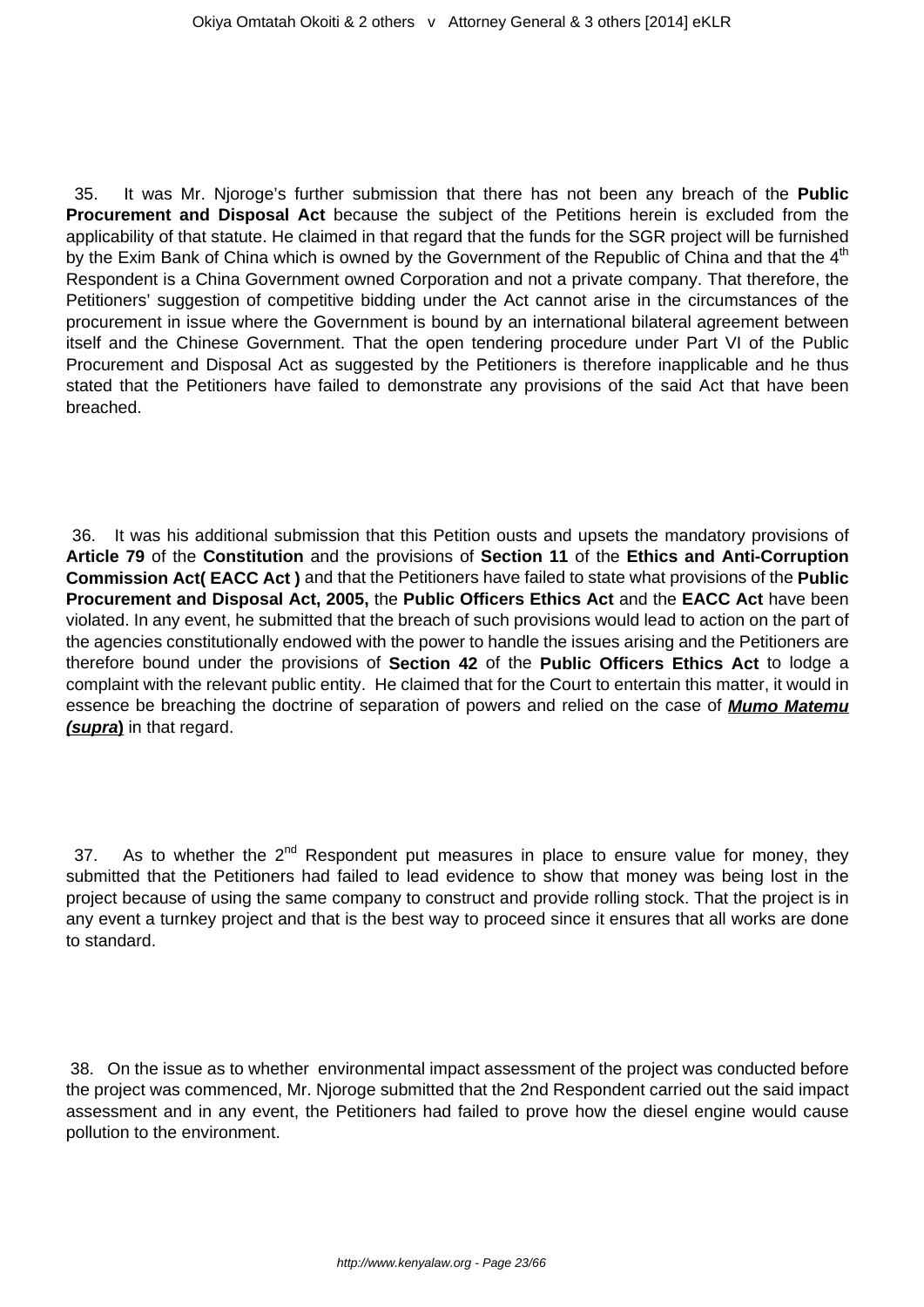35. It was Mr. Njoroge's further submission that there has not been any breach of the **Public Procurement and Disposal Act** because the subject of the Petitions herein is excluded from the applicability of that statute. He claimed in that regard that the funds for the SGR project will be furnished by the Exim Bank of China which is owned by the Government of the Republic of China and that the 4th Respondent is a China Government owned Corporation and not a private company. That therefore, the Petitioners' suggestion of competitive bidding under the Act cannot arise in the circumstances of the procurement in issue where the Government is bound by an international bilateral agreement between itself and the Chinese Government. That the open tendering procedure under Part VI of the Public Procurement and Disposal Act as suggested by the Petitioners is therefore inapplicable and he thus stated that the Petitioners have failed to demonstrate any provisions of the said Act that have been breached.

36. It was his additional submission that this Petition ousts and upsets the mandatory provisions of **Article 79** of the **Constitution** and the provisions of **Section 11** of the **Ethics and Anti-Corruption Commission Act( EACC Act )** and that the Petitioners have failed to state what provisions of the **Public Procurement and Disposal Act, 2005,** the **Public Officers Ethics Act** and the **EACC Act** have been violated. In any event, he submitted that the breach of such provisions would lead to action on the part of the agencies constitutionally endowed with the power to handle the issues arising and the Petitioners are therefore bound under the provisions of **Section 42** of the **Public Officers Ethics Act** to lodge a complaint with the relevant public entity. He claimed that for the Court to entertain this matter, it would in essence be breaching the doctrine of separation of powers and relied on the case of ***Mumo Matemu (supra)*** in that regard.

37. As to whether the 2nd Respondent put measures in place to ensure value for money, they submitted that the Petitioners had failed to lead evidence to show that money was being lost in the project because of using the same company to construct and provide rolling stock. That the project is in any event a turnkey project and that is the best way to proceed since it ensures that all works are done to standard.

38. On the issue as to whether environmental impact assessment of the project was conducted before the project was commenced, Mr. Njoroge submitted that the 2nd Respondent carried out the said impact assessment and in any event, the Petitioners had failed to prove how the diesel engine would cause pollution to the environment.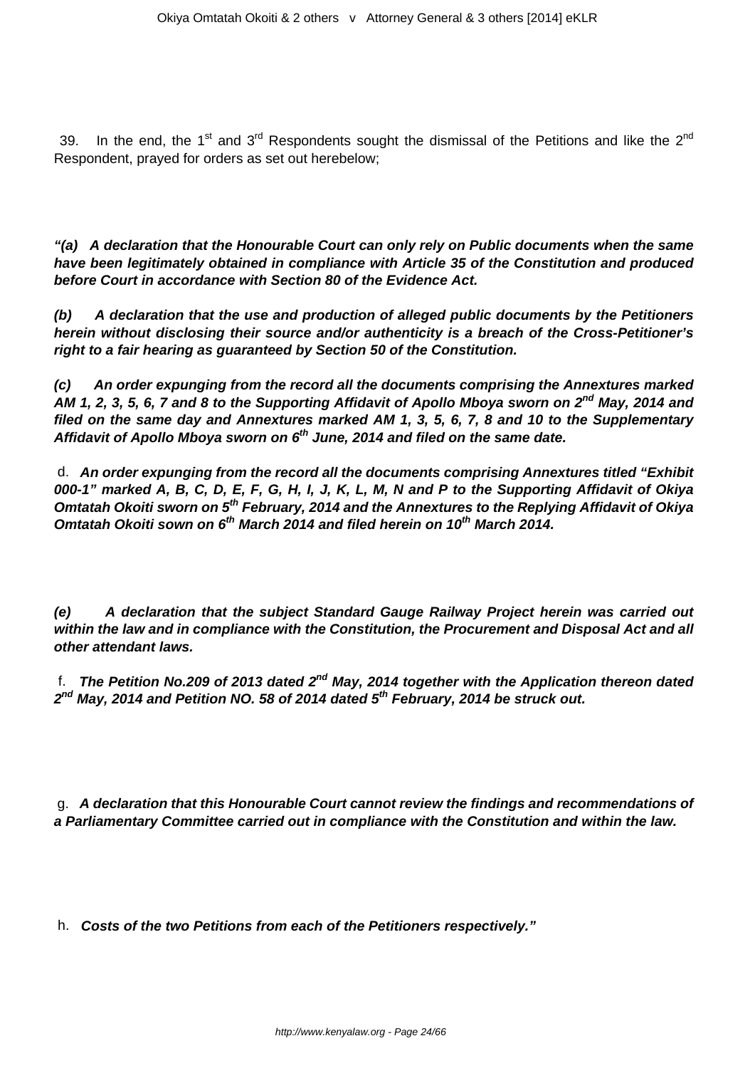39. In the end, the 1st and 3rd Respondents sought the dismissal of the Petitions and like the 2nd Respondent, prayed for orders as set out herebelow;

***"(a) A declaration that the Honourable Court can only rely on Public documents when the same have been legitimately obtained in compliance with Article 35 of the Constitution and produced before Court in accordance with Section 80 of the Evidence Act.***

***(b) A declaration that the use and production of alleged public documents by the Petitioners herein without disclosing their source and/or authenticity is a breach of the Cross-Petitioner's right to a fair hearing as guaranteed by Section 50 of the Constitution.***

***(c) An order expunging from the record all the documents comprising the Annextures marked AM 1, 2, 3, 5, 6, 7 and 8 to the Supporting Affidavit of Apollo Mboya sworn on 2nd May, 2014 and filed on the same day and Annextures marked AM 1, 3, 5, 6, 7, 8 and 10 to the Supplementary Affidavit of Apollo Mboya sworn on 6th June, 2014 and filed on the same date.***

d. ***An order expunging from the record all the documents comprising Annextures titled "Exhibit 000-1" marked A, B, C, D, E, F, G, H, I, J, K, L, M, N and P to the Supporting Affidavit of Okiya Omtatah Okoiti sworn on 5th February, 2014 and the Annextures to the Replying Affidavit of Okiya Omtatah Okoiti sown on 6th March 2014 and filed herein on 10th March 2014.***

***(e) A declaration that the subject Standard Gauge Railway Project herein was carried out within the law and in compliance with the Constitution, the Procurement and Disposal Act and all other attendant laws.***

f. ***The Petition No.209 of 2013 dated 2nd May, 2014 together with the Application thereon dated 2nd May, 2014 and Petition NO. 58 of 2014 dated 5th February, 2014 be struck out.***

g. ***A declaration that this Honourable Court cannot review the findings and recommendations of a Parliamentary Committee carried out in compliance with the Constitution and within the law.***

h. ***Costs of the two Petitions from each of the Petitioners respectively."***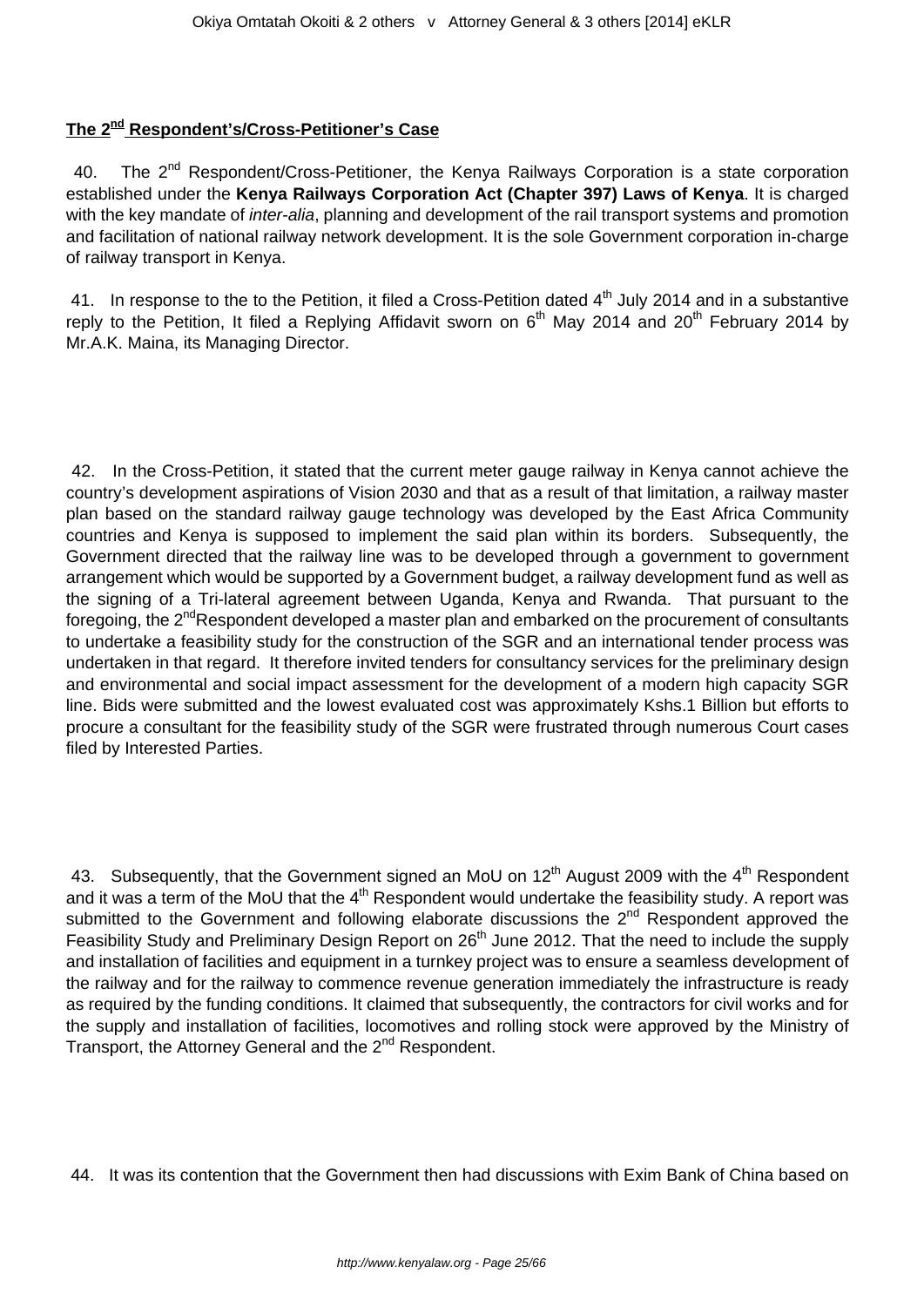## **The 2nd Respondent's/Cross-Petitioner's Case**

40. The 2nd Respondent/Cross-Petitioner, the Kenya Railways Corporation is a state corporation established under the **Kenya Railways Corporation Act (Chapter 397) Laws of Kenya**. It is charged with the key mandate of *inter-alia*, planning and development of the rail transport systems and promotion and facilitation of national railway network development. It is the sole Government corporation in-charge of railway transport in Kenya.

41. In response to the to the Petition, it filed a Cross-Petition dated 4th July 2014 and in a substantive reply to the Petition, It filed a Replying Affidavit sworn on 6th May 2014 and 20th February 2014 by Mr.A.K. Maina, its Managing Director.

42. In the Cross-Petition, it stated that the current meter gauge railway in Kenya cannot achieve the country's development aspirations of Vision 2030 and that as a result of that limitation, a railway master plan based on the standard railway gauge technology was developed by the East Africa Community countries and Kenya is supposed to implement the said plan within its borders. Subsequently, the Government directed that the railway line was to be developed through a government to government arrangement which would be supported by a Government budget, a railway development fund as well as the signing of a Tri-lateral agreement between Uganda, Kenya and Rwanda. That pursuant to the foregoing, the 2ndRespondent developed a master plan and embarked on the procurement of consultants to undertake a feasibility study for the construction of the SGR and an international tender process was undertaken in that regard. It therefore invited tenders for consultancy services for the preliminary design and environmental and social impact assessment for the development of a modern high capacity SGR line. Bids were submitted and the lowest evaluated cost was approximately Kshs.1 Billion but efforts to procure a consultant for the feasibility study of the SGR were frustrated through numerous Court cases filed by Interested Parties.

43. Subsequently, that the Government signed an MoU on 12th August 2009 with the 4th Respondent and it was a term of the MoU that the 4th Respondent would undertake the feasibility study. A report was submitted to the Government and following elaborate discussions the 2nd Respondent approved the Feasibility Study and Preliminary Design Report on 26th June 2012. That the need to include the supply and installation of facilities and equipment in a turnkey project was to ensure a seamless development of the railway and for the railway to commence revenue generation immediately the infrastructure is ready as required by the funding conditions. It claimed that subsequently, the contractors for civil works and for the supply and installation of facilities, locomotives and rolling stock were approved by the Ministry of Transport, the Attorney General and the 2nd Respondent.

44. It was its contention that the Government then had discussions with Exim Bank of China based on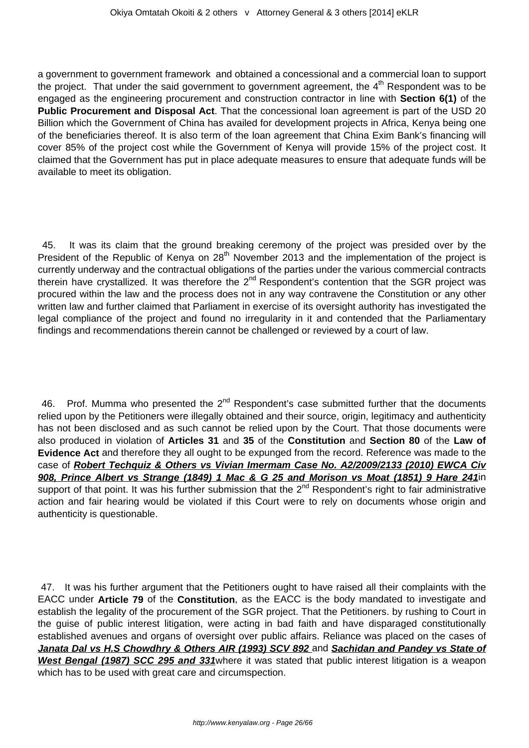a government to government framework and obtained a concessional and a commercial loan to support the project. That under the said government to government agreement, the 4th Respondent was to be engaged as the engineering procurement and construction contractor in line with **Section 6(1)** of the **Public Procurement and Disposal Act**. That the concessional loan agreement is part of the USD 20 Billion which the Government of China has availed for development projects in Africa, Kenya being one of the beneficiaries thereof. It is also term of the loan agreement that China Exim Bank's financing will cover 85% of the project cost while the Government of Kenya will provide 15% of the project cost. It claimed that the Government has put in place adequate measures to ensure that adequate funds will be available to meet its obligation.

45. It was its claim that the ground breaking ceremony of the project was presided over by the President of the Republic of Kenya on 28th November 2013 and the implementation of the project is currently underway and the contractual obligations of the parties under the various commercial contracts therein have crystallized. It was therefore the 2nd Respondent's contention that the SGR project was procured within the law and the process does not in any way contravene the Constitution or any other written law and further claimed that Parliament in exercise of its oversight authority has investigated the legal compliance of the project and found no irregularity in it and contended that the Parliamentary findings and recommendations therein cannot be challenged or reviewed by a court of law.

46. Prof. Mumma who presented the 2nd Respondent's case submitted further that the documents relied upon by the Petitioners were illegally obtained and their source, origin, legitimacy and authenticity has not been disclosed and as such cannot be relied upon by the Court. That those documents were also produced in violation of **Articles 31** and **35** of the **Constitution** and **Section 80** of the **Law of Evidence Act** and therefore they all ought to be expunged from the record. Reference was made to the case of ***Robert Techquiz & Others vs Vivian Imermam Case No. A2/2009/2133 (2010) EWCA Civ 908, Prince Albert vs Strange (1849) 1 Mac & G 25 and Morison vs Moat (1851) 9 Hare 241*** in support of that point. It was his further submission that the 2nd Respondent's right to fair administrative action and fair hearing would be violated if this Court were to rely on documents whose origin and authenticity is questionable.

47. It was his further argument that the Petitioners ought to have raised all their complaints with the EACC under **Article 79** of the **Constitution**, as the EACC is the body mandated to investigate and establish the legality of the procurement of the SGR project. That the Petitioners. by rushing to Court in the guise of public interest litigation, were acting in bad faith and have disparaged constitutionally established avenues and organs of oversight over public affairs. Reliance was placed on the cases of ***Janata Dal vs H.S Chowdhry & Others AIR (1993) SCV 892*** and ***Sachidan and Pandey vs State of West Bengal (1987) SCC 295 and 331*** where it was stated that public interest litigation is a weapon which has to be used with great care and circumspection.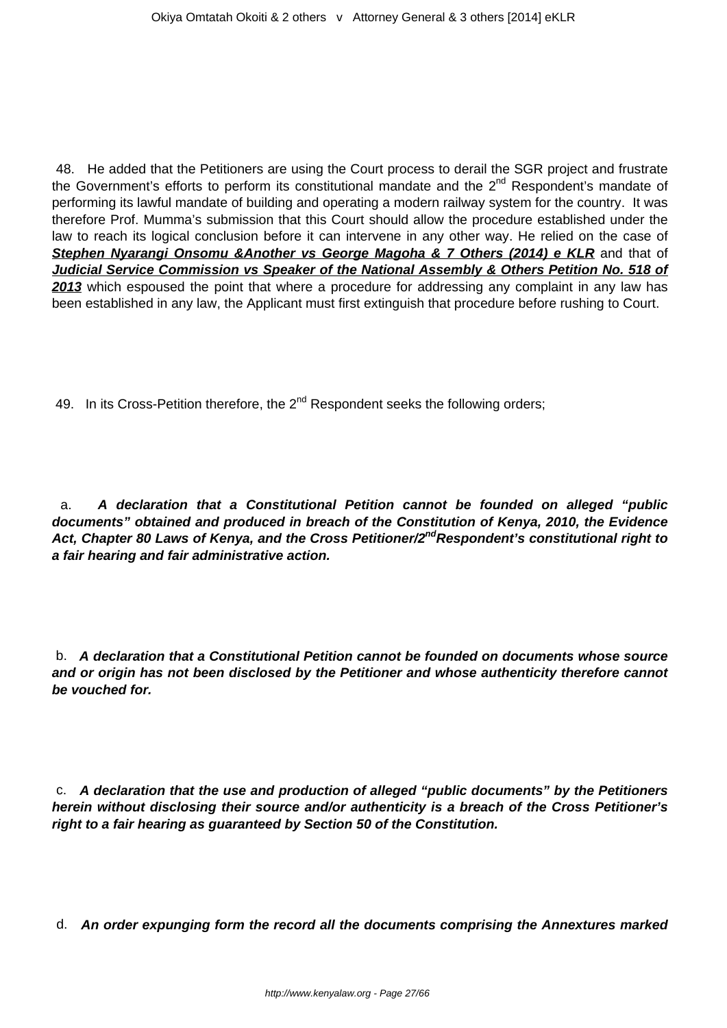48. He added that the Petitioners are using the Court process to derail the SGR project and frustrate the Government's efforts to perform its constitutional mandate and the 2nd Respondent's mandate of performing its lawful mandate of building and operating a modern railway system for the country. It was therefore Prof. Mumma's submission that this Court should allow the procedure established under the law to reach its logical conclusion before it can intervene in any other way. He relied on the case of **Stephen Nyarangi Onsomu &Another vs George Magoha & 7 Others (2014) e KLR** and that of **Judicial Service Commission vs Speaker of the National Assembly & Others Petition No. 518 of 2013** which espoused the point that where a procedure for addressing any complaint in any law has been established in any law, the Applicant must first extinguish that procedure before rushing to Court.

49. In its Cross-Petition therefore, the 2nd Respondent seeks the following orders;

a. ***A declaration that a Constitutional Petition cannot be founded on alleged "public documents" obtained and produced in breach of the Constitution of Kenya, 2010, the Evidence Act, Chapter 80 Laws of Kenya, and the Cross Petitioner/2ndRespondent's constitutional right to a fair hearing and fair administrative action.***

b. ***A declaration that a Constitutional Petition cannot be founded on documents whose source and or origin has not been disclosed by the Petitioner and whose authenticity therefore cannot be vouched for.***

c. ***A declaration that the use and production of alleged "public documents" by the Petitioners herein without disclosing their source and/or authenticity is a breach of the Cross Petitioner's right to a fair hearing as guaranteed by Section 50 of the Constitution.***

d. ***An order expunging form the record all the documents comprising the Annextures marked***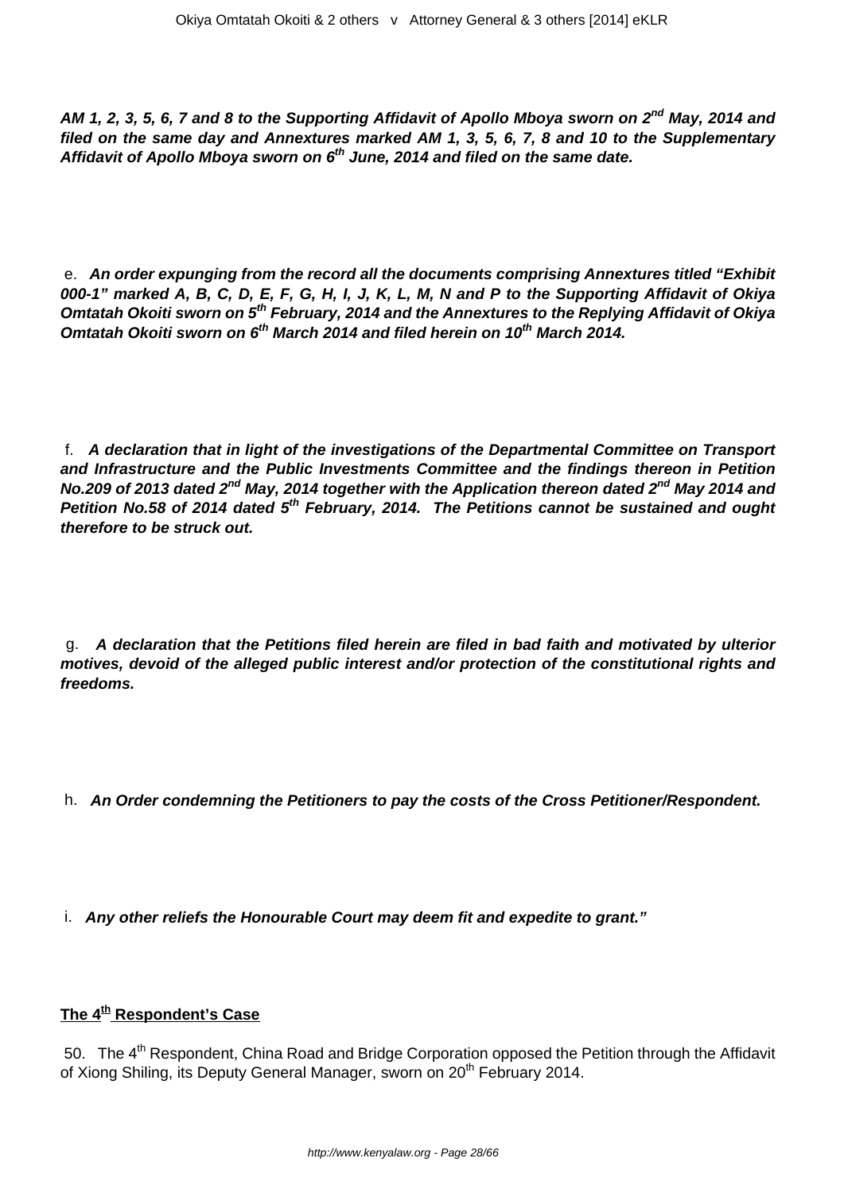***AM 1, 2, 3, 5, 6, 7 and 8 to the Supporting Affidavit of Apollo Mboya sworn on 2nd May, 2014 and filed on the same day and Annextures marked AM 1, 3, 5, 6, 7, 8 and 10 to the Supplementary Affidavit of Apollo Mboya sworn on 6th June, 2014 and filed on the same date.***

e. ***An order expunging from the record all the documents comprising Annextures titled "Exhibit 000-1" marked A, B, C, D, E, F, G, H, I, J, K, L, M, N and P to the Supporting Affidavit of Okiya Omtatah Okoiti sworn on 5th February, 2014 and the Annextures to the Replying Affidavit of Okiya Omtatah Okoiti sworn on 6th March 2014 and filed herein on 10th March 2014.***

f. ***A declaration that in light of the investigations of the Departmental Committee on Transport and Infrastructure and the Public Investments Committee and the findings thereon in Petition No.209 of 2013 dated 2nd May, 2014 together with the Application thereon dated 2nd May 2014 and Petition No.58 of 2014 dated 5th February, 2014. The Petitions cannot be sustained and ought therefore to be struck out.***

g. ***A declaration that the Petitions filed herein are filed in bad faith and motivated by ulterior motives, devoid of the alleged public interest and/or protection of the constitutional rights and freedoms.***

h. ***An Order condemning the Petitioners to pay the costs of the Cross Petitioner/Respondent.***

i. ***Any other reliefs the Honourable Court may deem fit and expedite to grant."***

## The 4th Respondent's Case

50. The 4th Respondent, China Road and Bridge Corporation opposed the Petition through the Affidavit of Xiong Shiling, its Deputy General Manager, sworn on 20th February 2014.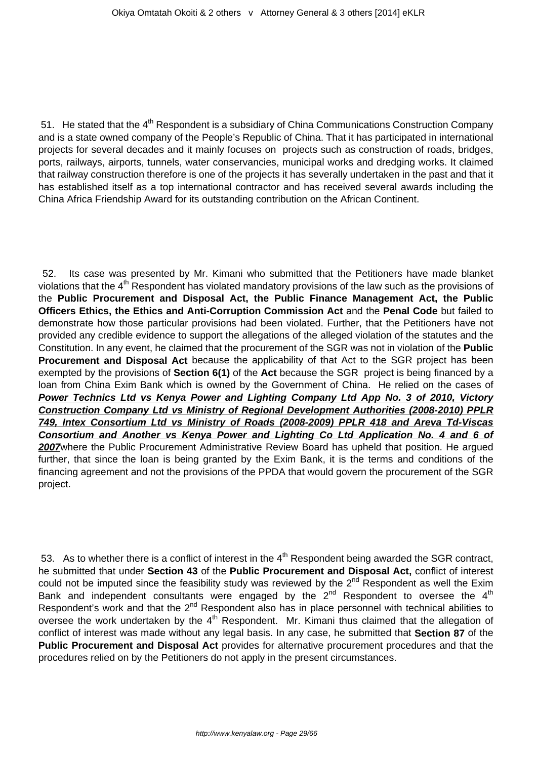51. He stated that the 4th Respondent is a subsidiary of China Communications Construction Company and is a state owned company of the People's Republic of China. That it has participated in international projects for several decades and it mainly focuses on projects such as construction of roads, bridges, ports, railways, airports, tunnels, water conservancies, municipal works and dredging works. It claimed that railway construction therefore is one of the projects it has severally undertaken in the past and that it has established itself as a top international contractor and has received several awards including the China Africa Friendship Award for its outstanding contribution on the African Continent.

52. Its case was presented by Mr. Kimani who submitted that the Petitioners have made blanket violations that the 4th Respondent has violated mandatory provisions of the law such as the provisions of the **Public Procurement and Disposal Act, the Public Finance Management Act, the Public Officers Ethics, the Ethics and Anti-Corruption Commission Act** and the **Penal Code** but failed to demonstrate how those particular provisions had been violated. Further, that the Petitioners have not provided any credible evidence to support the allegations of the alleged violation of the statutes and the Constitution. In any event, he claimed that the procurement of the SGR was not in violation of the **Public Procurement and Disposal Act** because the applicability of that Act to the SGR project has been exempted by the provisions of **Section 6(1)** of the **Act** because the SGR project is being financed by a loan from China Exim Bank which is owned by the Government of China. He relied on the cases of ***Power Technics Ltd vs Kenya Power and Lighting Company Ltd App No. 3 of 2010, Victory Construction Company Ltd vs Ministry of Regional Development Authorities (2008-2010) PPLR 749, Intex Consortium Ltd vs Ministry of Roads (2008-2009) PPLR 418 and Areva Td-Viscas Consortium and Another vs Kenya Power and Lighting Co Ltd Application No. 4 and 6 of 2007*** where the Public Procurement Administrative Review Board has upheld that position. He argued further, that since the loan is being granted by the Exim Bank, it is the terms and conditions of the financing agreement and not the provisions of the PPDA that would govern the procurement of the SGR project.

53. As to whether there is a conflict of interest in the 4th Respondent being awarded the SGR contract, he submitted that under **Section 43** of the **Public Procurement and Disposal Act,** conflict of interest could not be imputed since the feasibility study was reviewed by the 2nd Respondent as well the Exim Bank and independent consultants were engaged by the 2nd Respondent to oversee the 4th Respondent's work and that the 2nd Respondent also has in place personnel with technical abilities to oversee the work undertaken by the 4th Respondent. Mr. Kimani thus claimed that the allegation of conflict of interest was made without any legal basis. In any case, he submitted that **Section 87** of the **Public Procurement and Disposal Act** provides for alternative procurement procedures and that the procedures relied on by the Petitioners do not apply in the present circumstances.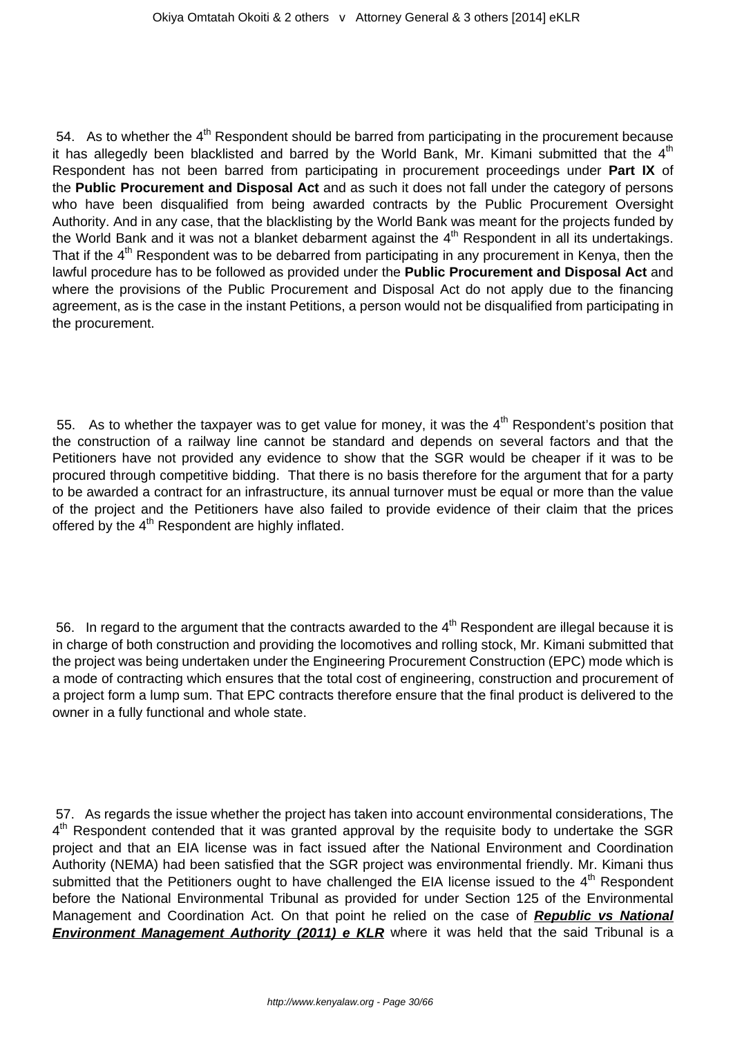54. As to whether the 4th Respondent should be barred from participating in the procurement because it has allegedly been blacklisted and barred by the World Bank, Mr. Kimani submitted that the 4th Respondent has not been barred from participating in procurement proceedings under **Part IX** of the **Public Procurement and Disposal Act** and as such it does not fall under the category of persons who have been disqualified from being awarded contracts by the Public Procurement Oversight Authority. And in any case, that the blacklisting by the World Bank was meant for the projects funded by the World Bank and it was not a blanket debarment against the 4th Respondent in all its undertakings. That if the 4th Respondent was to be debarred from participating in any procurement in Kenya, then the lawful procedure has to be followed as provided under the **Public Procurement and Disposal Act** and where the provisions of the Public Procurement and Disposal Act do not apply due to the financing agreement, as is the case in the instant Petitions, a person would not be disqualified from participating in the procurement.

55. As to whether the taxpayer was to get value for money, it was the 4th Respondent's position that the construction of a railway line cannot be standard and depends on several factors and that the Petitioners have not provided any evidence to show that the SGR would be cheaper if it was to be procured through competitive bidding. That there is no basis therefore for the argument that for a party to be awarded a contract for an infrastructure, its annual turnover must be equal or more than the value of the project and the Petitioners have also failed to provide evidence of their claim that the prices offered by the 4th Respondent are highly inflated.

56. In regard to the argument that the contracts awarded to the 4th Respondent are illegal because it is in charge of both construction and providing the locomotives and rolling stock, Mr. Kimani submitted that the project was being undertaken under the Engineering Procurement Construction (EPC) mode which is a mode of contracting which ensures that the total cost of engineering, construction and procurement of a project form a lump sum. That EPC contracts therefore ensure that the final product is delivered to the owner in a fully functional and whole state.

57. As regards the issue whether the project has taken into account environmental considerations, The 4th Respondent contended that it was granted approval by the requisite body to undertake the SGR project and that an EIA license was in fact issued after the National Environment and Coordination Authority (NEMA) had been satisfied that the SGR project was environmental friendly. Mr. Kimani thus submitted that the Petitioners ought to have challenged the EIA license issued to the 4th Respondent before the National Environmental Tribunal as provided for under Section 125 of the Environmental Management and Coordination Act. On that point he relied on the case of ***Republic vs National Environment Management Authority (2011) e KLR*** where it was held that the said Tribunal is a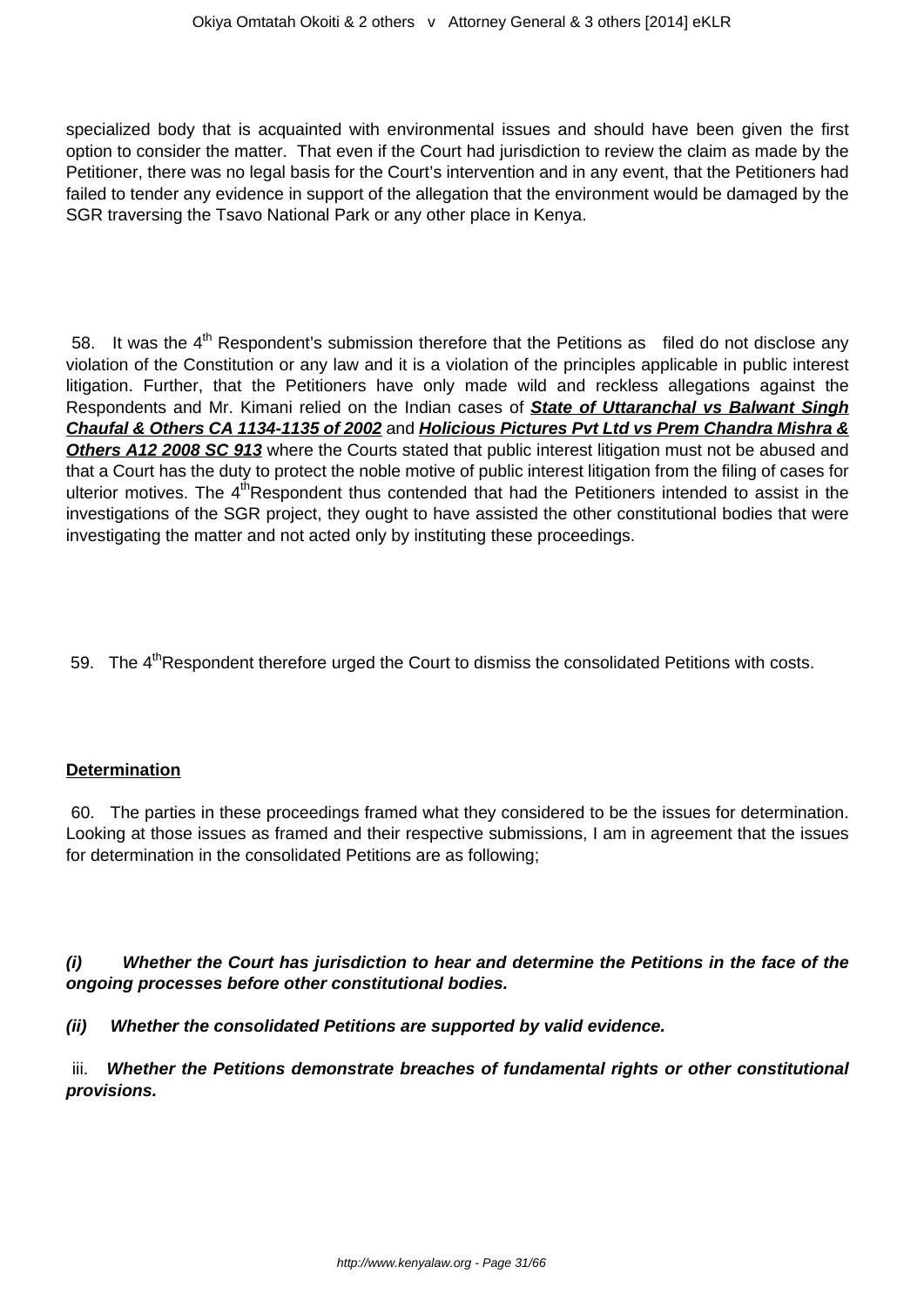specialized body that is acquainted with environmental issues and should have been given the first option to consider the matter. That even if the Court had jurisdiction to review the claim as made by the Petitioner, there was no legal basis for the Court's intervention and in any event, that the Petitioners had failed to tender any evidence in support of the allegation that the environment would be damaged by the SGR traversing the Tsavo National Park or any other place in Kenya.

58. It was the 4th Respondent's submission therefore that the Petitions as filed do not disclose any violation of the Constitution or any law and it is a violation of the principles applicable in public interest litigation. Further, that the Petitioners have only made wild and reckless allegations against the Respondents and Mr. Kimani relied on the Indian cases of ***State of Uttaranchal vs Balwant Singh Chaufal & Others CA 1134-1135 of 2002*** and ***Holicious Pictures Pvt Ltd vs Prem Chandra Mishra & Others A12 2008 SC 913*** where the Courts stated that public interest litigation must not be abused and that a Court has the duty to protect the noble motive of public interest litigation from the filing of cases for ulterior motives. The 4th Respondent thus contended that had the Petitioners intended to assist in the investigations of the SGR project, they ought to have assisted the other constitutional bodies that were investigating the matter and not acted only by instituting these proceedings.

59. The 4th Respondent therefore urged the Court to dismiss the consolidated Petitions with costs.

**Determination**

60. The parties in these proceedings framed what they considered to be the issues for determination. Looking at those issues as framed and their respective submissions, I am in agreement that the issues for determination in the consolidated Petitions are as following;

***(i) Whether the Court has jurisdiction to hear and determine the Petitions in the face of the ongoing processes before other constitutional bodies.***

***(ii) Whether the consolidated Petitions are supported by valid evidence.***

iii. ***Whether the Petitions demonstrate breaches of fundamental rights or other constitutional provisions.***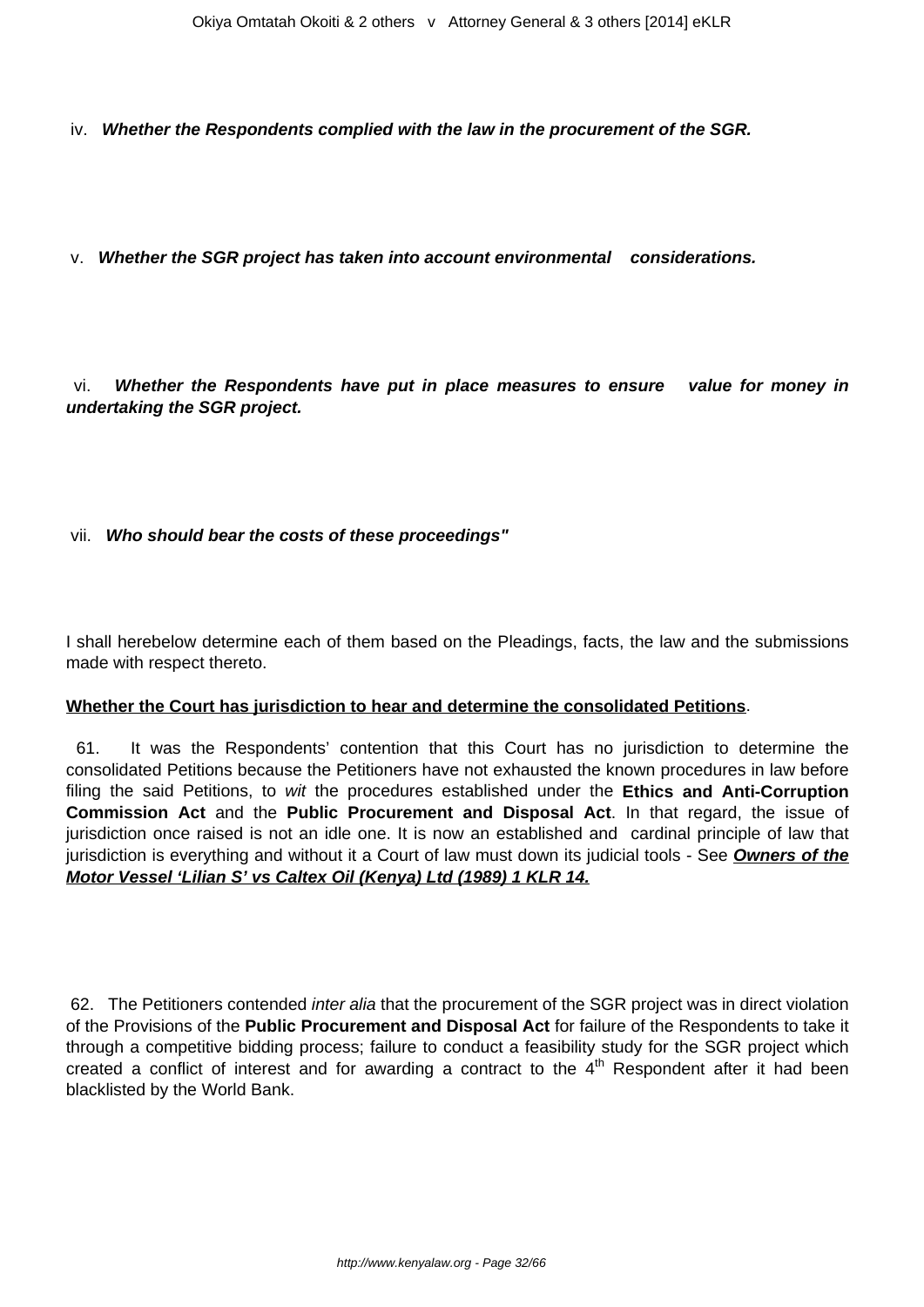iv. ***Whether the Respondents complied with the law in the procurement of the SGR.***

v. ***Whether the SGR project has taken into account environmental considerations.***

vi. ***Whether the Respondents have put in place measures to ensure value for money in undertaking the SGR project.***

vii. ***Who should bear the costs of these proceedings"***

I shall herebelow determine each of them based on the Pleadings, facts, the law and the submissions made with respect thereto.

**Whether the Court has jurisdiction to hear and determine the consolidated Petitions**.

61. It was the Respondents' contention that this Court has no jurisdiction to determine the consolidated Petitions because the Petitioners have not exhausted the known procedures in law before filing the said Petitions, to *wit* the procedures established under the **Ethics and Anti-Corruption Commission Act** and the **Public Procurement and Disposal Act**. In that regard, the issue of jurisdiction once raised is not an idle one. It is now an established and cardinal principle of law that jurisdiction is everything and without it a Court of law must down its judicial tools - See ***Owners of the Motor Vessel 'Lilian S' vs Caltex Oil (Kenya) Ltd (1989) 1 KLR 14.***

62. The Petitioners contended *inter alia* that the procurement of the SGR project was in direct violation of the Provisions of the **Public Procurement and Disposal Act** for failure of the Respondents to take it through a competitive bidding process; failure to conduct a feasibility study for the SGR project which created a conflict of interest and for awarding a contract to the 4th Respondent after it had been blacklisted by the World Bank.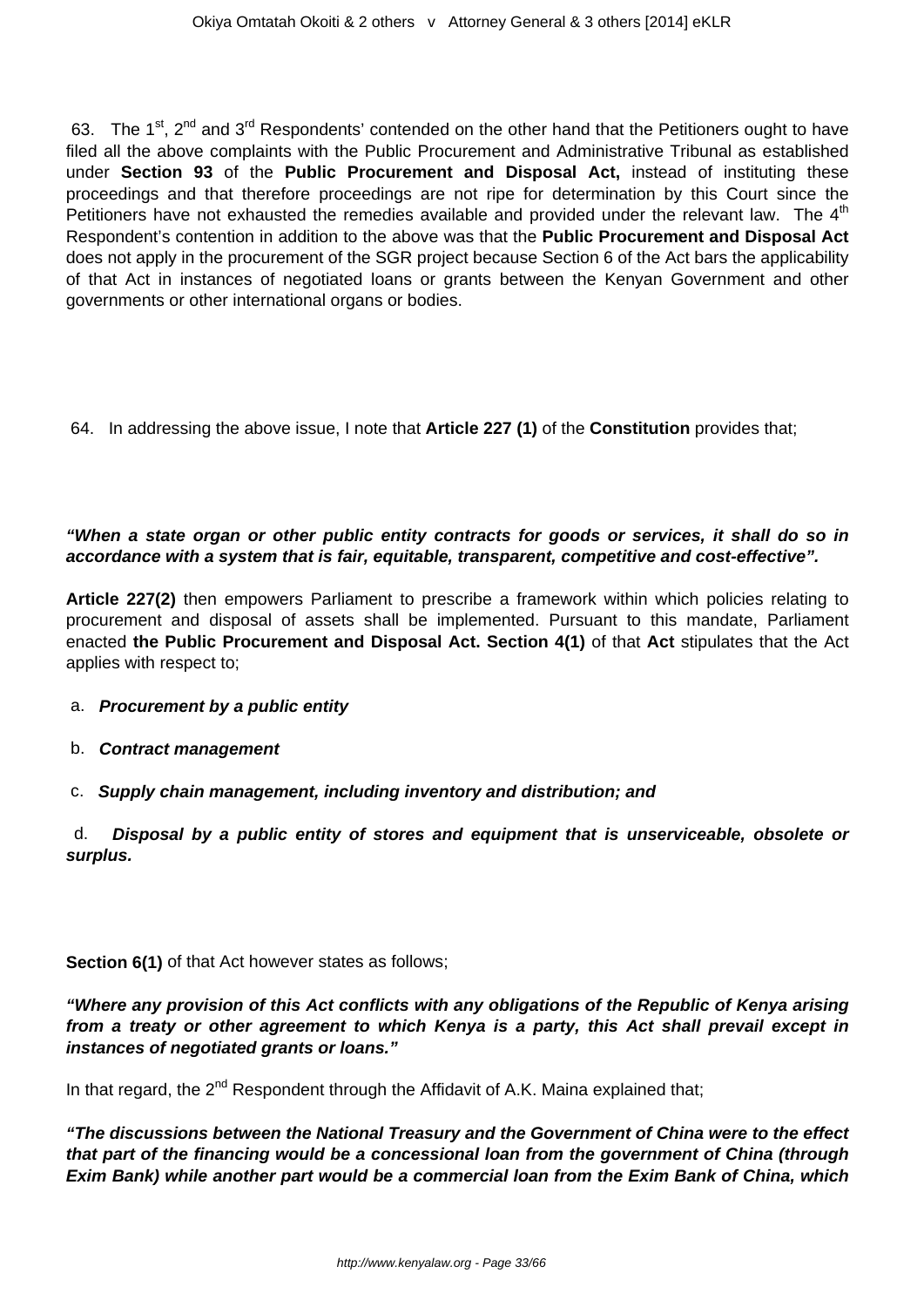63. The 1st, 2nd and 3rd Respondents' contended on the other hand that the Petitioners ought to have filed all the above complaints with the Public Procurement and Administrative Tribunal as established under **Section 93** of the **Public Procurement and Disposal Act,** instead of instituting these proceedings and that therefore proceedings are not ripe for determination by this Court since the Petitioners have not exhausted the remedies available and provided under the relevant law. The 4th Respondent's contention in addition to the above was that the **Public Procurement and Disposal Act** does not apply in the procurement of the SGR project because Section 6 of the Act bars the applicability of that Act in instances of negotiated loans or grants between the Kenyan Government and other governments or other international organs or bodies.

64. In addressing the above issue, I note that **Article 227 (1)** of the **Constitution** provides that;

***"When a state organ or other public entity contracts for goods or services, it shall do so in accordance with a system that is fair, equitable, transparent, competitive and cost-effective".***

**Article 227(2)** then empowers Parliament to prescribe a framework within which policies relating to procurement and disposal of assets shall be implemented. Pursuant to this mandate, Parliament enacted **the Public Procurement and Disposal Act. Section 4(1)** of that **Act** stipulates that the Act applies with respect to;

a. ***Procurement by a public entity***

b. ***Contract management***

c. ***Supply chain management, including inventory and distribution; and***

d. ***Disposal by a public entity of stores and equipment that is unserviceable, obsolete or surplus.***

**Section 6(1)** of that Act however states as follows;

***"Where any provision of this Act conflicts with any obligations of the Republic of Kenya arising from a treaty or other agreement to which Kenya is a party, this Act shall prevail except in instances of negotiated grants or loans."***

In that regard, the 2nd Respondent through the Affidavit of A.K. Maina explained that;

***"The discussions between the National Treasury and the Government of China were to the effect that part of the financing would be a concessional loan from the government of China (through Exim Bank) while another part would be a commercial loan from the Exim Bank of China, which***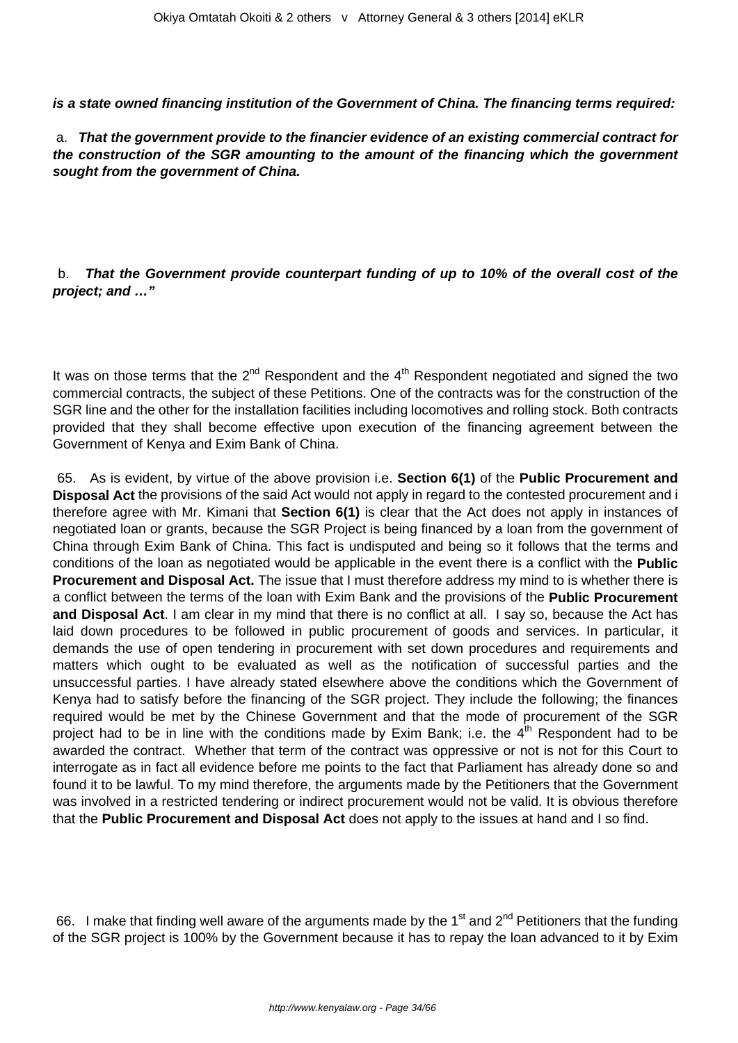***is a state owned financing institution of the Government of China. The financing terms required:***

a. ***That the government provide to the financier evidence of an existing commercial contract for the construction of the SGR amounting to the amount of the financing which the government sought from the government of China.***

b. ***That the Government provide counterpart funding of up to 10% of the overall cost of the project; and …"***

It was on those terms that the 2nd Respondent and the 4th Respondent negotiated and signed the two commercial contracts, the subject of these Petitions. One of the contracts was for the construction of the SGR line and the other for the installation facilities including locomotives and rolling stock. Both contracts provided that they shall become effective upon execution of the financing agreement between the Government of Kenya and Exim Bank of China.

65. As is evident, by virtue of the above provision i.e. **Section 6(1)** of the **Public Procurement and Disposal Act** the provisions of the said Act would not apply in regard to the contested procurement and i therefore agree with Mr. Kimani that **Section 6(1)** is clear that the Act does not apply in instances of negotiated loan or grants, because the SGR Project is being financed by a loan from the government of China through Exim Bank of China. This fact is undisputed and being so it follows that the terms and conditions of the loan as negotiated would be applicable in the event there is a conflict with the **Public Procurement and Disposal Act.** The issue that I must therefore address my mind to is whether there is a conflict between the terms of the loan with Exim Bank and the provisions of the **Public Procurement and Disposal Act**. I am clear in my mind that there is no conflict at all. I say so, because the Act has laid down procedures to be followed in public procurement of goods and services. In particular, it demands the use of open tendering in procurement with set down procedures and requirements and matters which ought to be evaluated as well as the notification of successful parties and the unsuccessful parties. I have already stated elsewhere above the conditions which the Government of Kenya had to satisfy before the financing of the SGR project. They include the following; the finances required would be met by the Chinese Government and that the mode of procurement of the SGR project had to be in line with the conditions made by Exim Bank; i.e. the 4th Respondent had to be awarded the contract. Whether that term of the contract was oppressive or not is not for this Court to interrogate as in fact all evidence before me points to the fact that Parliament has already done so and found it to be lawful. To my mind therefore, the arguments made by the Petitioners that the Government was involved in a restricted tendering or indirect procurement would not be valid. It is obvious therefore that the **Public Procurement and Disposal Act** does not apply to the issues at hand and I so find.

66. I make that finding well aware of the arguments made by the 1st and 2nd Petitioners that the funding of the SGR project is 100% by the Government because it has to repay the loan advanced to it by Exim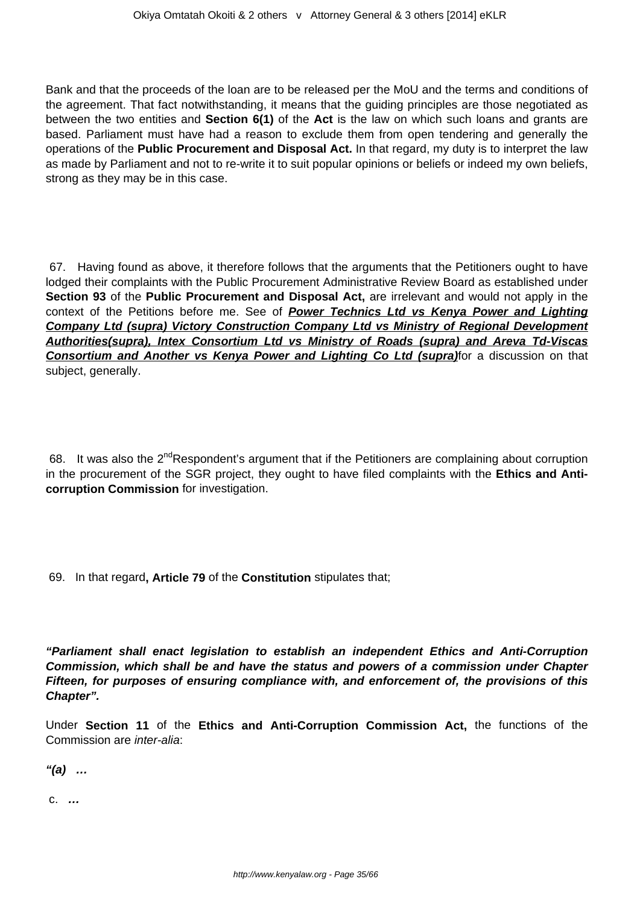Bank and that the proceeds of the loan are to be released per the MoU and the terms and conditions of the agreement. That fact notwithstanding, it means that the guiding principles are those negotiated as between the two entities and **Section 6(1)** of the **Act** is the law on which such loans and grants are based. Parliament must have had a reason to exclude them from open tendering and generally the operations of the **Public Procurement and Disposal Act.** In that regard, my duty is to interpret the law as made by Parliament and not to re-write it to suit popular opinions or beliefs or indeed my own beliefs, strong as they may be in this case.

67. Having found as above, it therefore follows that the arguments that the Petitioners ought to have lodged their complaints with the Public Procurement Administrative Review Board as established under **Section 93** of the **Public Procurement and Disposal Act,** are irrelevant and would not apply in the context of the Petitions before me. See of ***Power Technics Ltd vs Kenya Power and Lighting Company Ltd (supra) Victory Construction Company Ltd vs Ministry of Regional Development Authorities(supra), Intex Consortium Ltd vs Ministry of Roads (supra) and Areva Td-Viscas Consortium and Another vs Kenya Power and Lighting Co Ltd (supra)***for a discussion on that subject, generally.

68. It was also the 2nd Respondent's argument that if the Petitioners are complaining about corruption in the procurement of the SGR project, they ought to have filed complaints with the **Ethics and Anti-corruption Commission** for investigation.

69. In that regard**, Article 79** of the **Constitution** stipulates that;

***"Parliament shall enact legislation to establish an independent Ethics and Anti-Corruption Commission, which shall be and have the status and powers of a commission under Chapter Fifteen, for purposes of ensuring compliance with, and enforcement of, the provisions of this Chapter".***

Under **Section 11** of the **Ethics and Anti-Corruption Commission Act,** the functions of the Commission are *inter-alia*:

***"(a) …***

c. ***…***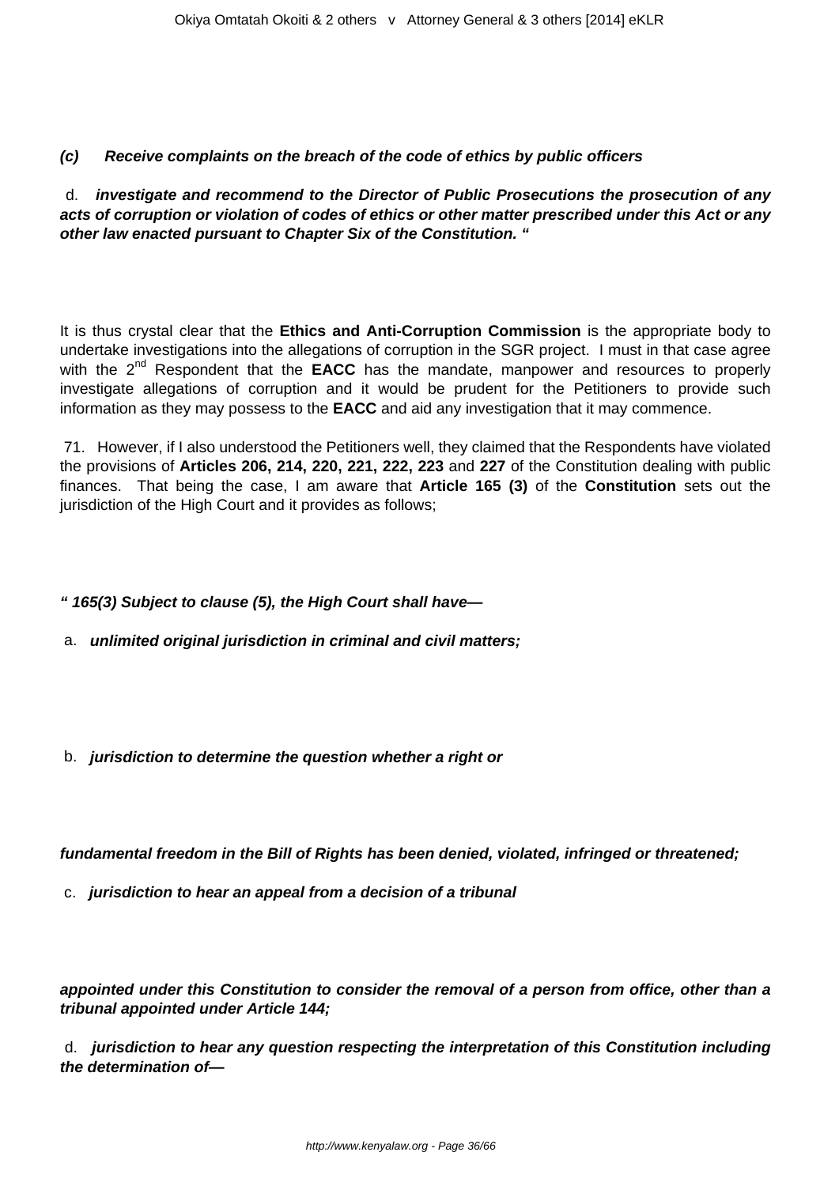***(c) Receive complaints on the breach of the code of ethics by public officers***

d. ***investigate and recommend to the Director of Public Prosecutions the prosecution of any acts of corruption or violation of codes of ethics or other matter prescribed under this Act or any other law enacted pursuant to Chapter Six of the Constitution. "***

It is thus crystal clear that the **Ethics and Anti-Corruption Commission** is the appropriate body to undertake investigations into the allegations of corruption in the SGR project. I must in that case agree with the 2nd Respondent that the **EACC** has the mandate, manpower and resources to properly investigate allegations of corruption and it would be prudent for the Petitioners to provide such information as they may possess to the **EACC** and aid any investigation that it may commence.

71. However, if I also understood the Petitioners well, they claimed that the Respondents have violated the provisions of **Articles 206, 214, 220, 221, 222, 223** and **227** of the Constitution dealing with public finances. That being the case, I am aware that **Article 165 (3)** of the **Constitution** sets out the jurisdiction of the High Court and it provides as follows;

***" 165(3) Subject to clause (5), the High Court shall have—***

a. ***unlimited original jurisdiction in criminal and civil matters;***

b. ***jurisdiction to determine the question whether a right or***

***fundamental freedom in the Bill of Rights has been denied, violated, infringed or threatened;***

c. ***jurisdiction to hear an appeal from a decision of a tribunal***

***appointed under this Constitution to consider the removal of a person from office, other than a tribunal appointed under Article 144;***

d. ***jurisdiction to hear any question respecting the interpretation of this Constitution including the determination of—***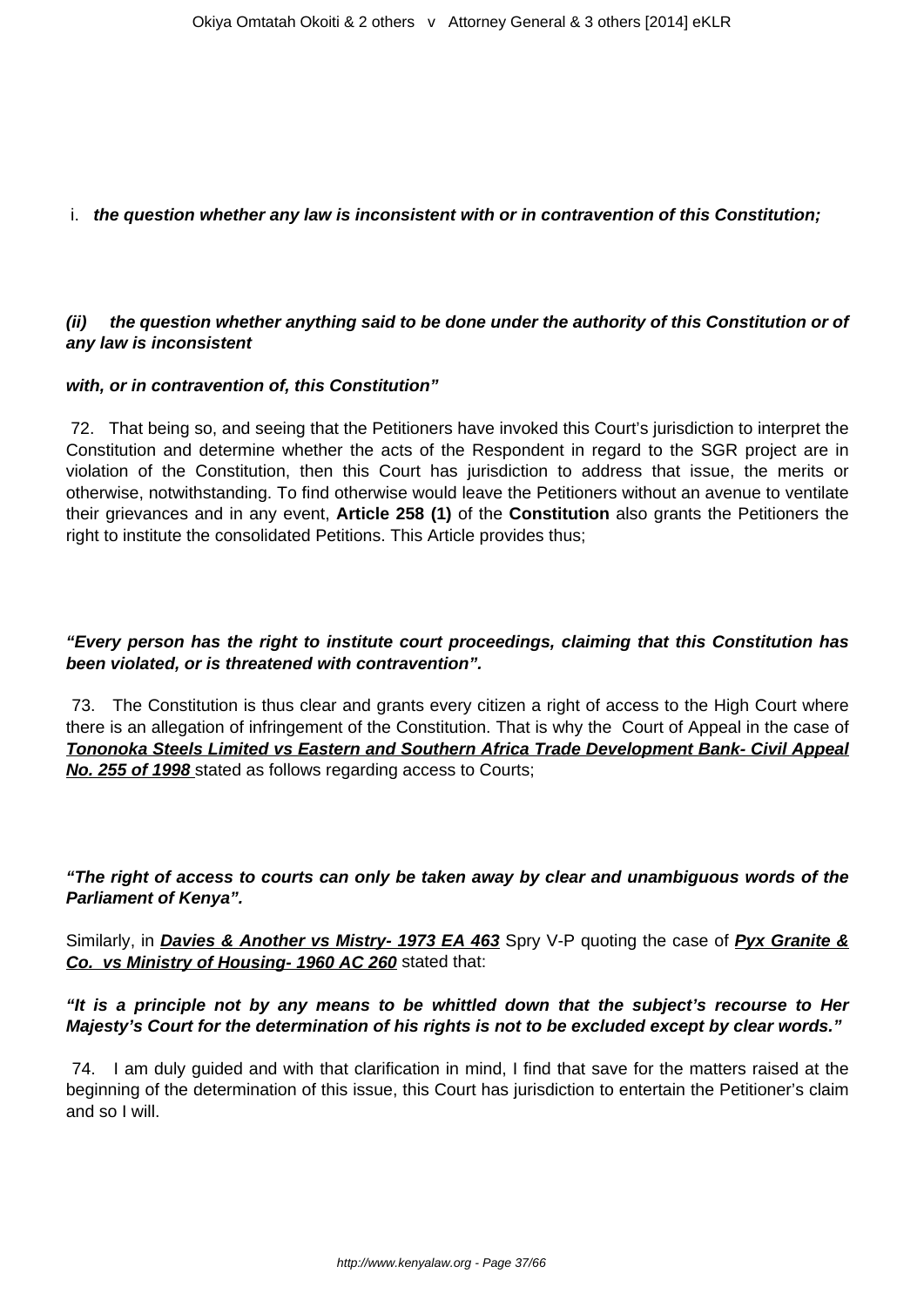i. ***the question whether any law is inconsistent with or in contravention of this Constitution;***

***(ii) the question whether anything said to be done under the authority of this Constitution or of any law is inconsistent***

***with, or in contravention of, this Constitution"***

72. That being so, and seeing that the Petitioners have invoked this Court's jurisdiction to interpret the Constitution and determine whether the acts of the Respondent in regard to the SGR project are in violation of the Constitution, then this Court has jurisdiction to address that issue, the merits or otherwise, notwithstanding. To find otherwise would leave the Petitioners without an avenue to ventilate their grievances and in any event, **Article 258 (1)** of the **Constitution** also grants the Petitioners the right to institute the consolidated Petitions. This Article provides thus;

***"Every person has the right to institute court proceedings, claiming that this Constitution has been violated, or is threatened with contravention".***

73. The Constitution is thus clear and grants every citizen a right of access to the High Court where there is an allegation of infringement of the Constitution. That is why the Court of Appeal in the case of ***Tononoka Steels Limited vs Eastern and Southern Africa Trade Development Bank- Civil Appeal No. 255 of 1998*** stated as follows regarding access to Courts;

***"The right of access to courts can only be taken away by clear and unambiguous words of the Parliament of Kenya".***

Similarly, in ***Davies & Another vs Mistry- 1973 EA 463*** Spry V-P quoting the case of ***Pyx Granite & Co. vs Ministry of Housing- 1960 AC 260*** stated that:

***"It is a principle not by any means to be whittled down that the subject's recourse to Her Majesty's Court for the determination of his rights is not to be excluded except by clear words."***

74. I am duly guided and with that clarification in mind, I find that save for the matters raised at the beginning of the determination of this issue, this Court has jurisdiction to entertain the Petitioner's claim and so I will.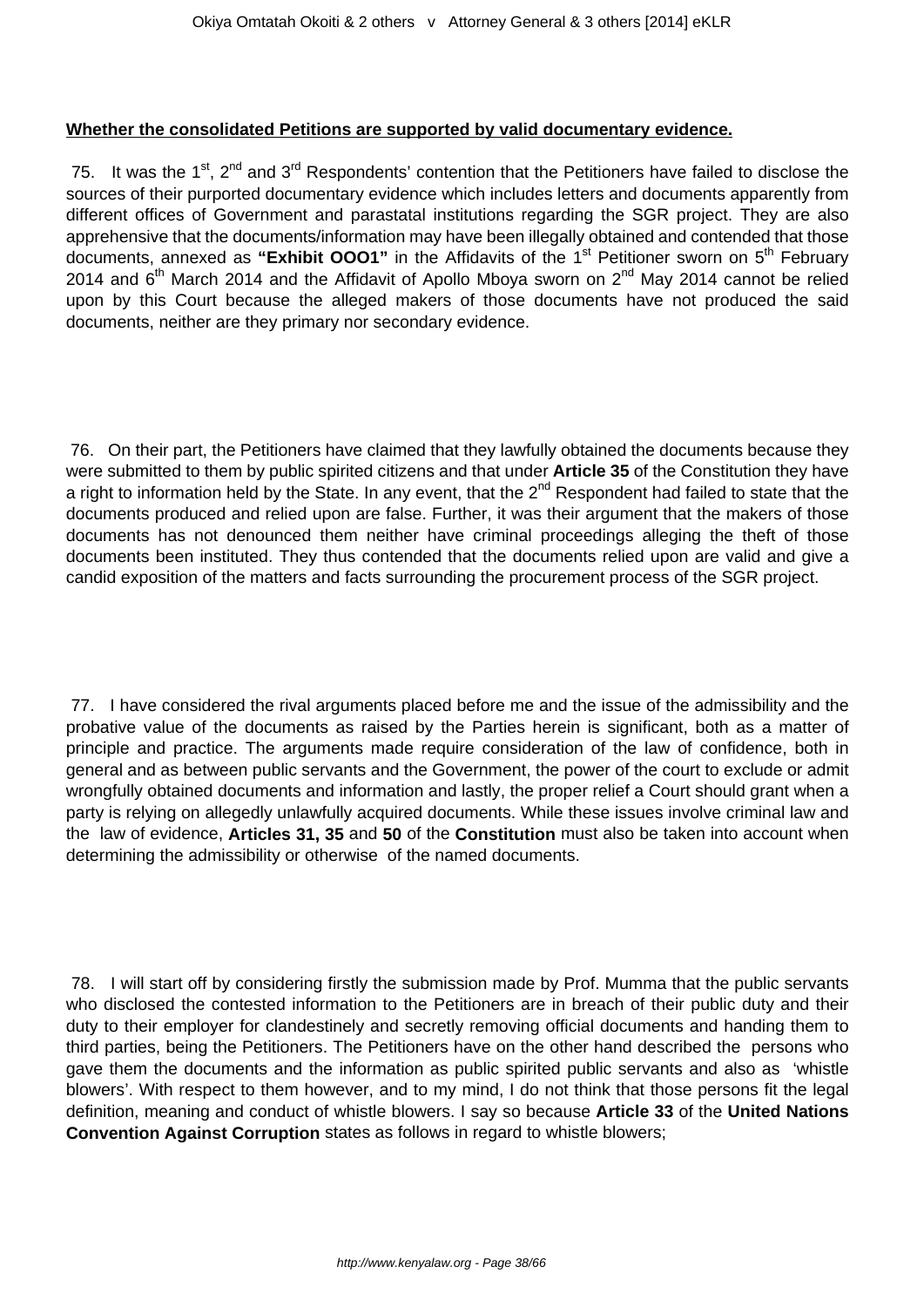**Whether the consolidated Petitions are supported by valid documentary evidence.**

75. It was the 1st, 2nd and 3rd Respondents' contention that the Petitioners have failed to disclose the sources of their purported documentary evidence which includes letters and documents apparently from different offices of Government and parastatal institutions regarding the SGR project. They are also apprehensive that the documents/information may have been illegally obtained and contended that those documents, annexed as **"Exhibit OOO1"** in the Affidavits of the 1st Petitioner sworn on 5th February 2014 and 6th March 2014 and the Affidavit of Apollo Mboya sworn on 2nd May 2014 cannot be relied upon by this Court because the alleged makers of those documents have not produced the said documents, neither are they primary nor secondary evidence.

76. On their part, the Petitioners have claimed that they lawfully obtained the documents because they were submitted to them by public spirited citizens and that under **Article 35** of the Constitution they have a right to information held by the State. In any event, that the 2nd Respondent had failed to state that the documents produced and relied upon are false. Further, it was their argument that the makers of those documents has not denounced them neither have criminal proceedings alleging the theft of those documents been instituted. They thus contended that the documents relied upon are valid and give a candid exposition of the matters and facts surrounding the procurement process of the SGR project.

77. I have considered the rival arguments placed before me and the issue of the admissibility and the probative value of the documents as raised by the Parties herein is significant, both as a matter of principle and practice. The arguments made require consideration of the law of confidence, both in general and as between public servants and the Government, the power of the court to exclude or admit wrongfully obtained documents and information and lastly, the proper relief a Court should grant when a party is relying on allegedly unlawfully acquired documents. While these issues involve criminal law and the law of evidence, **Articles 31, 35** and **50** of the **Constitution** must also be taken into account when determining the admissibility or otherwise of the named documents.

78. I will start off by considering firstly the submission made by Prof. Mumma that the public servants who disclosed the contested information to the Petitioners are in breach of their public duty and their duty to their employer for clandestinely and secretly removing official documents and handing them to third parties, being the Petitioners. The Petitioners have on the other hand described the persons who gave them the documents and the information as public spirited public servants and also as 'whistle blowers'. With respect to them however, and to my mind, I do not think that those persons fit the legal definition, meaning and conduct of whistle blowers. I say so because **Article 33** of the **United Nations Convention Against Corruption** states as follows in regard to whistle blowers;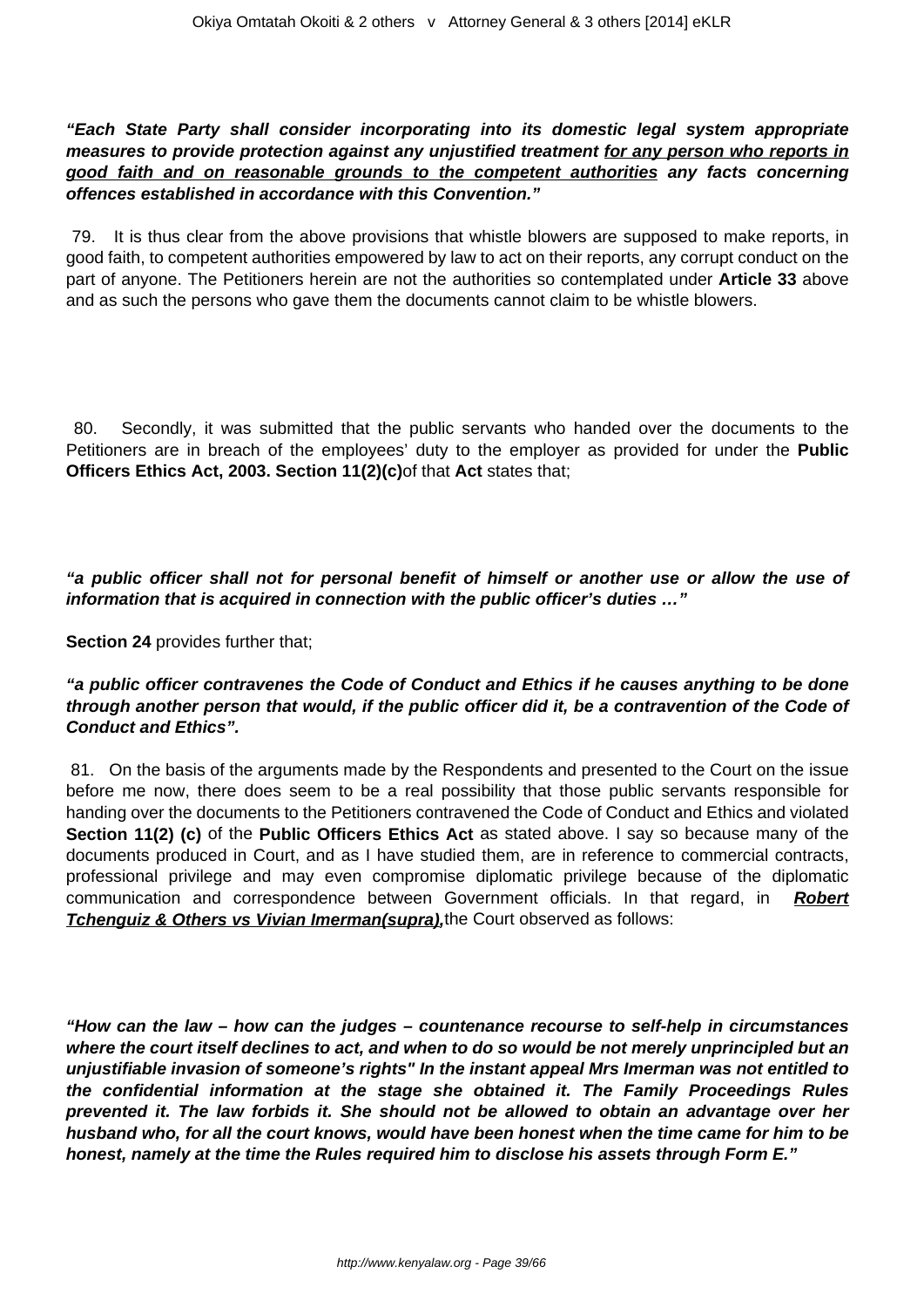***"Each State Party shall consider incorporating into its domestic legal system appropriate measures to provide protection against any unjustified treatment <u>for any person who reports in good faith and on reasonable grounds to the competent authorities</u> any facts concerning offences established in accordance with this Convention."***

79. It is thus clear from the above provisions that whistle blowers are supposed to make reports, in good faith, to competent authorities empowered by law to act on their reports, any corrupt conduct on the part of anyone. The Petitioners herein are not the authorities so contemplated under **Article 33** above and as such the persons who gave them the documents cannot claim to be whistle blowers.

80. Secondly, it was submitted that the public servants who handed over the documents to the Petitioners are in breach of the employees' duty to the employer as provided for under the **Public Officers Ethics Act, 2003. Section 11(2)(c)**of that **Act** states that;

***"a public officer shall not for personal benefit of himself or another use or allow the use of information that is acquired in connection with the public officer's duties …"***

**Section 24** provides further that;

***"a public officer contravenes the Code of Conduct and Ethics if he causes anything to be done through another person that would, if the public officer did it, be a contravention of the Code of Conduct and Ethics".***

81. On the basis of the arguments made by the Respondents and presented to the Court on the issue before me now, there does seem to be a real possibility that those public servants responsible for handing over the documents to the Petitioners contravened the Code of Conduct and Ethics and violated **Section 11(2) (c)** of the **Public Officers Ethics Act** as stated above. I say so because many of the documents produced in Court, and as I have studied them, are in reference to commercial contracts, professional privilege and may even compromise diplomatic privilege because of the diplomatic communication and correspondence between Government officials. In that regard, in ***<u>Robert Tchenguiz & Others vs Vivian Imerman(supra)</u>*,**the Court observed as follows:

***"How can the law – how can the judges – countenance recourse to self-help in circumstances where the court itself declines to act, and when to do so would be not merely unprincipled but an unjustifiable invasion of someone's rights" In the instant appeal Mrs Imerman was not entitled to the confidential information at the stage she obtained it. The Family Proceedings Rules prevented it. The law forbids it. She should not be allowed to obtain an advantage over her husband who, for all the court knows, would have been honest when the time came for him to be honest, namely at the time the Rules required him to disclose his assets through Form E."***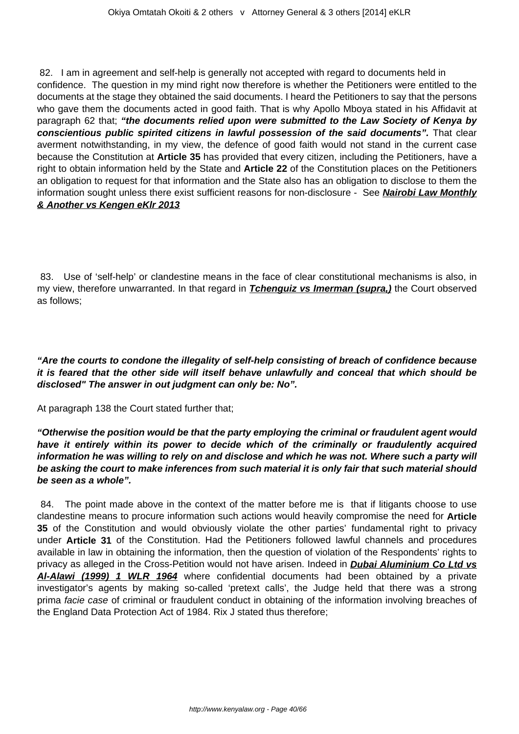82. I am in agreement and self-help is generally not accepted with regard to documents held in confidence. The question in my mind right now therefore is whether the Petitioners were entitled to the documents at the stage they obtained the said documents. I heard the Petitioners to say that the persons who gave them the documents acted in good faith. That is why Apollo Mboya stated in his Affidavit at paragraph 62 that; ***"the documents relied upon were submitted to the Law Society of Kenya by conscientious public spirited citizens in lawful possession of the said documents".*** That clear averment notwithstanding, in my view, the defence of good faith would not stand in the current case because the Constitution at **Article 35** has provided that every citizen, including the Petitioners, have a right to obtain information held by the State and **Article 22** of the Constitution places on the Petitioners an obligation to request for that information and the State also has an obligation to disclose to them the information sought unless there exist sufficient reasons for non-disclosure - See **Nairobi Law Monthly & Another vs Kengen eKlr 2013**

83. Use of 'self-help' or clandestine means in the face of clear constitutional mechanisms is also, in my view, therefore unwarranted. In that regard in ***Tchenguiz vs Imerman (supra,)*** the Court observed as follows;

***"Are the courts to condone the illegality of self-help consisting of breach of confidence because it is feared that the other side will itself behave unlawfully and conceal that which should be disclosed" The answer in out judgment can only be: No".***

At paragraph 138 the Court stated further that;

***"Otherwise the position would be that the party employing the criminal or fraudulent agent would have it entirely within its power to decide which of the criminally or fraudulently acquired information he was willing to rely on and disclose and which he was not. Where such a party will be asking the court to make inferences from such material it is only fair that such material should be seen as a whole".***

84. The point made above in the context of the matter before me is that if litigants choose to use clandestine means to procure information such actions would heavily compromise the need for **Article 35** of the Constitution and would obviously violate the other parties' fundamental right to privacy under **Article 31** of the Constitution. Had the Petitioners followed lawful channels and procedures available in law in obtaining the information, then the question of violation of the Respondents' rights to privacy as alleged in the Cross-Petition would not have arisen. Indeed in ***Dubai Aluminium Co Ltd vs Al-Alawi (1999) 1 WLR 1964*** where confidential documents had been obtained by a private investigator's agents by making so-called 'pretext calls', the Judge held that there was a strong prima *facie case* of criminal or fraudulent conduct in obtaining of the information involving breaches of the England Data Protection Act of 1984. Rix J stated thus therefore;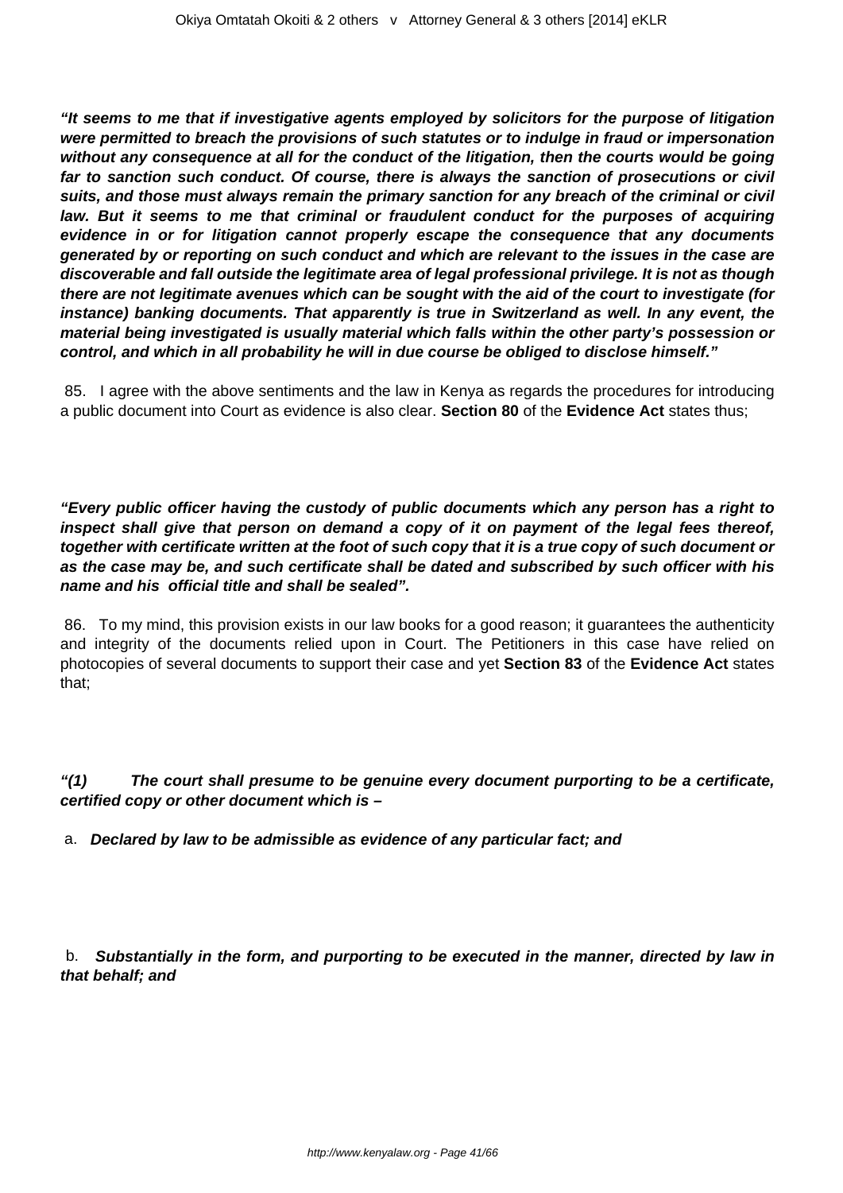***"It seems to me that if investigative agents employed by solicitors for the purpose of litigation were permitted to breach the provisions of such statutes or to indulge in fraud or impersonation without any consequence at all for the conduct of the litigation, then the courts would be going far to sanction such conduct. Of course, there is always the sanction of prosecutions or civil suits, and those must always remain the primary sanction for any breach of the criminal or civil law. But it seems to me that criminal or fraudulent conduct for the purposes of acquiring evidence in or for litigation cannot properly escape the consequence that any documents generated by or reporting on such conduct and which are relevant to the issues in the case are discoverable and fall outside the legitimate area of legal professional privilege. It is not as though there are not legitimate avenues which can be sought with the aid of the court to investigate (for instance) banking documents. That apparently is true in Switzerland as well. In any event, the material being investigated is usually material which falls within the other party's possession or control, and which in all probability he will in due course be obliged to disclose himself."***

85. I agree with the above sentiments and the law in Kenya as regards the procedures for introducing a public document into Court as evidence is also clear. **Section 80** of the **Evidence Act** states thus;

***"Every public officer having the custody of public documents which any person has a right to inspect shall give that person on demand a copy of it on payment of the legal fees thereof, together with certificate written at the foot of such copy that it is a true copy of such document or as the case may be, and such certificate shall be dated and subscribed by such officer with his name and his official title and shall be sealed".***

86. To my mind, this provision exists in our law books for a good reason; it guarantees the authenticity and integrity of the documents relied upon in Court. The Petitioners in this case have relied on photocopies of several documents to support their case and yet **Section 83** of the **Evidence Act** states that;

***"(1) The court shall presume to be genuine every document purporting to be a certificate, certified copy or other document which is –***

a. ***Declared by law to be admissible as evidence of any particular fact; and***

b. ***Substantially in the form, and purporting to be executed in the manner, directed by law in that behalf; and***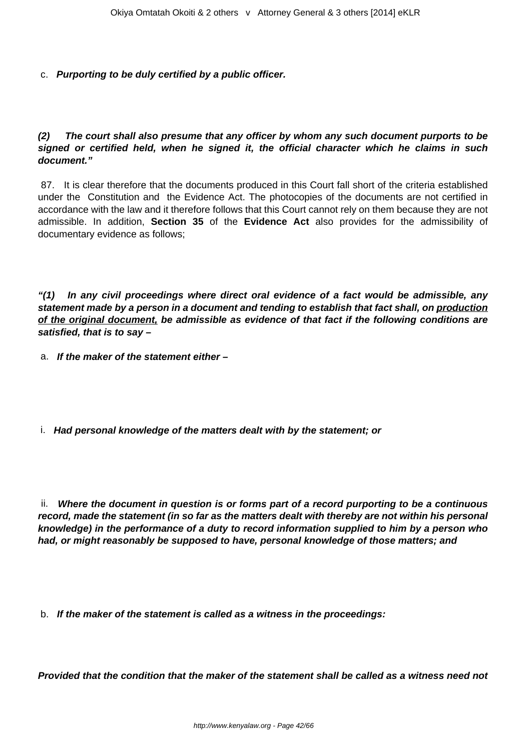c. ***Purporting to be duly certified by a public officer.***

***(2) The court shall also presume that any officer by whom any such document purports to be signed or certified held, when he signed it, the official character which he claims in such document."***

87. It is clear therefore that the documents produced in this Court fall short of the criteria established under the Constitution and the Evidence Act. The photocopies of the documents are not certified in accordance with the law and it therefore follows that this Court cannot rely on them because they are not admissible. In addition, **Section 35** of the **Evidence Act** also provides for the admissibility of documentary evidence as follows;

***"(1) In any civil proceedings where direct oral evidence of a fact would be admissible, any statement made by a person in a document and tending to establish that fact shall, on <u>production of the original document,</u> be admissible as evidence of that fact if the following conditions are satisfied, that is to say –***

a. ***If the maker of the statement either –***

i. ***Had personal knowledge of the matters dealt with by the statement; or***

ii. ***Where the document in question is or forms part of a record purporting to be a continuous record, made the statement (in so far as the matters dealt with thereby are not within his personal knowledge) in the performance of a duty to record information supplied to him by a person who had, or might reasonably be supposed to have, personal knowledge of those matters; and***

b. ***If the maker of the statement is called as a witness in the proceedings:***

***Provided that the condition that the maker of the statement shall be called as a witness need not***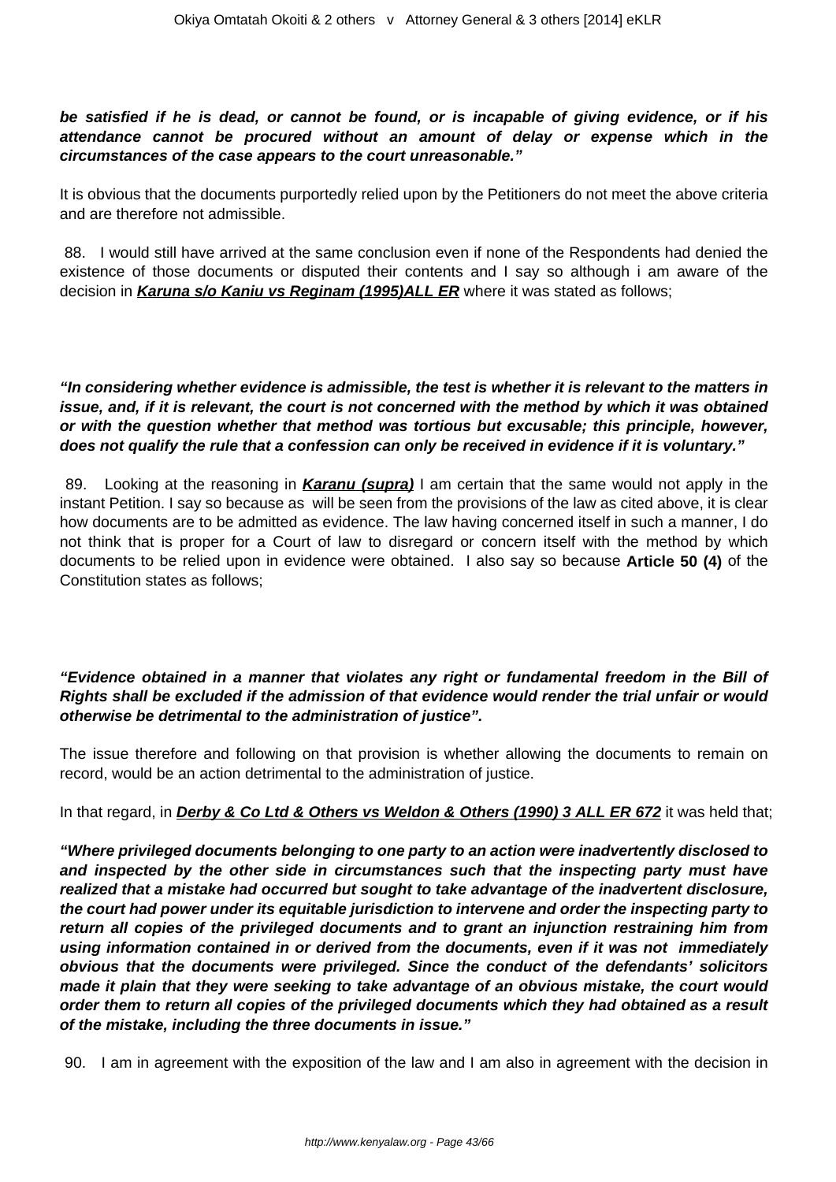***be satisfied if he is dead, or cannot be found, or is incapable of giving evidence, or if his attendance cannot be procured without an amount of delay or expense which in the circumstances of the case appears to the court unreasonable."***

It is obvious that the documents purportedly relied upon by the Petitioners do not meet the above criteria and are therefore not admissible.

88. I would still have arrived at the same conclusion even if none of the Respondents had denied the existence of those documents or disputed their contents and I say so although i am aware of the decision in ***Karuna s/o Kaniu vs Reginam (1995)ALL ER*** where it was stated as follows;

***"In considering whether evidence is admissible, the test is whether it is relevant to the matters in issue, and, if it is relevant, the court is not concerned with the method by which it was obtained or with the question whether that method was tortious but excusable; this principle, however, does not qualify the rule that a confession can only be received in evidence if it is voluntary."***

89. Looking at the reasoning in ***Karanu (supra)*** I am certain that the same would not apply in the instant Petition. I say so because as will be seen from the provisions of the law as cited above, it is clear how documents are to be admitted as evidence. The law having concerned itself in such a manner, I do not think that is proper for a Court of law to disregard or concern itself with the method by which documents to be relied upon in evidence were obtained. I also say so because **Article 50 (4)** of the Constitution states as follows;

***"Evidence obtained in a manner that violates any right or fundamental freedom in the Bill of Rights shall be excluded if the admission of that evidence would render the trial unfair or would otherwise be detrimental to the administration of justice".***

The issue therefore and following on that provision is whether allowing the documents to remain on record, would be an action detrimental to the administration of justice.

In that regard, in ***Derby & Co Ltd & Others vs Weldon & Others (1990) 3 ALL ER 672*** it was held that;

***"Where privileged documents belonging to one party to an action were inadvertently disclosed to and inspected by the other side in circumstances such that the inspecting party must have realized that a mistake had occurred but sought to take advantage of the inadvertent disclosure, the court had power under its equitable jurisdiction to intervene and order the inspecting party to return all copies of the privileged documents and to grant an injunction restraining him from using information contained in or derived from the documents, even if it was not immediately obvious that the documents were privileged. Since the conduct of the defendants' solicitors made it plain that they were seeking to take advantage of an obvious mistake, the court would order them to return all copies of the privileged documents which they had obtained as a result of the mistake, including the three documents in issue."***

90. I am in agreement with the exposition of the law and I am also in agreement with the decision in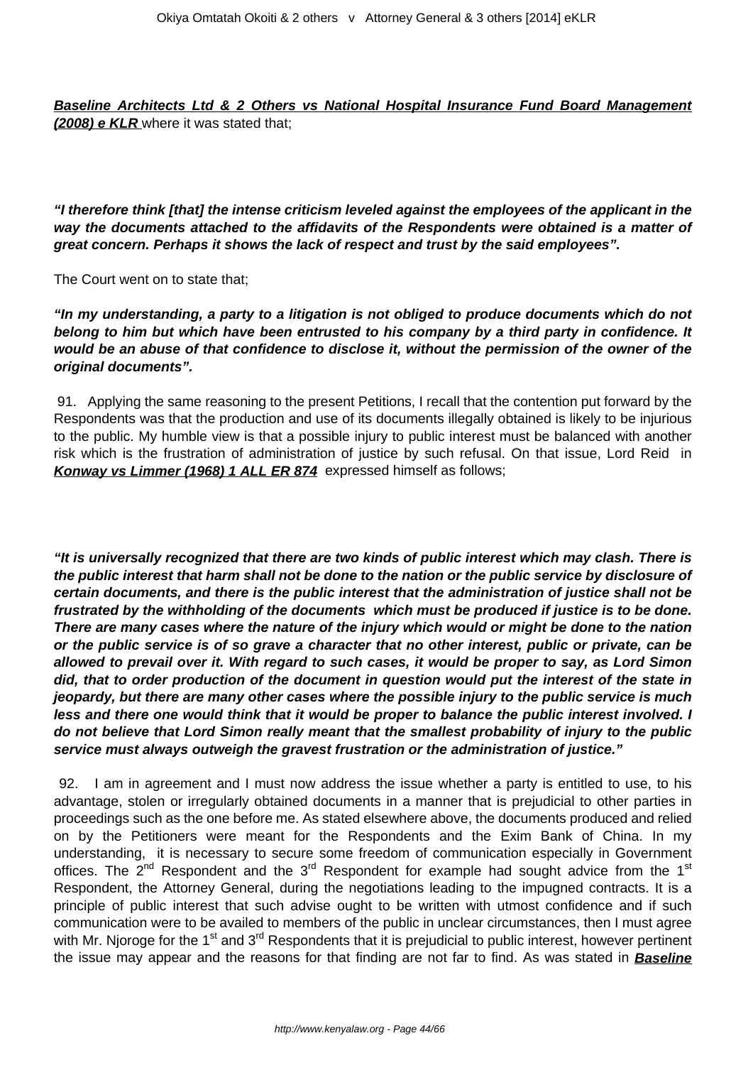**Baseline Architects Ltd & 2 Others vs National Hospital Insurance Fund Board Management (2008) e KLR** where it was stated that;

***"I therefore think [that] the intense criticism leveled against the employees of the applicant in the way the documents attached to the affidavits of the Respondents were obtained is a matter of great concern. Perhaps it shows the lack of respect and trust by the said employees".***

The Court went on to state that;

***"In my understanding, a party to a litigation is not obliged to produce documents which do not belong to him but which have been entrusted to his company by a third party in confidence. It would be an abuse of that confidence to disclose it, without the permission of the owner of the original documents".***

91. Applying the same reasoning to the present Petitions, I recall that the contention put forward by the Respondents was that the production and use of its documents illegally obtained is likely to be injurious to the public. My humble view is that a possible injury to public interest must be balanced with another risk which is the frustration of administration of justice by such refusal. On that issue, Lord Reid in ***Konway vs Limmer (1968) 1 ALL ER 874*** expressed himself as follows;

***"It is universally recognized that there are two kinds of public interest which may clash. There is the public interest that harm shall not be done to the nation or the public service by disclosure of certain documents, and there is the public interest that the administration of justice shall not be frustrated by the withholding of the documents which must be produced if justice is to be done. There are many cases where the nature of the injury which would or might be done to the nation or the public service is of so grave a character that no other interest, public or private, can be allowed to prevail over it. With regard to such cases, it would be proper to say, as Lord Simon did, that to order production of the document in question would put the interest of the state in jeopardy, but there are many other cases where the possible injury to the public service is much less and there one would think that it would be proper to balance the public interest involved. I do not believe that Lord Simon really meant that the smallest probability of injury to the public service must always outweigh the gravest frustration or the administration of justice."***

92. I am in agreement and I must now address the issue whether a party is entitled to use, to his advantage, stolen or irregularly obtained documents in a manner that is prejudicial to other parties in proceedings such as the one before me. As stated elsewhere above, the documents produced and relied on by the Petitioners were meant for the Respondents and the Exim Bank of China. In my understanding, it is necessary to secure some freedom of communication especially in Government offices. The 2nd Respondent and the 3rd Respondent for example had sought advice from the 1st Respondent, the Attorney General, during the negotiations leading to the impugned contracts. It is a principle of public interest that such advise ought to be written with utmost confidence and if such communication were to be availed to members of the public in unclear circumstances, then I must agree with Mr. Njoroge for the 1st and 3rd Respondents that it is prejudicial to public interest, however pertinent the issue may appear and the reasons for that finding are not far to find. As was stated in ***Baseline***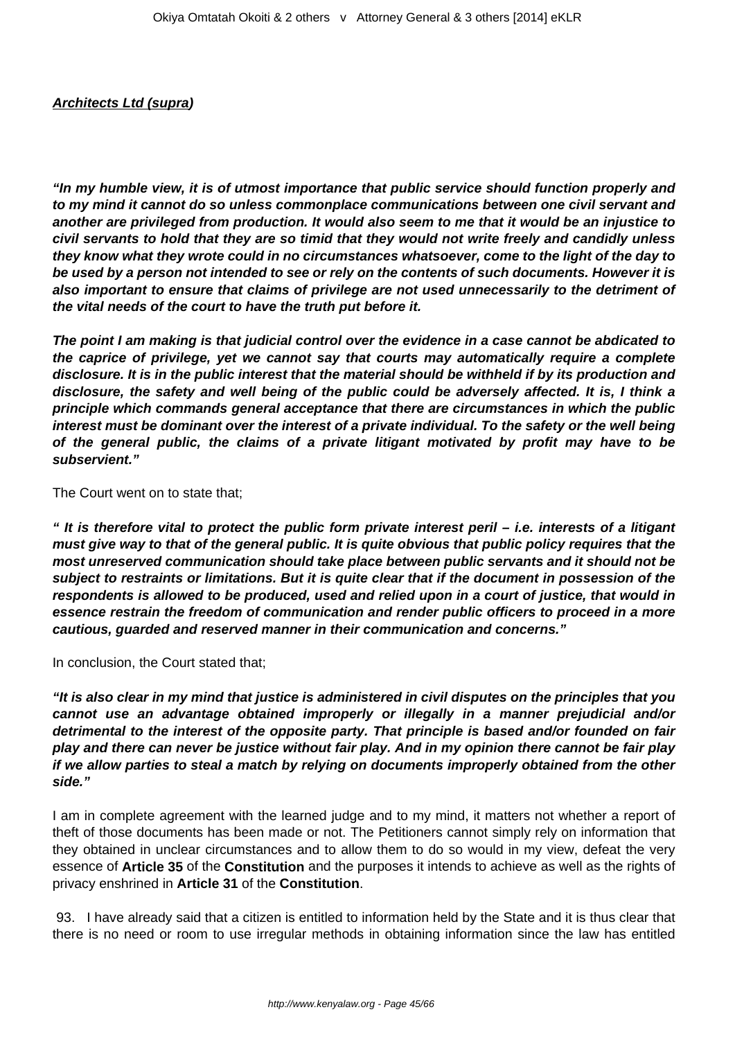***Architects Ltd (supra)***

***"In my humble view, it is of utmost importance that public service should function properly and to my mind it cannot do so unless commonplace communications between one civil servant and another are privileged from production. It would also seem to me that it would be an injustice to civil servants to hold that they are so timid that they would not write freely and candidly unless they know what they wrote could in no circumstances whatsoever, come to the light of the day to be used by a person not intended to see or rely on the contents of such documents. However it is also important to ensure that claims of privilege are not used unnecessarily to the detriment of the vital needs of the court to have the truth put before it.***

***The point I am making is that judicial control over the evidence in a case cannot be abdicated to the caprice of privilege, yet we cannot say that courts may automatically require a complete disclosure. It is in the public interest that the material should be withheld if by its production and disclosure, the safety and well being of the public could be adversely affected. It is, I think a principle which commands general acceptance that there are circumstances in which the public interest must be dominant over the interest of a private individual. To the safety or the well being of the general public, the claims of a private litigant motivated by profit may have to be subservient."***

The Court went on to state that;

***" It is therefore vital to protect the public form private interest peril – i.e. interests of a litigant must give way to that of the general public. It is quite obvious that public policy requires that the most unreserved communication should take place between public servants and it should not be subject to restraints or limitations. But it is quite clear that if the document in possession of the respondents is allowed to be produced, used and relied upon in a court of justice, that would in essence restrain the freedom of communication and render public officers to proceed in a more cautious, guarded and reserved manner in their communication and concerns."***

In conclusion, the Court stated that;

***"It is also clear in my mind that justice is administered in civil disputes on the principles that you cannot use an advantage obtained improperly or illegally in a manner prejudicial and/or detrimental to the interest of the opposite party. That principle is based and/or founded on fair play and there can never be justice without fair play. And in my opinion there cannot be fair play if we allow parties to steal a match by relying on documents improperly obtained from the other side."***

I am in complete agreement with the learned judge and to my mind, it matters not whether a report of theft of those documents has been made or not. The Petitioners cannot simply rely on information that they obtained in unclear circumstances and to allow them to do so would in my view, defeat the very essence of **Article 35** of the **Constitution** and the purposes it intends to achieve as well as the rights of privacy enshrined in **Article 31** of the **Constitution**.

93. I have already said that a citizen is entitled to information held by the State and it is thus clear that there is no need or room to use irregular methods in obtaining information since the law has entitled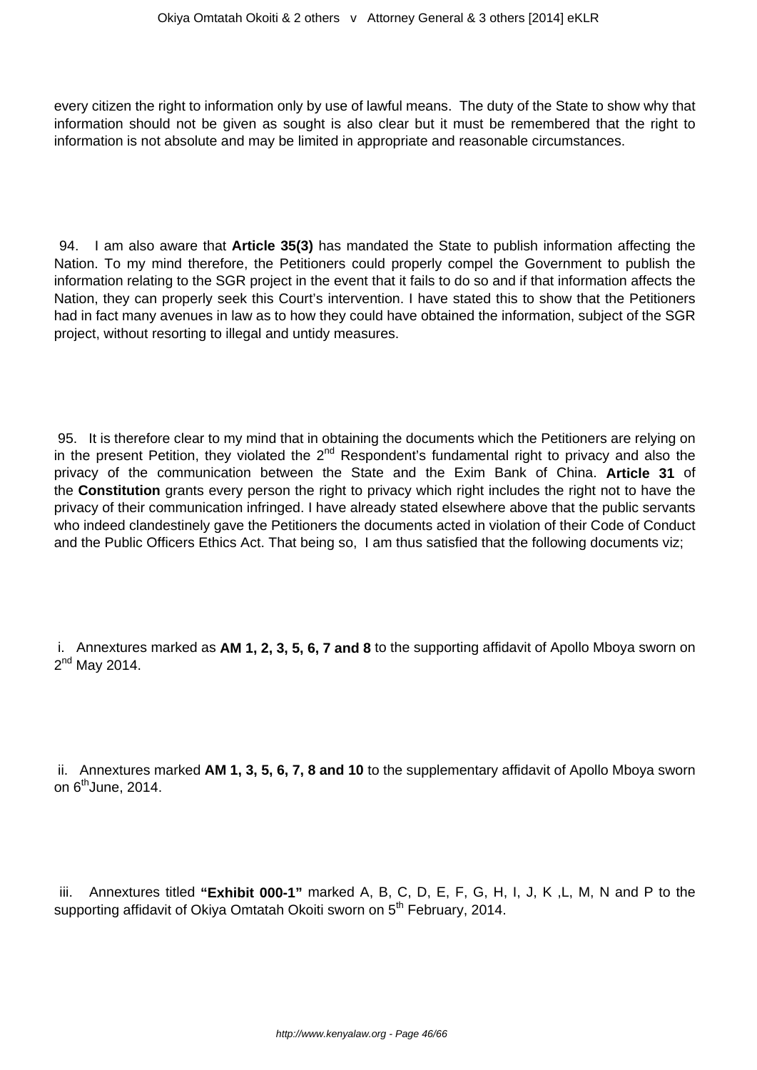every citizen the right to information only by use of lawful means. The duty of the State to show why that information should not be given as sought is also clear but it must be remembered that the right to information is not absolute and may be limited in appropriate and reasonable circumstances.

94. I am also aware that **Article 35(3)** has mandated the State to publish information affecting the Nation. To my mind therefore, the Petitioners could properly compel the Government to publish the information relating to the SGR project in the event that it fails to do so and if that information affects the Nation, they can properly seek this Court's intervention. I have stated this to show that the Petitioners had in fact many avenues in law as to how they could have obtained the information, subject of the SGR project, without resorting to illegal and untidy measures.

95. It is therefore clear to my mind that in obtaining the documents which the Petitioners are relying on in the present Petition, they violated the 2nd Respondent's fundamental right to privacy and also the privacy of the communication between the State and the Exim Bank of China. **Article 31** of the **Constitution** grants every person the right to privacy which right includes the right not to have the privacy of their communication infringed. I have already stated elsewhere above that the public servants who indeed clandestinely gave the Petitioners the documents acted in violation of their Code of Conduct and the Public Officers Ethics Act. That being so, I am thus satisfied that the following documents viz;

i. Annextures marked as **AM 1, 2, 3, 5, 6, 7 and 8** to the supporting affidavit of Apollo Mboya sworn on 2nd May 2014.

ii. Annextures marked **AM 1, 3, 5, 6, 7, 8 and 10** to the supplementary affidavit of Apollo Mboya sworn on 6th June, 2014.

iii. Annextures titled **"Exhibit 000-1"** marked A, B, C, D, E, F, G, H, I, J, K ,L, M, N and P to the supporting affidavit of Okiya Omtatah Okoiti sworn on 5th February, 2014.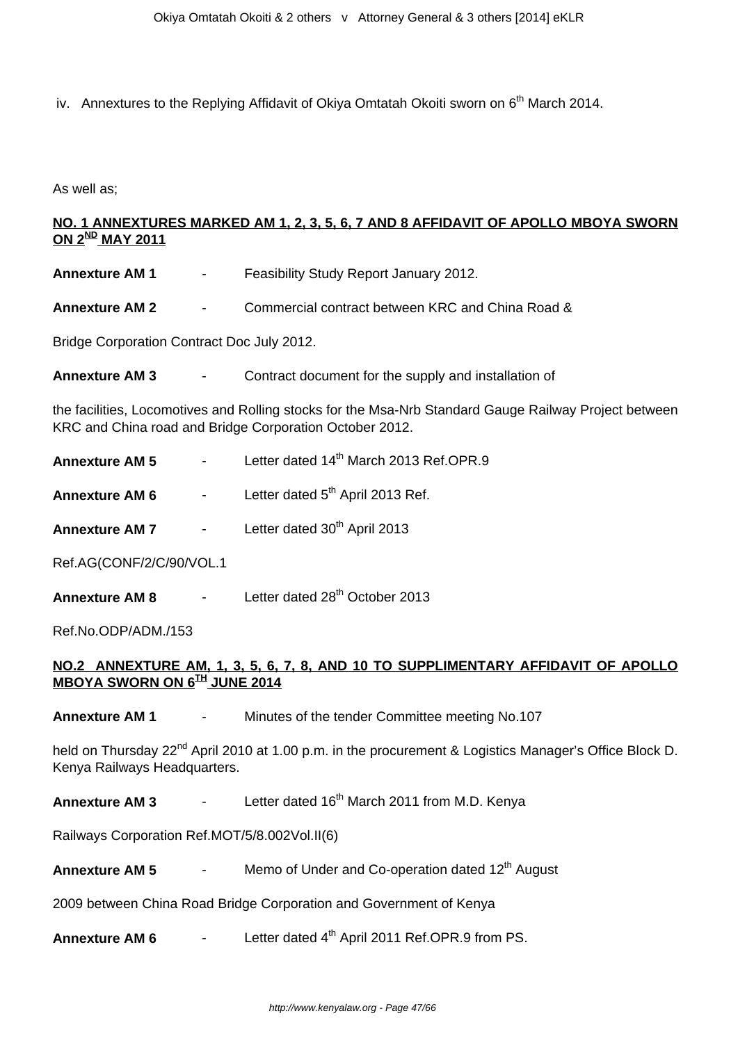iv. Annextures to the Replying Affidavit of Okiya Omtatah Okoiti sworn on 6th March 2014.

As well as;

**NO. 1 ANNEXTURES MARKED AM 1, 2, 3, 5, 6, 7 AND 8 AFFIDAVIT OF APOLLO MBOYA SWORN ON 2ND MAY 2011**

**Annexture AM 1** - Feasibility Study Report January 2012.

**Annexture AM 2** - Commercial contract between KRC and China Road & Bridge Corporation Contract Doc July 2012.

**Annexture AM 3** - Contract document for the supply and installation of the facilities, Locomotives and Rolling stocks for the Msa-Nrb Standard Gauge Railway Project between KRC and China road and Bridge Corporation October 2012.

**Annexture AM 5** - Letter dated 14th March 2013 Ref.OPR.9

**Annexture AM 6** - Letter dated 5th April 2013 Ref.

**Annexture AM 7** - Letter dated 30th April 2013 Ref.AG(CONF/2/C/90/VOL.1

**Annexture AM 8** - Letter dated 28th October 2013 Ref.No.ODP/ADM./153

**NO.2 ANNEXTURE AM, 1, 3, 5, 6, 7, 8, AND 10 TO SUPPLIMENTARY AFFIDAVIT OF APOLLO MBOYA SWORN ON 6TH JUNE 2014**

**Annexture AM 1** - Minutes of the tender Committee meeting No.107 held on Thursday 22nd April 2010 at 1.00 p.m. in the procurement & Logistics Manager's Office Block D. Kenya Railways Headquarters.

**Annexture AM 3** - Letter dated 16th March 2011 from M.D. Kenya Railways Corporation Ref.MOT/5/8.002Vol.II(6)

**Annexture AM 5** - Memo of Under and Co-operation dated 12th August 2009 between China Road Bridge Corporation and Government of Kenya

**Annexture AM 6** - Letter dated 4th April 2011 Ref.OPR.9 from PS.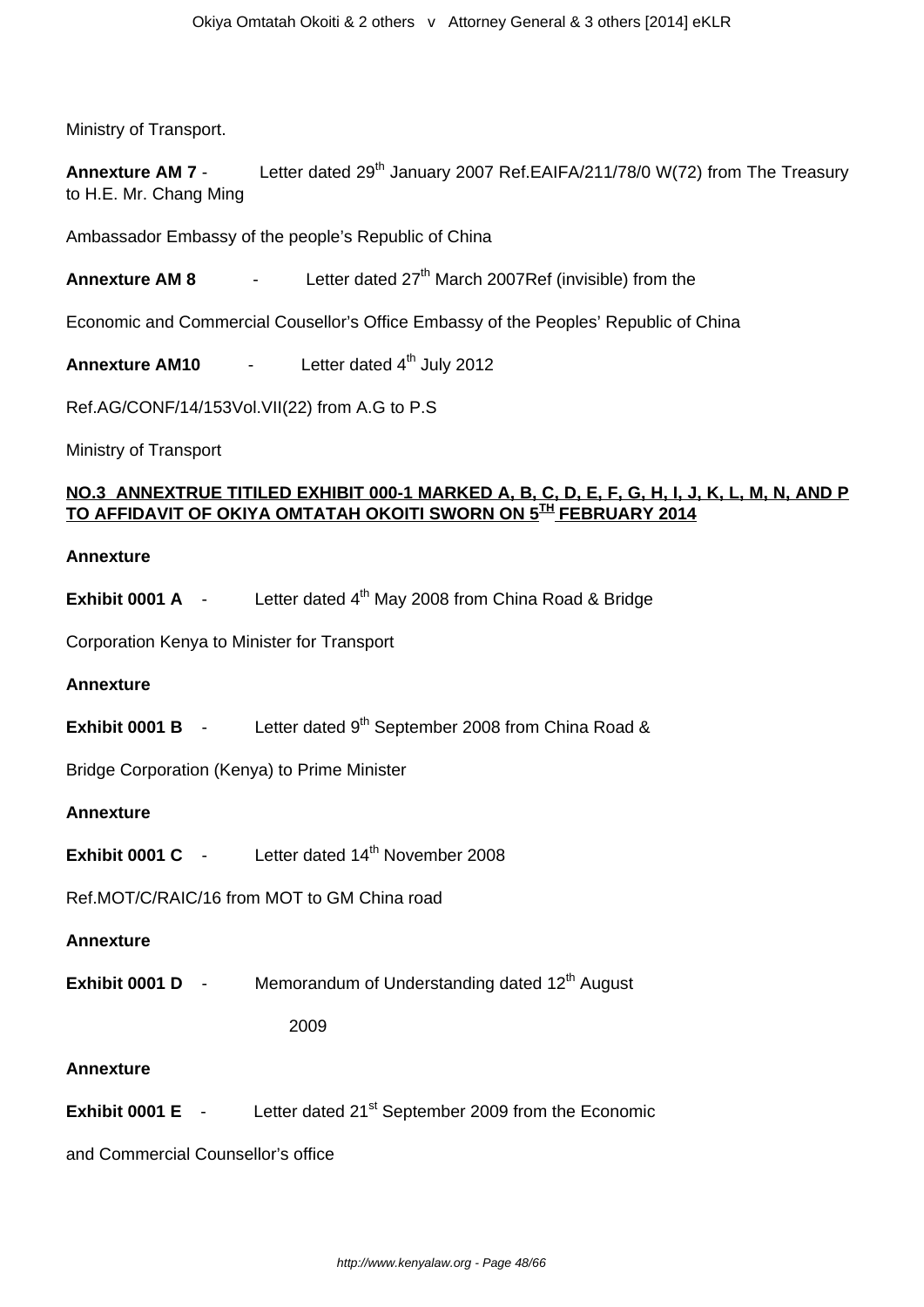Ministry of Transport.

**Annexture AM 7** - Letter dated 29th January 2007 Ref.EAIFA/211/78/0 W(72) from The Treasury to H.E. Mr. Chang Ming

Ambassador Embassy of the people's Republic of China

**Annexture AM 8** - Letter dated 27th March 2007Ref (invisible) from the

Economic and Commercial Cousellor's Office Embassy of the Peoples' Republic of China

**Annexture AM10** - Letter dated 4th July 2012

Ref.AG/CONF/14/153Vol.VII(22) from A.G to P.S

Ministry of Transport

**NO.3 ANNEXTRUE TITILED EXHIBIT 000-1 MARKED A, B, C, D, E, F, G, H, I, J, K, L, M, N, AND P TO AFFIDAVIT OF OKIYA OMTATAH OKOITI SWORN ON 5TH FEBRUARY 2014**

**Annexture**

**Exhibit 0001 A** - Letter dated 4th May 2008 from China Road & Bridge

Corporation Kenya to Minister for Transport

**Annexture**

**Exhibit 0001 B** - Letter dated 9th September 2008 from China Road &

Bridge Corporation (Kenya) to Prime Minister

**Annexture**

**Exhibit 0001 C** - Letter dated 14th November 2008

Ref.MOT/C/RAIC/16 from MOT to GM China road

**Annexture**

**Exhibit 0001 D** - Memorandum of Understanding dated 12th August

2009

**Annexture**

**Exhibit 0001 E** - Letter dated 21st September 2009 from the Economic

and Commercial Counsellor's office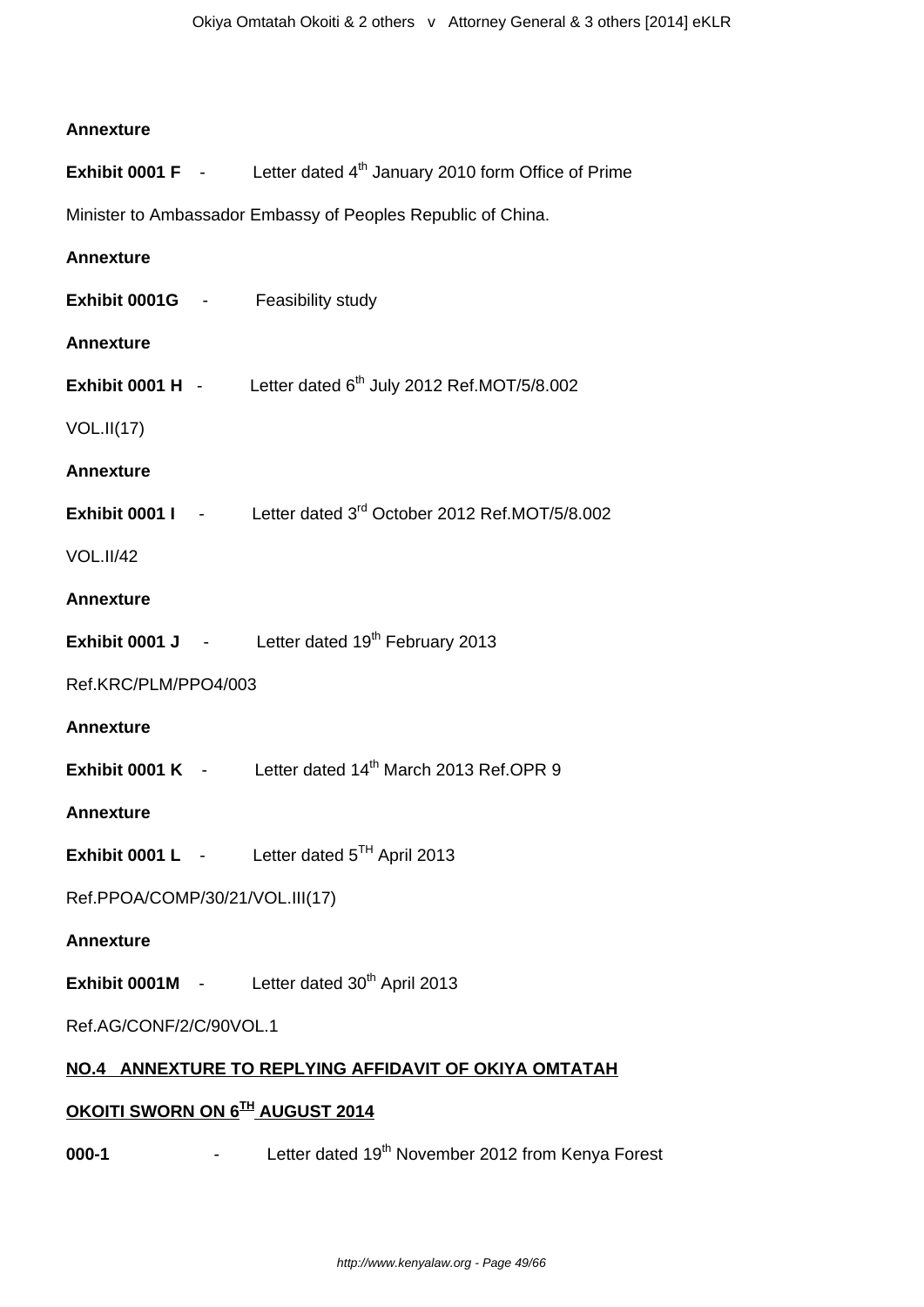**Annexture**

**Exhibit 0001 F** - Letter dated 4th January 2010 form Office of Prime Minister to Ambassador Embassy of Peoples Republic of China.

**Annexture**

**Exhibit 0001G** - Feasibility study

**Annexture**

**Exhibit 0001 H** - Letter dated 6th July 2012 Ref.MOT/5/8.002 VOL.II(17)

**Annexture**

**Exhibit 0001 I** - Letter dated 3rd October 2012 Ref.MOT/5/8.002 VOL.II/42

**Annexture**

**Exhibit 0001 J** - Letter dated 19th February 2013 Ref.KRC/PLM/PPO4/003

**Annexture**

**Exhibit 0001 K** - Letter dated 14th March 2013 Ref.OPR 9

**Annexture**

**Exhibit 0001 L** - Letter dated 5TH April 2013 Ref.PPOA/COMP/30/21/VOL.III(17)

**Annexture**

**Exhibit 0001M** - Letter dated 30th April 2013 Ref.AG/CONF/2/C/90VOL.1

**NO.4 ANNEXTURE TO REPLYING AFFIDAVIT OF OKIYA OMTATAH OKOITI SWORN ON 6TH AUGUST 2014**

**000-1** - Letter dated 19th November 2012 from Kenya Forest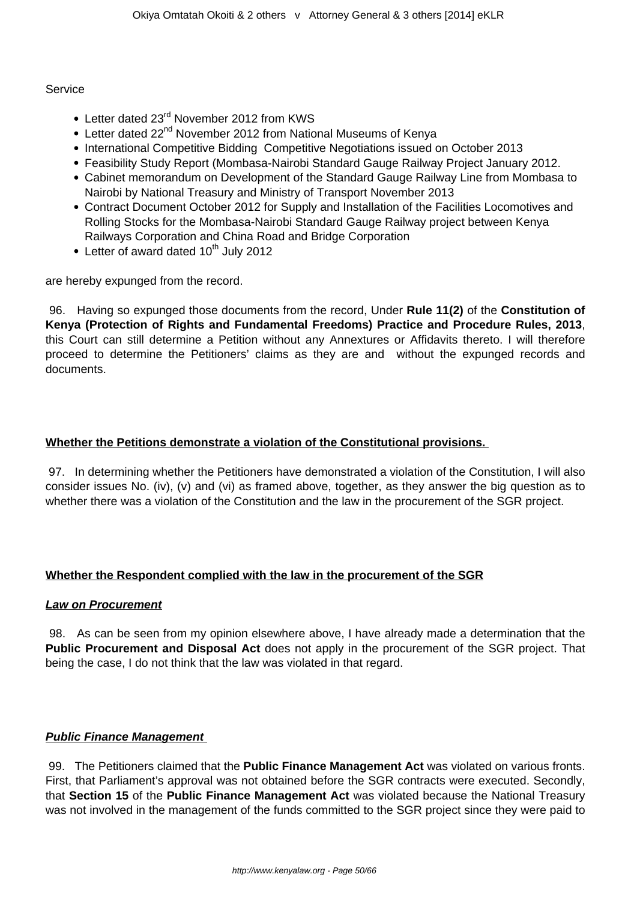Service

- Letter dated 23rd November 2012 from KWS
- Letter dated 22nd November 2012 from National Museums of Kenya
- International Competitive Bidding Competitive Negotiations issued on October 2013
- Feasibility Study Report (Mombasa-Nairobi Standard Gauge Railway Project January 2012.
- Cabinet memorandum on Development of the Standard Gauge Railway Line from Mombasa to Nairobi by National Treasury and Ministry of Transport November 2013
- Contract Document October 2012 for Supply and Installation of the Facilities Locomotives and Rolling Stocks for the Mombasa-Nairobi Standard Gauge Railway project between Kenya Railways Corporation and China Road and Bridge Corporation
- Letter of award dated 10th July 2012

are hereby expunged from the record.

96. Having so expunged those documents from the record, Under **Rule 11(2)** of the **Constitution of Kenya (Protection of Rights and Fundamental Freedoms) Practice and Procedure Rules, 2013**, this Court can still determine a Petition without any Annextures or Affidavits thereto. I will therefore proceed to determine the Petitioners' claims as they are and without the expunged records and documents.

**Whether the Petitions demonstrate a violation of the Constitutional provisions.**

97. In determining whether the Petitioners have demonstrated a violation of the Constitution, I will also consider issues No. (iv), (v) and (vi) as framed above, together, as they answer the big question as to whether there was a violation of the Constitution and the law in the procurement of the SGR project.

**Whether the Respondent complied with the law in the procurement of the SGR**

***Law on Procurement***

98. As can be seen from my opinion elsewhere above, I have already made a determination that the **Public Procurement and Disposal Act** does not apply in the procurement of the SGR project. That being the case, I do not think that the law was violated in that regard.

***Public Finance Management***

99. The Petitioners claimed that the **Public Finance Management Act** was violated on various fronts. First, that Parliament's approval was not obtained before the SGR contracts were executed. Secondly, that **Section 15** of the **Public Finance Management Act** was violated because the National Treasury was not involved in the management of the funds committed to the SGR project since they were paid to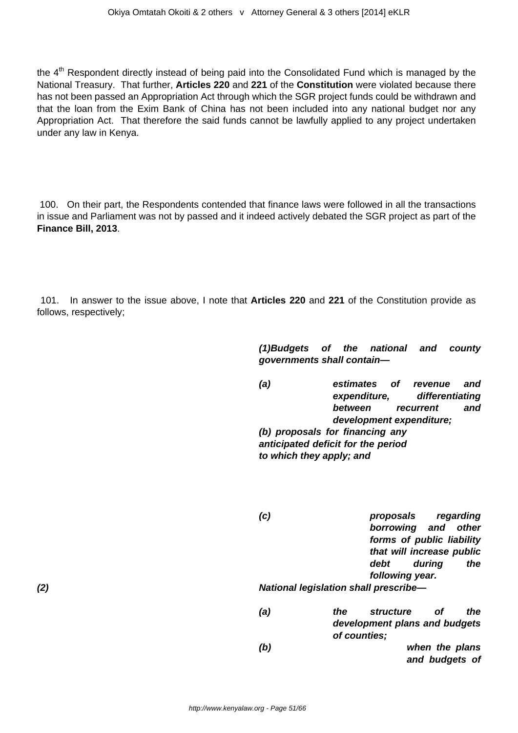the 4[th] Respondent directly instead of being paid into the Consolidated Fund which is managed by the National Treasury. That further, **Articles 220** and **221** of the **Constitution** were violated because there has not been passed an Appropriation Act through which the SGR project funds could be withdrawn and that the loan from the Exim Bank of China has not been included into any national budget nor any Appropriation Act. That therefore the said funds cannot be lawfully applied to any project undertaken under any law in Kenya.

100. On their part, the Respondents contended that finance laws were followed in all the transactions in issue and Parliament was not by passed and it indeed actively debated the SGR project as part of the **Finance Bill, 2013**.

101. In answer to the issue above, I note that **Articles 220** and **221** of the Constitution provide as follows, respectively;

> ***(1)Budgets of the national and county governments shall contain—***
>
> ***(a) estimates of revenue and expenditure, differentiating between recurrent and development expenditure;***
>
> ***(b) proposals for financing any anticipated deficit for the period to which they apply; and***
>
> ***(c) proposals regarding borrowing and other forms of public liability that will increase public debt during the following year.***
>
> ***(2) National legislation shall prescribe—***
>
> ***(a) the structure of the development plans and budgets of counties;***
>
> ***(b) when the plans and budgets of***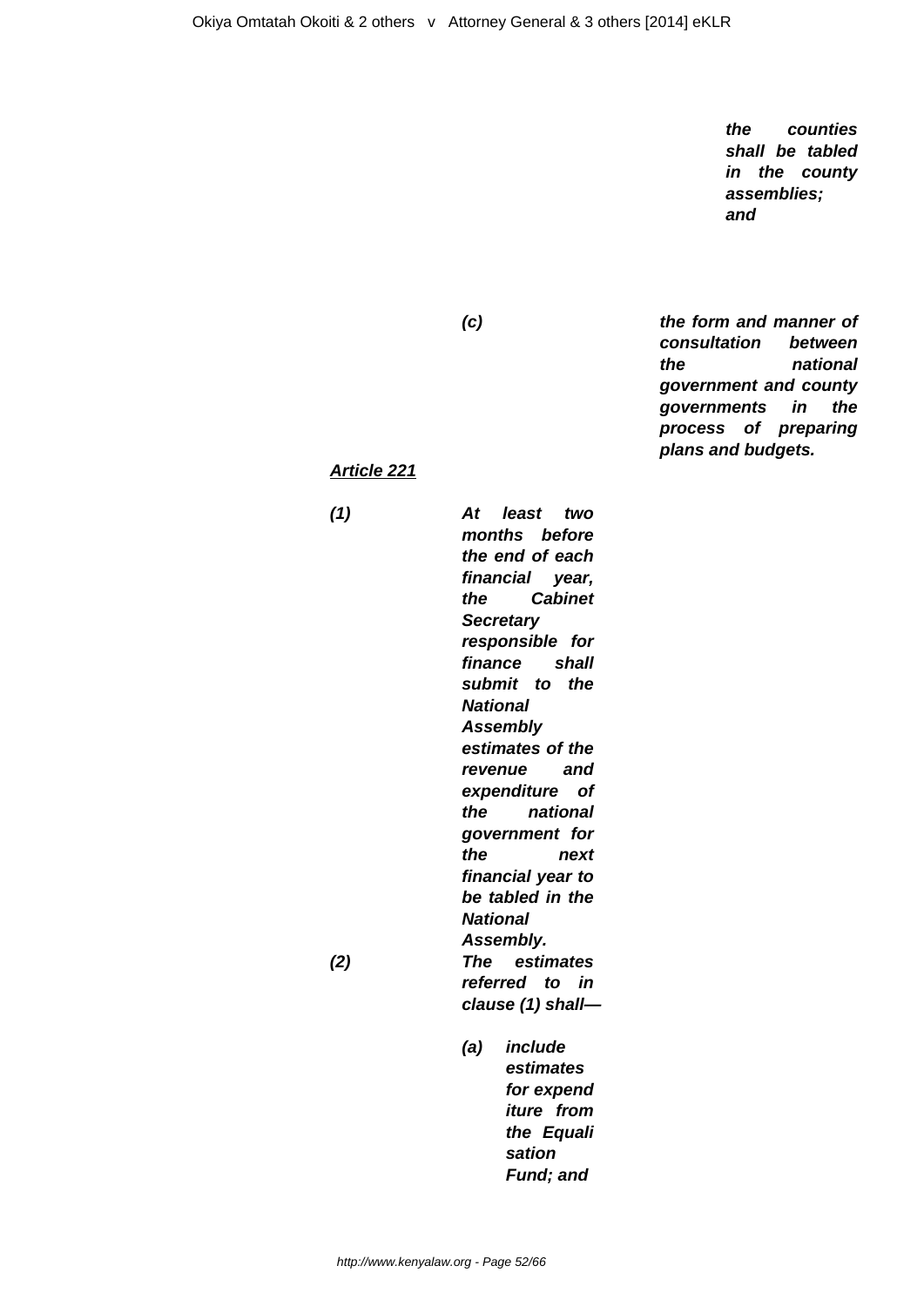***the counties shall be tabled in the county assemblies; and***

***(c) the form and manner of consultation between the national government and county governments in the process of preparing plans and budgets.***

***Article 221***

***(1) At least two months before the end of each financial year, the Cabinet Secretary responsible for finance shall submit to the National Assembly estimates of the revenue and expenditure of the national government for the next financial year to be tabled in the National Assembly.***

***(2) The estimates referred to in clause (1) shall—***

***(a) include estimates for expenditure from the Equalisation Fund; and***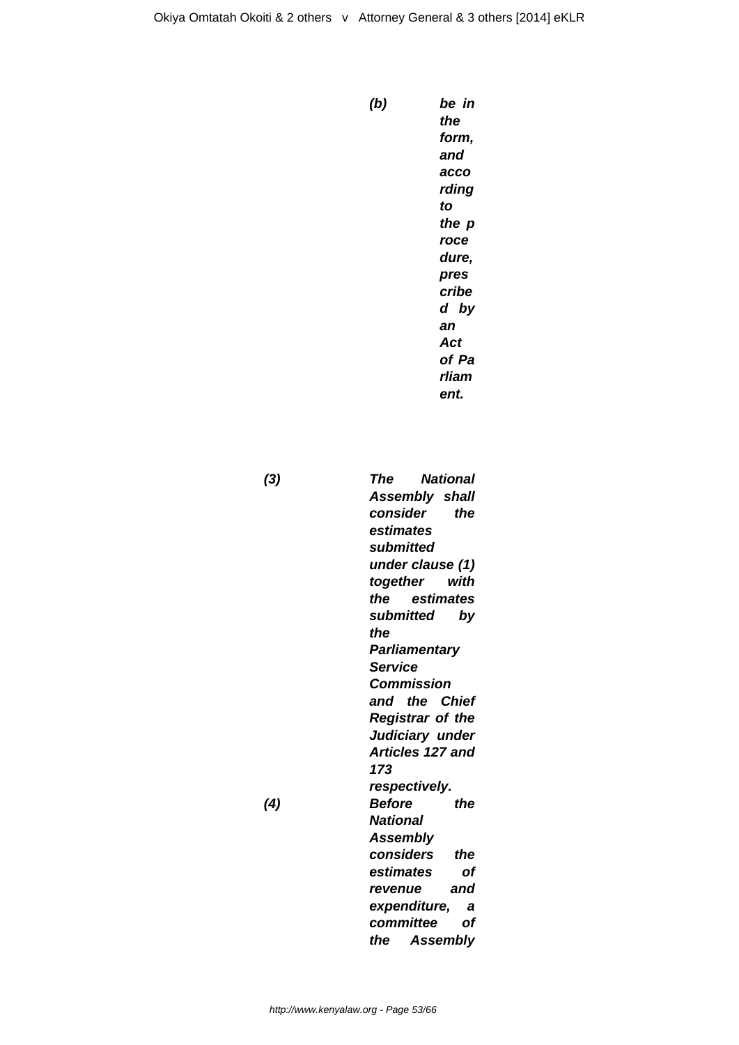***(b) be in the form, and according to the procedure, prescribed by an Act of Parliament.***

***(3) The National Assembly shall consider the estimates submitted under clause (1) together with the estimates submitted by the Parliamentary Service Commission and the Chief Registrar of the Judiciary under Articles 127 and 173 respectively.***

***(4) Before the National Assembly considers the estimates of revenue and expenditure, a committee of the Assembly***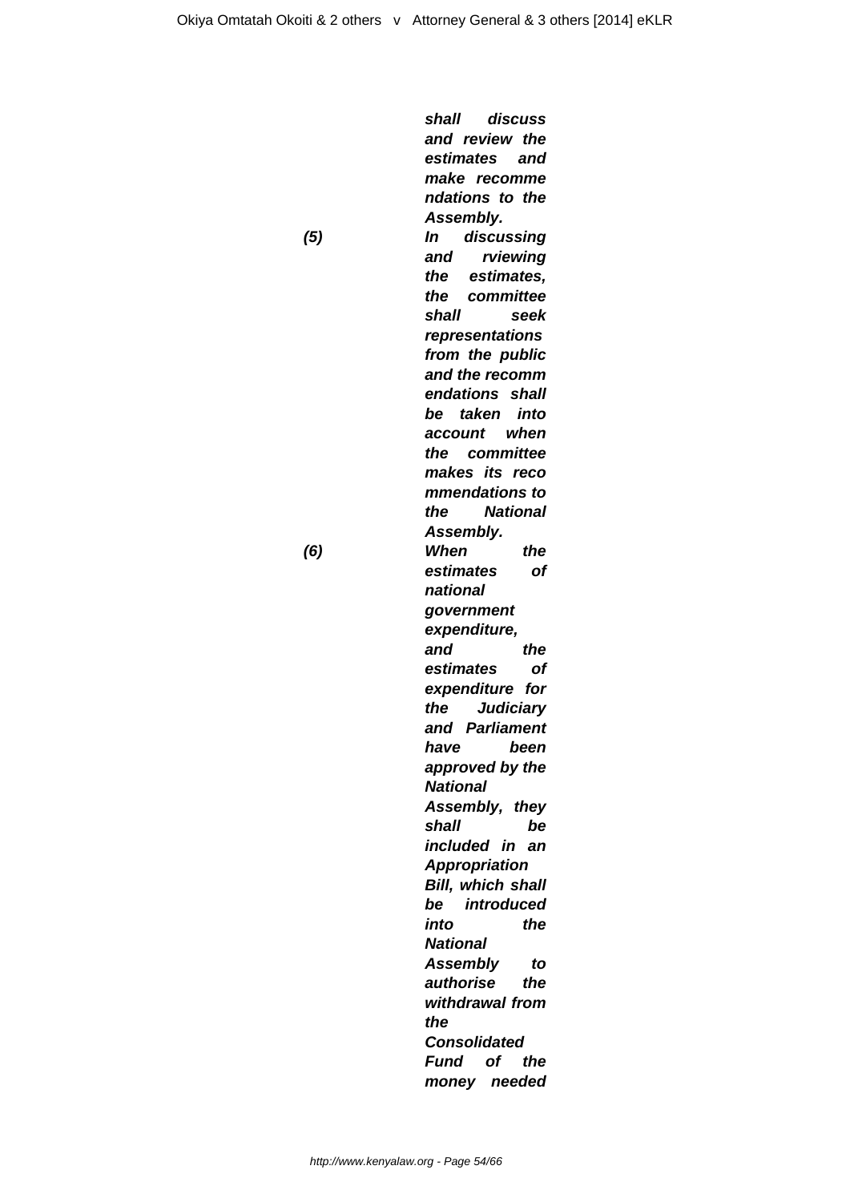***shall discuss and review the estimates and make recommendations to the Assembly.***

***(5)*** ***In discussing and rviewing the estimates, the committee shall seek representations from the public and the recommendations shall be taken into account when the committee makes its recommendations to the National Assembly.***

***(6)*** ***When the estimates of national government expenditure, and the estimates of expenditure for the Judiciary and Parliament have been approved by the National Assembly, they shall be included in an Appropriation Bill, which shall be introduced into the National Assembly to authorise the withdrawal from the Consolidated Fund of the money needed***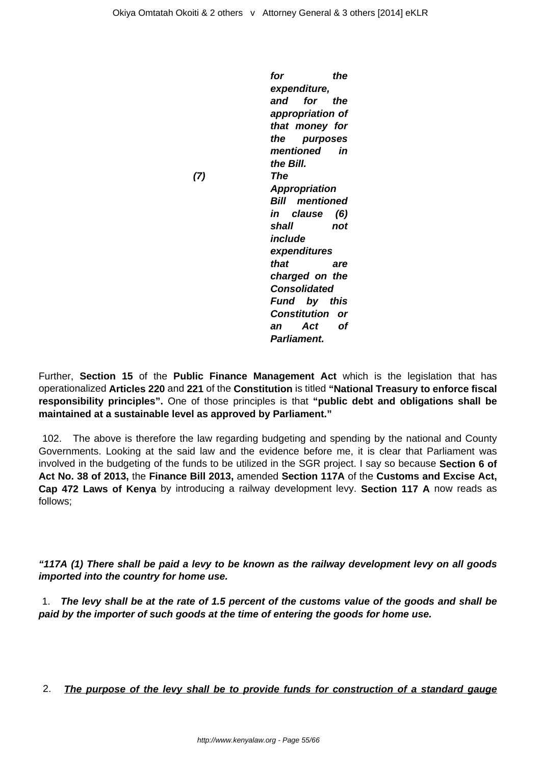***for the expenditure, and for the appropriation of that money for the purposes mentioned in the Bill.***

***(7) The Appropriation Bill mentioned in clause (6) shall not include expenditures that are charged on the Consolidated Fund by this Constitution or an Act of Parliament.***

Further, **Section 15** of the **Public Finance Management Act** which is the legislation that has operationalized **Articles 220** and **221** of the **Constitution** is titled **"National Treasury to enforce fiscal responsibility principles".** One of those principles is that **"public debt and obligations shall be maintained at a sustainable level as approved by Parliament."**

102. The above is therefore the law regarding budgeting and spending by the national and County Governments. Looking at the said law and the evidence before me, it is clear that Parliament was involved in the budgeting of the funds to be utilized in the SGR project. I say so because **Section 6 of Act No. 38 of 2013,** the **Finance Bill 2013,** amended **Section 117A** of the **Customs and Excise Act, Cap 472 Laws of Kenya** by introducing a railway development levy. **Section 117 A** now reads as follows;

***"117A (1) There shall be paid a levy to be known as the railway development levy on all goods imported into the country for home use.***

1. ***The levy shall be at the rate of 1.5 percent of the customs value of the goods and shall be paid by the importer of such goods at the time of entering the goods for home use.***

2. ***<u>The purpose of the levy shall be to provide funds for construction of a standard gauge</u>***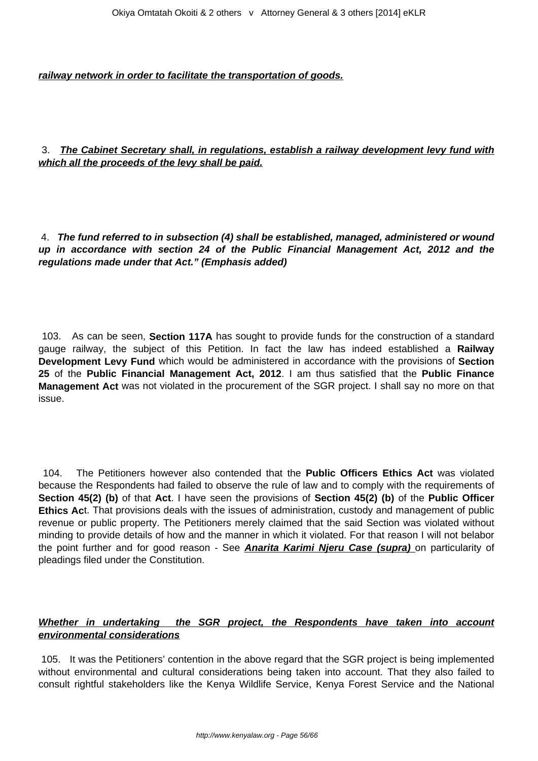***railway network in order to facilitate the transportation of goods.***

3. ***The Cabinet Secretary shall, in regulations, establish a railway development levy fund with which all the proceeds of the levy shall be paid.***

4. ***The fund referred to in subsection (4) shall be established, managed, administered or wound up in accordance with section 24 of the Public Financial Management Act, 2012 and the regulations made under that Act." (Emphasis added)***

103. As can be seen, **Section 117A** has sought to provide funds for the construction of a standard gauge railway, the subject of this Petition. In fact the law has indeed established a **Railway Development Levy Fund** which would be administered in accordance with the provisions of **Section 25** of the **Public Financial Management Act, 2012**. I am thus satisfied that the **Public Finance Management Act** was not violated in the procurement of the SGR project. I shall say no more on that issue.

104. The Petitioners however also contended that the **Public Officers Ethics Act** was violated because the Respondents had failed to observe the rule of law and to comply with the requirements of **Section 45(2) (b)** of that **Act**. I have seen the provisions of **Section 45(2) (b)** of the **Public Officer Ethics Ac**t. That provisions deals with the issues of administration, custody and management of public revenue or public property. The Petitioners merely claimed that the said Section was violated without minding to provide details of how and the manner in which it violated. For that reason I will not belabor the point further and for good reason - See ***Anarita Karimi Njeru Case (supra)*** on particularity of pleadings filed under the Constitution.

***Whether in undertaking the SGR project, the Respondents have taken into account environmental considerations***

105. It was the Petitioners' contention in the above regard that the SGR project is being implemented without environmental and cultural considerations being taken into account. That they also failed to consult rightful stakeholders like the Kenya Wildlife Service, Kenya Forest Service and the National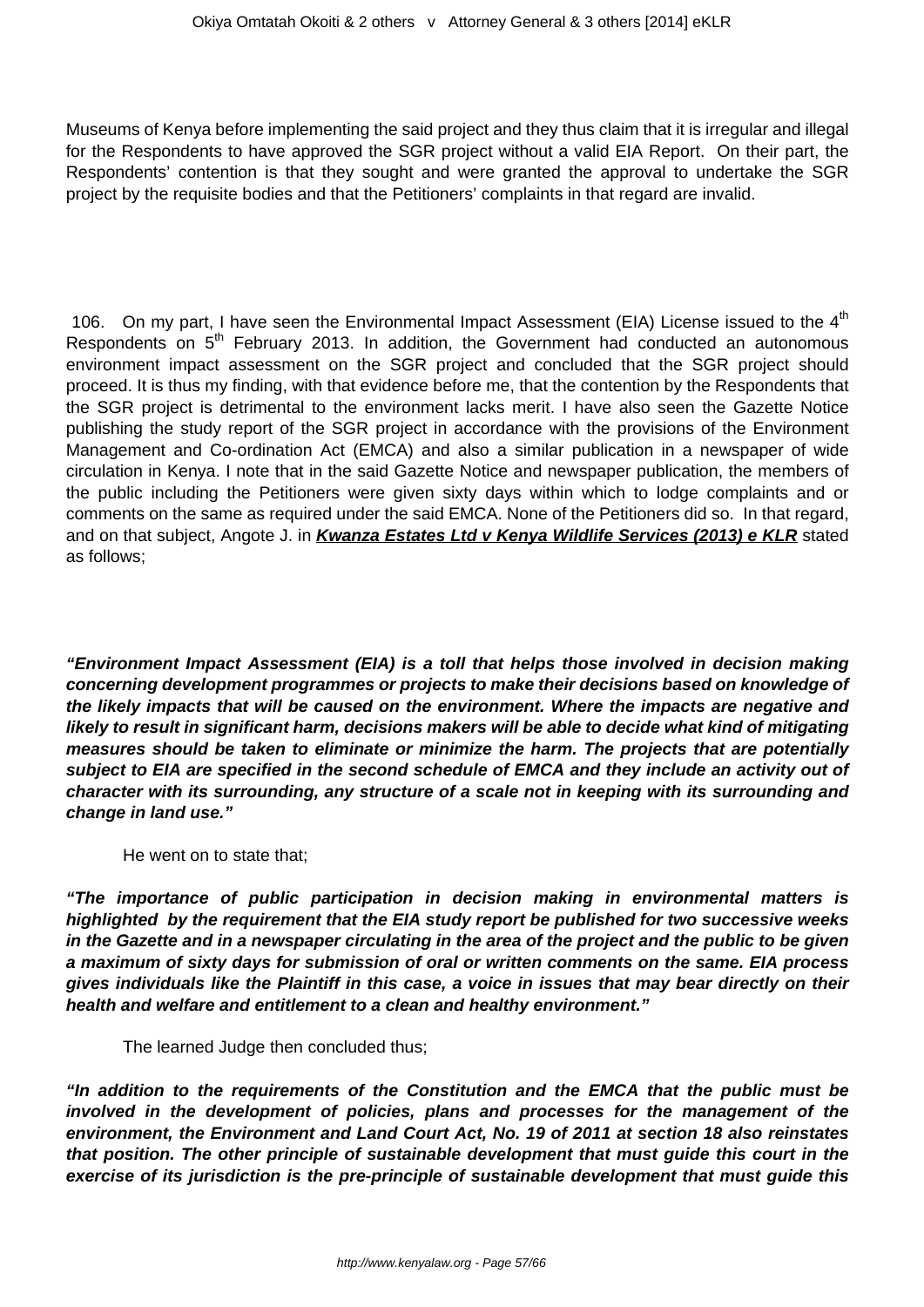Museums of Kenya before implementing the said project and they thus claim that it is irregular and illegal for the Respondents to have approved the SGR project without a valid EIA Report. On their part, the Respondents' contention is that they sought and were granted the approval to undertake the SGR project by the requisite bodies and that the Petitioners' complaints in that regard are invalid.

106. On my part, I have seen the Environmental Impact Assessment (EIA) License issued to the 4th Respondents on 5th February 2013. In addition, the Government had conducted an autonomous environment impact assessment on the SGR project and concluded that the SGR project should proceed. It is thus my finding, with that evidence before me, that the contention by the Respondents that the SGR project is detrimental to the environment lacks merit. I have also seen the Gazette Notice publishing the study report of the SGR project in accordance with the provisions of the Environment Management and Co-ordination Act (EMCA) and also a similar publication in a newspaper of wide circulation in Kenya. I note that in the said Gazette Notice and newspaper publication, the members of the public including the Petitioners were given sixty days within which to lodge complaints and or comments on the same as required under the said EMCA. None of the Petitioners did so. In that regard, and on that subject, Angote J. in ***Kwanza Estates Ltd v Kenya Wildlife Services (2013) e KLR*** stated as follows;

***"Environment Impact Assessment (EIA) is a toll that helps those involved in decision making concerning development programmes or projects to make their decisions based on knowledge of the likely impacts that will be caused on the environment. Where the impacts are negative and likely to result in significant harm, decisions makers will be able to decide what kind of mitigating measures should be taken to eliminate or minimize the harm. The projects that are potentially subject to EIA are specified in the second schedule of EMCA and they include an activity out of character with its surrounding, any structure of a scale not in keeping with its surrounding and change in land use."***

He went on to state that;

***"The importance of public participation in decision making in environmental matters is highlighted by the requirement that the EIA study report be published for two successive weeks in the Gazette and in a newspaper circulating in the area of the project and the public to be given a maximum of sixty days for submission of oral or written comments on the same. EIA process gives individuals like the Plaintiff in this case, a voice in issues that may bear directly on their health and welfare and entitlement to a clean and healthy environment."***

The learned Judge then concluded thus;

***"In addition to the requirements of the Constitution and the EMCA that the public must be involved in the development of policies, plans and processes for the management of the environment, the Environment and Land Court Act, No. 19 of 2011 at section 18 also reinstates that position. The other principle of sustainable development that must guide this court in the exercise of its jurisdiction is the pre-principle of sustainable development that must guide this***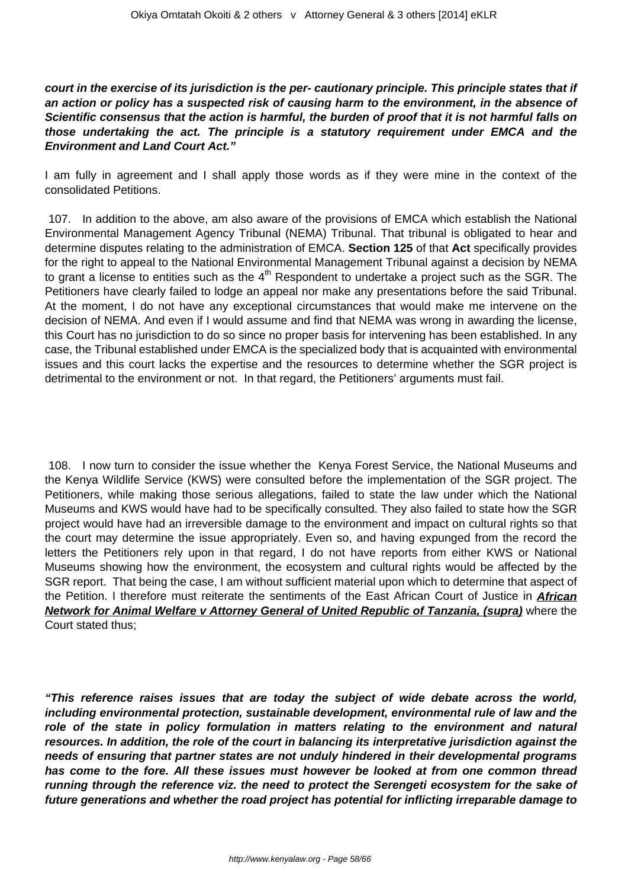***court in the exercise of its jurisdiction is the per- cautionary principle. This principle states that if an action or policy has a suspected risk of causing harm to the environment, in the absence of Scientific consensus that the action is harmful, the burden of proof that it is not harmful falls on those undertaking the act. The principle is a statutory requirement under EMCA and the Environment and Land Court Act."***

I am fully in agreement and I shall apply those words as if they were mine in the context of the consolidated Petitions.

107. In addition to the above, am also aware of the provisions of EMCA which establish the National Environmental Management Agency Tribunal (NEMA) Tribunal. That tribunal is obligated to hear and determine disputes relating to the administration of EMCA. **Section 125** of that **Act** specifically provides for the right to appeal to the National Environmental Management Tribunal against a decision by NEMA to grant a license to entities such as the 4th Respondent to undertake a project such as the SGR. The Petitioners have clearly failed to lodge an appeal nor make any presentations before the said Tribunal. At the moment, I do not have any exceptional circumstances that would make me intervene on the decision of NEMA. And even if I would assume and find that NEMA was wrong in awarding the license, this Court has no jurisdiction to do so since no proper basis for intervening has been established. In any case, the Tribunal established under EMCA is the specialized body that is acquainted with environmental issues and this court lacks the expertise and the resources to determine whether the SGR project is detrimental to the environment or not. In that regard, the Petitioners' arguments must fail.

108. I now turn to consider the issue whether the Kenya Forest Service, the National Museums and the Kenya Wildlife Service (KWS) were consulted before the implementation of the SGR project. The Petitioners, while making those serious allegations, failed to state the law under which the National Museums and KWS would have had to be specifically consulted. They also failed to state how the SGR project would have had an irreversible damage to the environment and impact on cultural rights so that the court may determine the issue appropriately. Even so, and having expunged from the record the letters the Petitioners rely upon in that regard, I do not have reports from either KWS or National Museums showing how the environment, the ecosystem and cultural rights would be affected by the SGR report. That being the case, I am without sufficient material upon which to determine that aspect of the Petition. I therefore must reiterate the sentiments of the East African Court of Justice in ***African Network for Animal Welfare v Attorney General of United Republic of Tanzania, (supra)*** where the Court stated thus;

***"This reference raises issues that are today the subject of wide debate across the world, including environmental protection, sustainable development, environmental rule of law and the role of the state in policy formulation in matters relating to the environment and natural resources. In addition, the role of the court in balancing its interpretative jurisdiction against the needs of ensuring that partner states are not unduly hindered in their developmental programs has come to the fore. All these issues must however be looked at from one common thread running through the reference viz. the need to protect the Serengeti ecosystem for the sake of future generations and whether the road project has potential for inflicting irreparable damage to***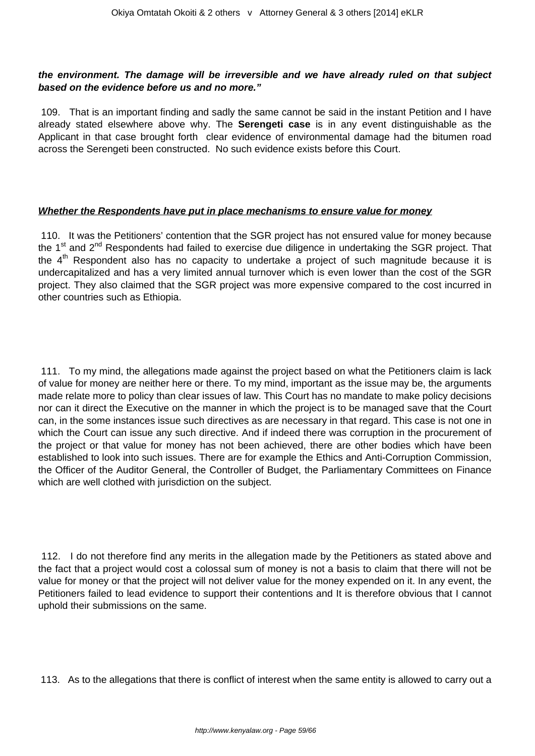***the environment. The damage will be irreversible and we have already ruled on that subject based on the evidence before us and no more."***

109. That is an important finding and sadly the same cannot be said in the instant Petition and I have already stated elsewhere above why. The **Serengeti case** is in any event distinguishable as the Applicant in that case brought forth clear evidence of environmental damage had the bitumen road across the Serengeti been constructed. No such evidence exists before this Court.

***<u>Whether the Respondents have put in place mechanisms to ensure value for money</u>***

110. It was the Petitioners' contention that the SGR project has not ensured value for money because the 1st and 2nd Respondents had failed to exercise due diligence in undertaking the SGR project. That the 4th Respondent also has no capacity to undertake a project of such magnitude because it is undercapitalized and has a very limited annual turnover which is even lower than the cost of the SGR project. They also claimed that the SGR project was more expensive compared to the cost incurred in other countries such as Ethiopia.

111. To my mind, the allegations made against the project based on what the Petitioners claim is lack of value for money are neither here or there. To my mind, important as the issue may be, the arguments made relate more to policy than clear issues of law. This Court has no mandate to make policy decisions nor can it direct the Executive on the manner in which the project is to be managed save that the Court can, in the some instances issue such directives as are necessary in that regard. This case is not one in which the Court can issue any such directive. And if indeed there was corruption in the procurement of the project or that value for money has not been achieved, there are other bodies which have been established to look into such issues. There are for example the Ethics and Anti-Corruption Commission, the Officer of the Auditor General, the Controller of Budget, the Parliamentary Committees on Finance which are well clothed with jurisdiction on the subject.

112. I do not therefore find any merits in the allegation made by the Petitioners as stated above and the fact that a project would cost a colossal sum of money is not a basis to claim that there will not be value for money or that the project will not deliver value for the money expended on it. In any event, the Petitioners failed to lead evidence to support their contentions and It is therefore obvious that I cannot uphold their submissions on the same.

113. As to the allegations that there is conflict of interest when the same entity is allowed to carry out a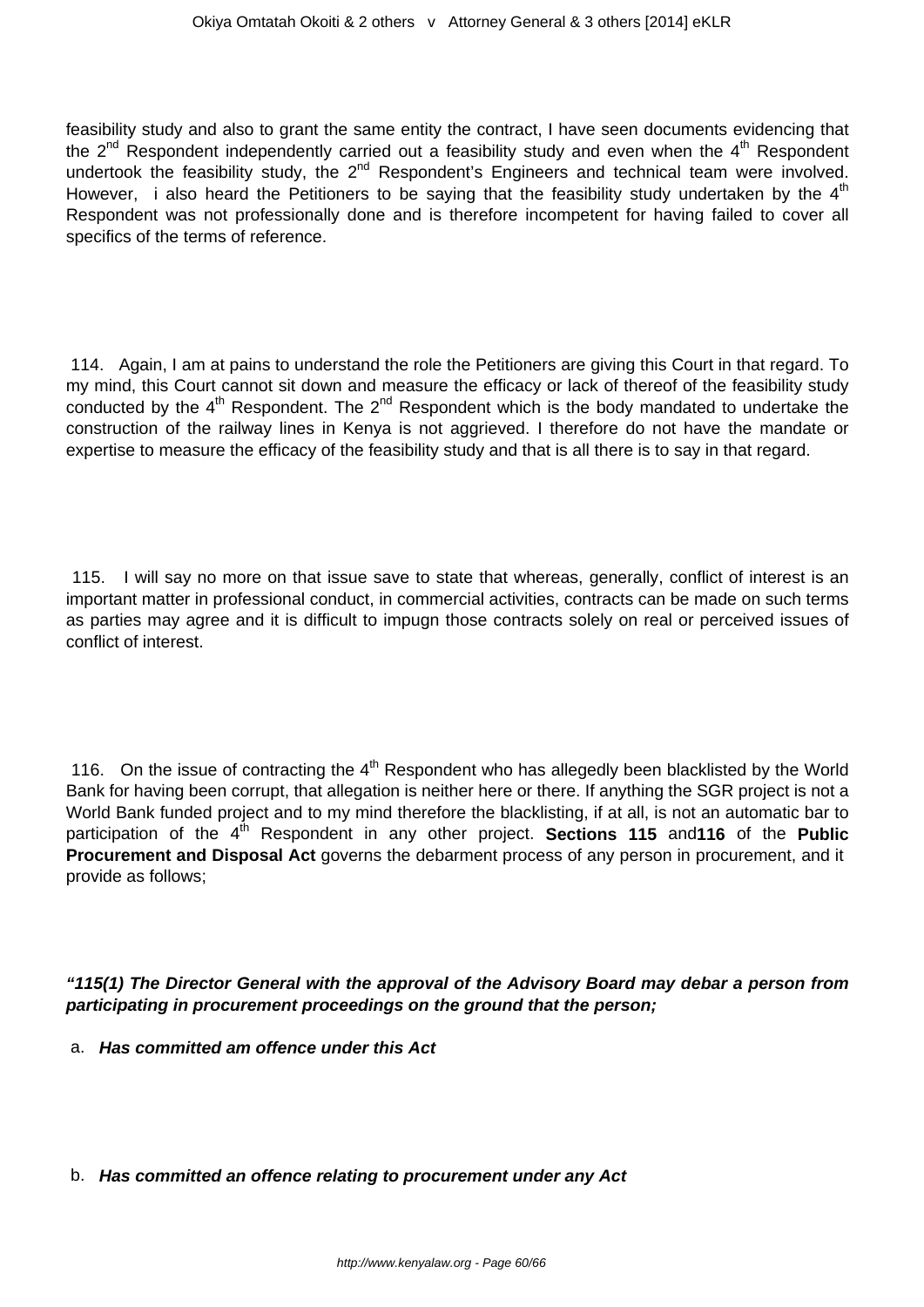feasibility study and also to grant the same entity the contract, I have seen documents evidencing that the 2nd Respondent independently carried out a feasibility study and even when the 4th Respondent undertook the feasibility study, the 2nd Respondent's Engineers and technical team were involved. However, i also heard the Petitioners to be saying that the feasibility study undertaken by the 4th Respondent was not professionally done and is therefore incompetent for having failed to cover all specifics of the terms of reference.

114. Again, I am at pains to understand the role the Petitioners are giving this Court in that regard. To my mind, this Court cannot sit down and measure the efficacy or lack of thereof of the feasibility study conducted by the 4th Respondent. The 2nd Respondent which is the body mandated to undertake the construction of the railway lines in Kenya is not aggrieved. I therefore do not have the mandate or expertise to measure the efficacy of the feasibility study and that is all there is to say in that regard.

115. I will say no more on that issue save to state that whereas, generally, conflict of interest is an important matter in professional conduct, in commercial activities, contracts can be made on such terms as parties may agree and it is difficult to impugn those contracts solely on real or perceived issues of conflict of interest.

116. On the issue of contracting the 4th Respondent who has allegedly been blacklisted by the World Bank for having been corrupt, that allegation is neither here or there. If anything the SGR project is not a World Bank funded project and to my mind therefore the blacklisting, if at all, is not an automatic bar to participation of the 4th Respondent in any other project. **Sections 115** and **116** of the **Public Procurement and Disposal Act** governs the debarment process of any person in procurement, and it provide as follows;

***"115(1) The Director General with the approval of the Advisory Board may debar a person from participating in procurement proceedings on the ground that the person;***

a. ***Has committed am offence under this Act***

b. ***Has committed an offence relating to procurement under any Act***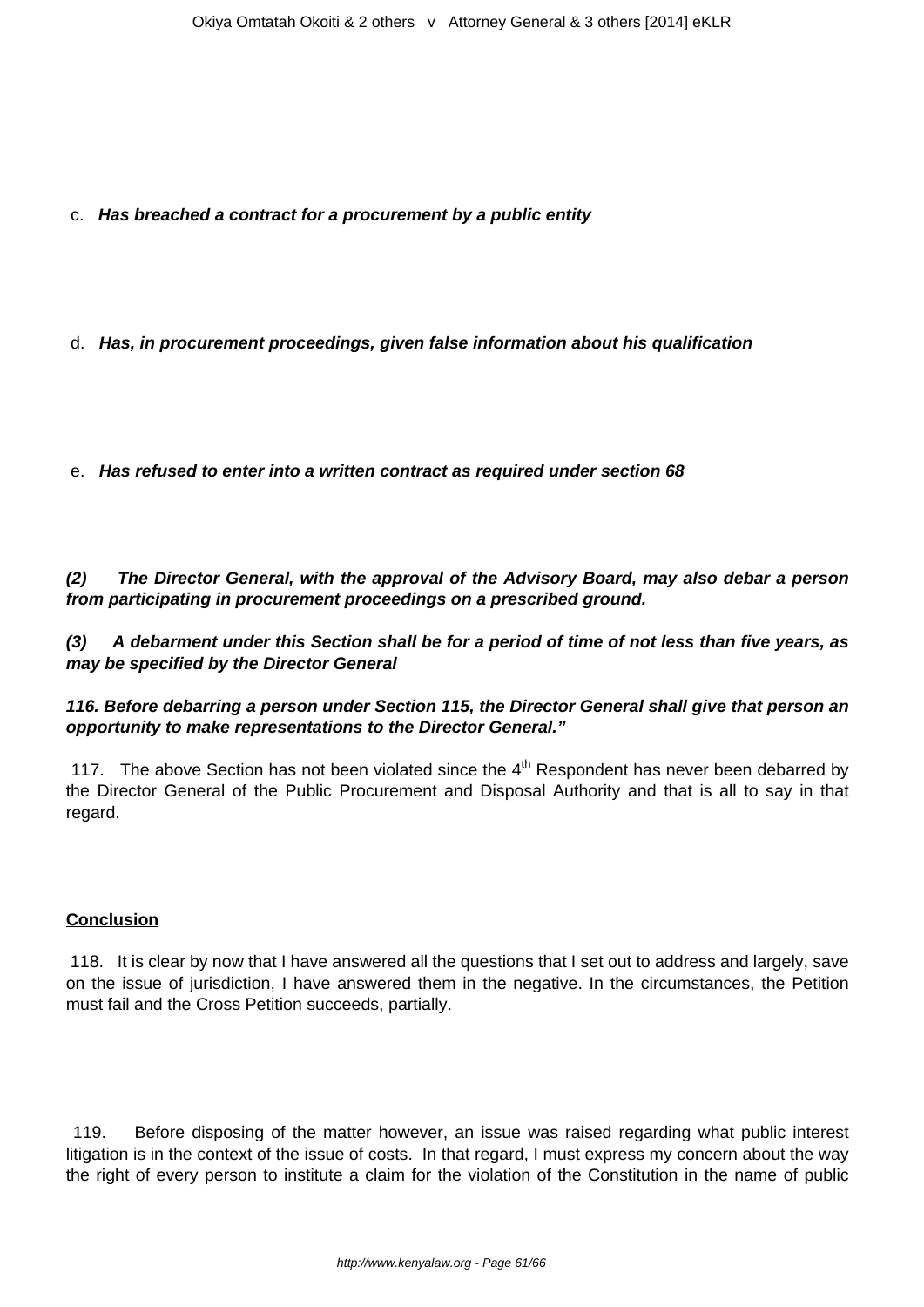c. ***Has breached a contract for a procurement by a public entity***

d. ***Has, in procurement proceedings, given false information about his qualification***

e. ***Has refused to enter into a written contract as required under section 68***

***(2) The Director General, with the approval of the Advisory Board, may also debar a person from participating in procurement proceedings on a prescribed ground.***

***(3) A debarment under this Section shall be for a period of time of not less than five years, as may be specified by the Director General***

***116. Before debarring a person under Section 115, the Director General shall give that person an opportunity to make representations to the Director General."***

117. The above Section has not been violated since the 4th Respondent has never been debarred by the Director General of the Public Procurement and Disposal Authority and that is all to say in that regard.

**Conclusion**

118. It is clear by now that I have answered all the questions that I set out to address and largely, save on the issue of jurisdiction, I have answered them in the negative. In the circumstances, the Petition must fail and the Cross Petition succeeds, partially.

119. Before disposing of the matter however, an issue was raised regarding what public interest litigation is in the context of the issue of costs. In that regard, I must express my concern about the way the right of every person to institute a claim for the violation of the Constitution in the name of public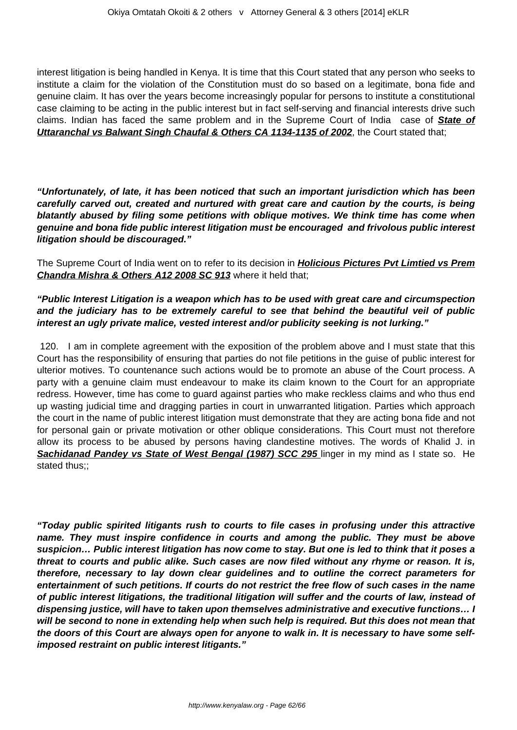interest litigation is being handled in Kenya. It is time that this Court stated that any person who seeks to institute a claim for the violation of the Constitution must do so based on a legitimate, bona fide and genuine claim. It has over the years become increasingly popular for persons to institute a constitutional case claiming to be acting in the public interest but in fact self-serving and financial interests drive such claims. Indian has faced the same problem and in the Supreme Court of India case of **State of Uttaranchal vs Balwant Singh Chaufal & Others CA 1134-1135 of 2002**, the Court stated that;

***"Unfortunately, of late, it has been noticed that such an important jurisdiction which has been carefully carved out, created and nurtured with great care and caution by the courts, is being blatantly abused by filing some petitions with oblique motives. We think time has come when genuine and bona fide public interest litigation must be encouraged and frivolous public interest litigation should be discouraged."***

The Supreme Court of India went on to refer to its decision in **Holicious Pictures Pvt Limtied vs Prem Chandra Mishra & Others A12 2008 SC 913** where it held that;

***"Public Interest Litigation is a weapon which has to be used with great care and circumspection and the judiciary has to be extremely careful to see that behind the beautiful veil of public interest an ugly private malice, vested interest and/or publicity seeking is not lurking."***

120. I am in complete agreement with the exposition of the problem above and I must state that this Court has the responsibility of ensuring that parties do not file petitions in the guise of public interest for ulterior motives. To countenance such actions would be to promote an abuse of the Court process. A party with a genuine claim must endeavour to make its claim known to the Court for an appropriate redress. However, time has come to guard against parties who make reckless claims and who thus end up wasting judicial time and dragging parties in court in unwarranted litigation. Parties which approach the court in the name of public interest litigation must demonstrate that they are acting bona fide and not for personal gain or private motivation or other oblique considerations. This Court must not therefore allow its process to be abused by persons having clandestine motives. The words of Khalid J. in **Sachidanad Pandey vs State of West Bengal (1987) SCC 295** linger in my mind as I state so. He stated thus;;

***"Today public spirited litigants rush to courts to file cases in profusing under this attractive name. They must inspire confidence in courts and among the public. They must be above suspicion… Public interest litigation has now come to stay. But one is led to think that it poses a threat to courts and public alike. Such cases are now filed without any rhyme or reason. It is, therefore, necessary to lay down clear guidelines and to outline the correct parameters for entertainment of such petitions. If courts do not restrict the free flow of such cases in the name of public interest litigations, the traditional litigation will suffer and the courts of law, instead of dispensing justice, will have to taken upon themselves administrative and executive functions… I will be second to none in extending help when such help is required. But this does not mean that the doors of this Court are always open for anyone to walk in. It is necessary to have some self-imposed restraint on public interest litigants."***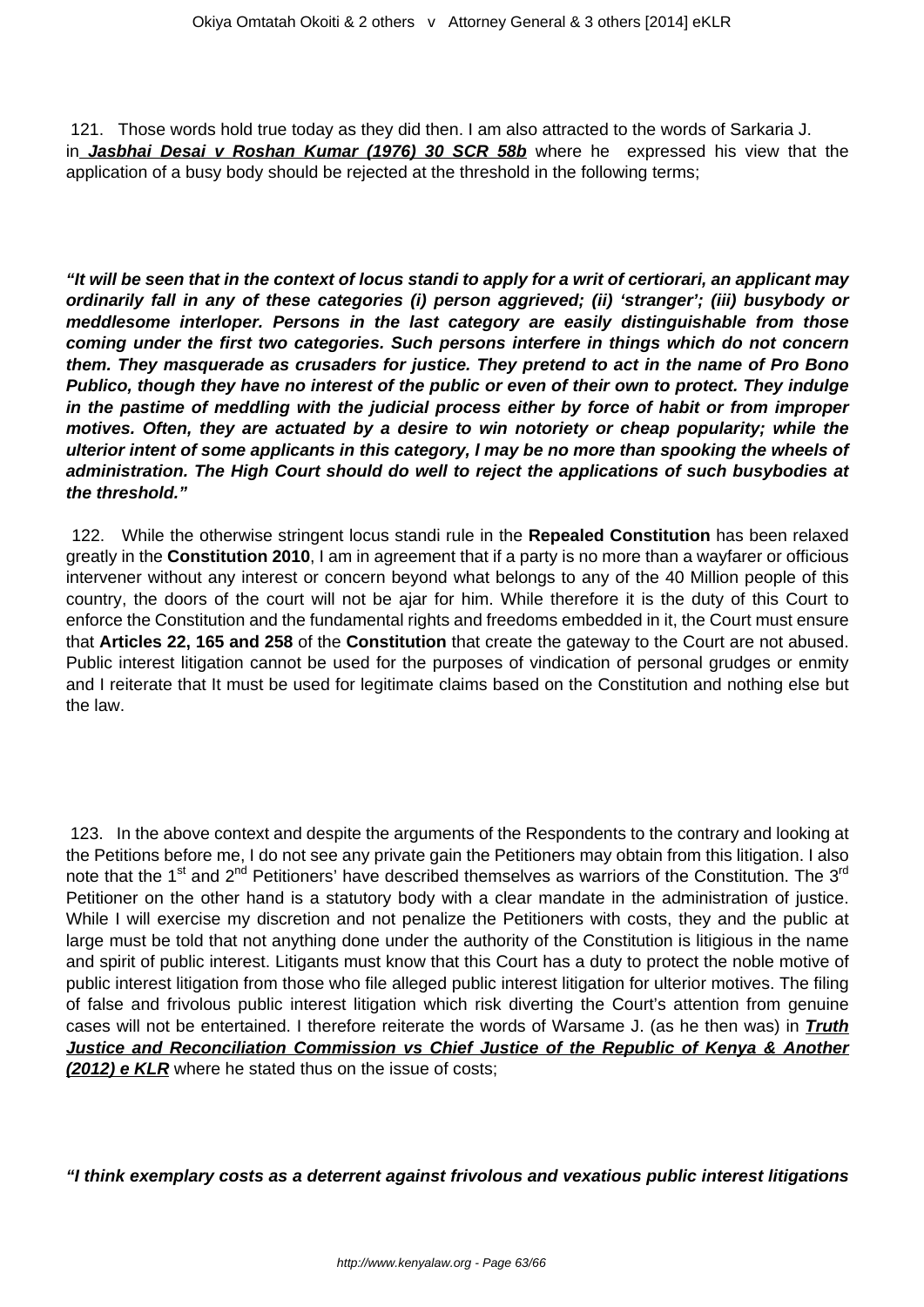121. Those words hold true today as they did then. I am also attracted to the words of Sarkaria J. in ***Jasbhai Desai v Roshan Kumar (1976) 30 SCR 58b*** where he expressed his view that the application of a busy body should be rejected at the threshold in the following terms;

***"It will be seen that in the context of locus standi to apply for a writ of certiorari, an applicant may ordinarily fall in any of these categories (i) person aggrieved; (ii) 'stranger'; (iii) busybody or meddlesome interloper. Persons in the last category are easily distinguishable from those coming under the first two categories. Such persons interfere in things which do not concern them. They masquerade as crusaders for justice. They pretend to act in the name of Pro Bono Publico, though they have no interest of the public or even of their own to protect. They indulge in the pastime of meddling with the judicial process either by force of habit or from improper motives. Often, they are actuated by a desire to win notoriety or cheap popularity; while the ulterior intent of some applicants in this category, I may be no more than spooking the wheels of administration. The High Court should do well to reject the applications of such busybodies at the threshold."***

122. While the otherwise stringent locus standi rule in the **Repealed Constitution** has been relaxed greatly in the **Constitution 2010**, I am in agreement that if a party is no more than a wayfarer or officious intervener without any interest or concern beyond what belongs to any of the 40 Million people of this country, the doors of the court will not be ajar for him. While therefore it is the duty of this Court to enforce the Constitution and the fundamental rights and freedoms embedded in it, the Court must ensure that **Articles 22, 165 and 258** of the **Constitution** that create the gateway to the Court are not abused. Public interest litigation cannot be used for the purposes of vindication of personal grudges or enmity and I reiterate that It must be used for legitimate claims based on the Constitution and nothing else but the law.

123. In the above context and despite the arguments of the Respondents to the contrary and looking at the Petitions before me, I do not see any private gain the Petitioners may obtain from this litigation. I also note that the 1st and 2nd Petitioners' have described themselves as warriors of the Constitution. The 3rd Petitioner on the other hand is a statutory body with a clear mandate in the administration of justice. While I will exercise my discretion and not penalize the Petitioners with costs, they and the public at large must be told that not anything done under the authority of the Constitution is litigious in the name and spirit of public interest. Litigants must know that this Court has a duty to protect the noble motive of public interest litigation from those who file alleged public interest litigation for ulterior motives. The filing of false and frivolous public interest litigation which risk diverting the Court's attention from genuine cases will not be entertained. I therefore reiterate the words of Warsame J. (as he then was) in ***Truth Justice and Reconciliation Commission vs Chief Justice of the Republic of Kenya & Another (2012) e KLR*** where he stated thus on the issue of costs;

***"I think exemplary costs as a deterrent against frivolous and vexatious public interest litigations***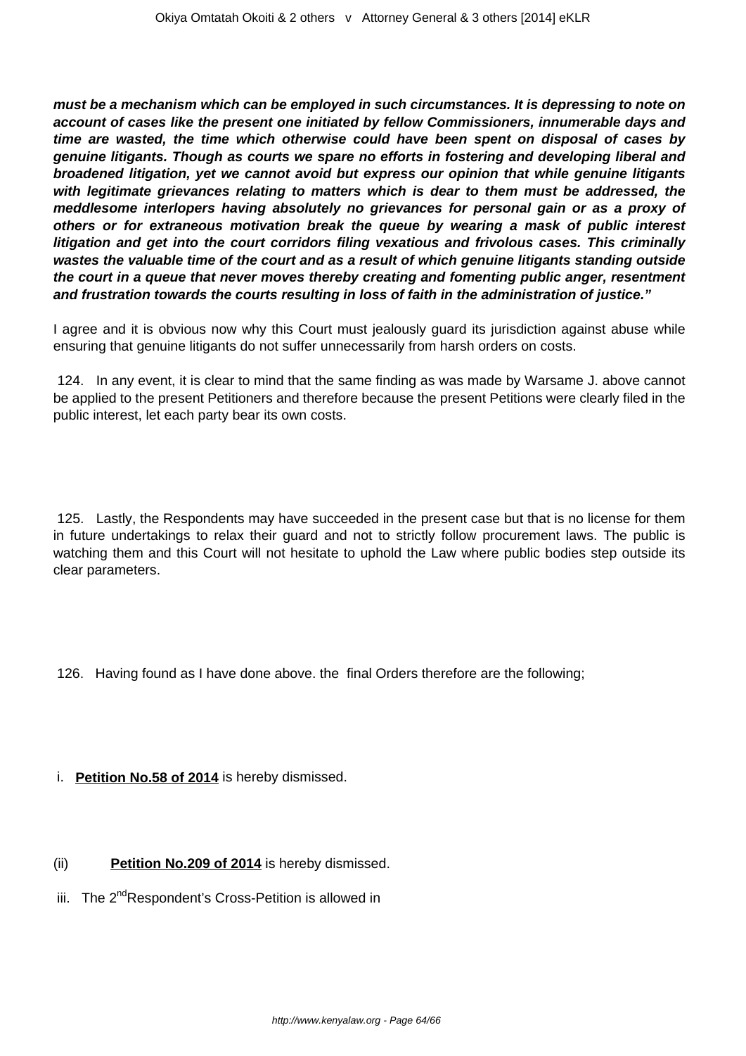***must be a mechanism which can be employed in such circumstances. It is depressing to note on account of cases like the present one initiated by fellow Commissioners, innumerable days and time are wasted, the time which otherwise could have been spent on disposal of cases by genuine litigants. Though as courts we spare no efforts in fostering and developing liberal and broadened litigation, yet we cannot avoid but express our opinion that while genuine litigants with legitimate grievances relating to matters which is dear to them must be addressed, the meddlesome interlopers having absolutely no grievances for personal gain or as a proxy of others or for extraneous motivation break the queue by wearing a mask of public interest litigation and get into the court corridors filing vexatious and frivolous cases. This criminally wastes the valuable time of the court and as a result of which genuine litigants standing outside the court in a queue that never moves thereby creating and fomenting public anger, resentment and frustration towards the courts resulting in loss of faith in the administration of justice."***

I agree and it is obvious now why this Court must jealously guard its jurisdiction against abuse while ensuring that genuine litigants do not suffer unnecessarily from harsh orders on costs.

124. In any event, it is clear to mind that the same finding as was made by Warsame J. above cannot be applied to the present Petitioners and therefore because the present Petitions were clearly filed in the public interest, let each party bear its own costs.

125. Lastly, the Respondents may have succeeded in the present case but that is no license for them in future undertakings to relax their guard and not to strictly follow procurement laws. The public is watching them and this Court will not hesitate to uphold the Law where public bodies step outside its clear parameters.

126. Having found as I have done above. the final Orders therefore are the following;

i. **Petition No.58 of 2014** is hereby dismissed.

(ii) **Petition No.209 of 2014** is hereby dismissed.

iii. The 2nd Respondent's Cross-Petition is allowed in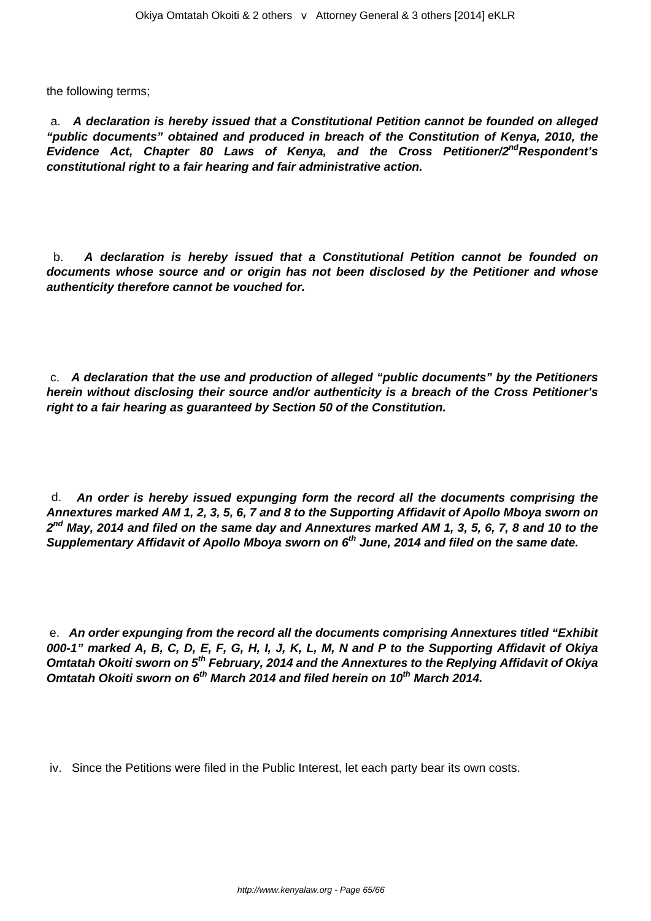the following terms;

a. ***A declaration is hereby issued that a Constitutional Petition cannot be founded on alleged "public documents" obtained and produced in breach of the Constitution of Kenya, 2010, the Evidence Act, Chapter 80 Laws of Kenya, and the Cross Petitioner/2nd Respondent's constitutional right to a fair hearing and fair administrative action.***

b. ***A declaration is hereby issued that a Constitutional Petition cannot be founded on documents whose source and or origin has not been disclosed by the Petitioner and whose authenticity therefore cannot be vouched for.***

c. ***A declaration that the use and production of alleged "public documents" by the Petitioners herein without disclosing their source and/or authenticity is a breach of the Cross Petitioner's right to a fair hearing as guaranteed by Section 50 of the Constitution.***

d. ***An order is hereby issued expunging form the record all the documents comprising the Annextures marked AM 1, 2, 3, 5, 6, 7 and 8 to the Supporting Affidavit of Apollo Mboya sworn on 2nd May, 2014 and filed on the same day and Annextures marked AM 1, 3, 5, 6, 7, 8 and 10 to the Supplementary Affidavit of Apollo Mboya sworn on 6th June, 2014 and filed on the same date.***

e. ***An order expunging from the record all the documents comprising Annextures titled "Exhibit 000-1" marked A, B, C, D, E, F, G, H, I, J, K, L, M, N and P to the Supporting Affidavit of Okiya Omtatah Okoiti sworn on 5th February, 2014 and the Annextures to the Replying Affidavit of Okiya Omtatah Okoiti sworn on 6th March 2014 and filed herein on 10th March 2014.***

iv. Since the Petitions were filed in the Public Interest, let each party bear its own costs.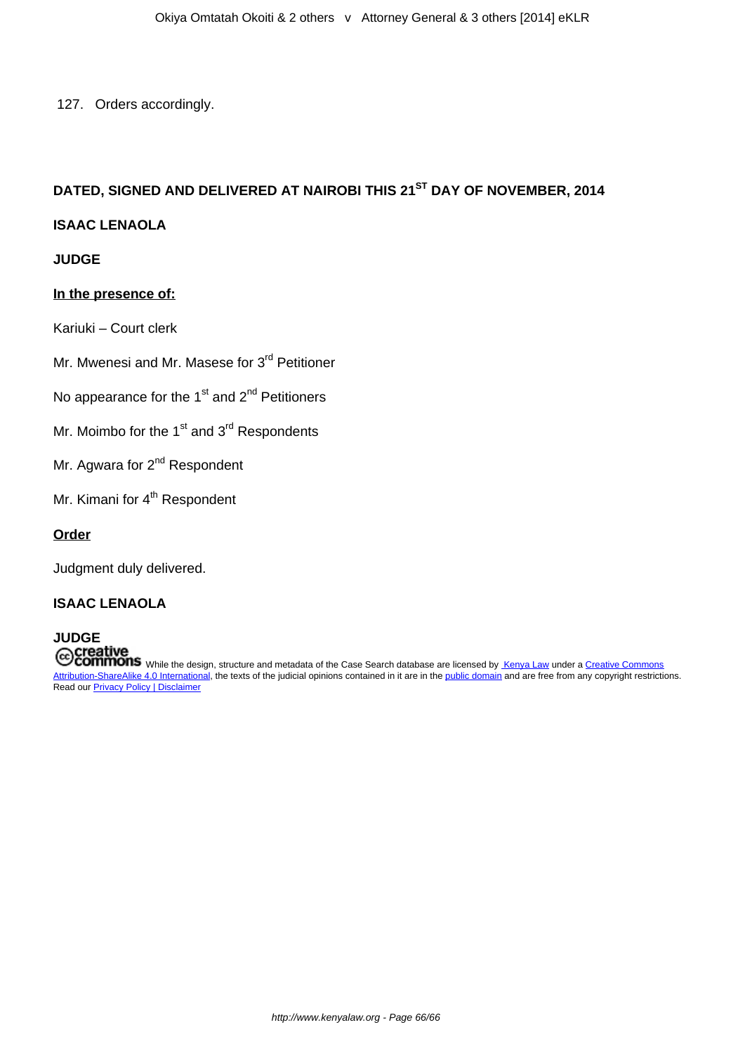127. Orders accordingly.

**DATED, SIGNED AND DELIVERED AT NAIROBI THIS 21ST DAY OF NOVEMBER, 2014**

**ISAAC LENAOLA**

**JUDGE**

**<u>In the presence of:</u>**

Kariuki – Court clerk

Mr. Mwenesi and Mr. Masese for 3rd Petitioner

No appearance for the 1st and 2nd Petitioners

Mr. Moimbo for the 1st and 3rd Respondents

Mr. Agwara for 2nd Respondent

Mr. Kimani for 4th Respondent

**<u>Order</u>**

Judgment duly delivered.

**ISAAC LENAOLA**

**JUDGE**

While the design, structure and metadata of the Case Search database are licensed by Kenya Law under a Creative Commons Attribution-ShareAlike 4.0 International, the texts of the judicial opinions contained in it are in the public domain and are free from any copyright restrictions. Read our Privacy Policy | Disclaimer